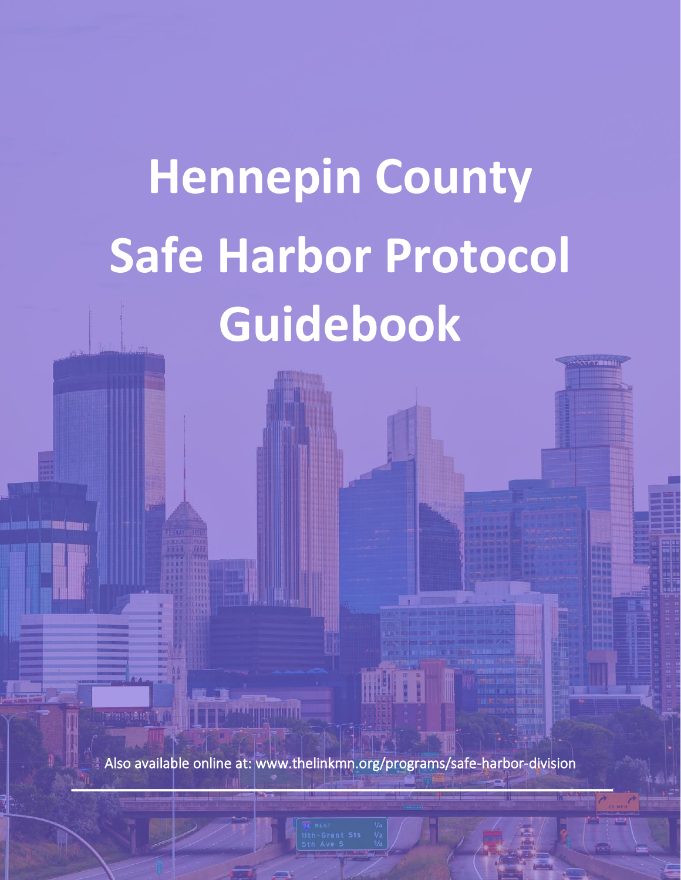# Hennepin County Safe Harbor Protocol Guidebook

Also available online at: www.thelinkmn.org/programs/safe-harbor-division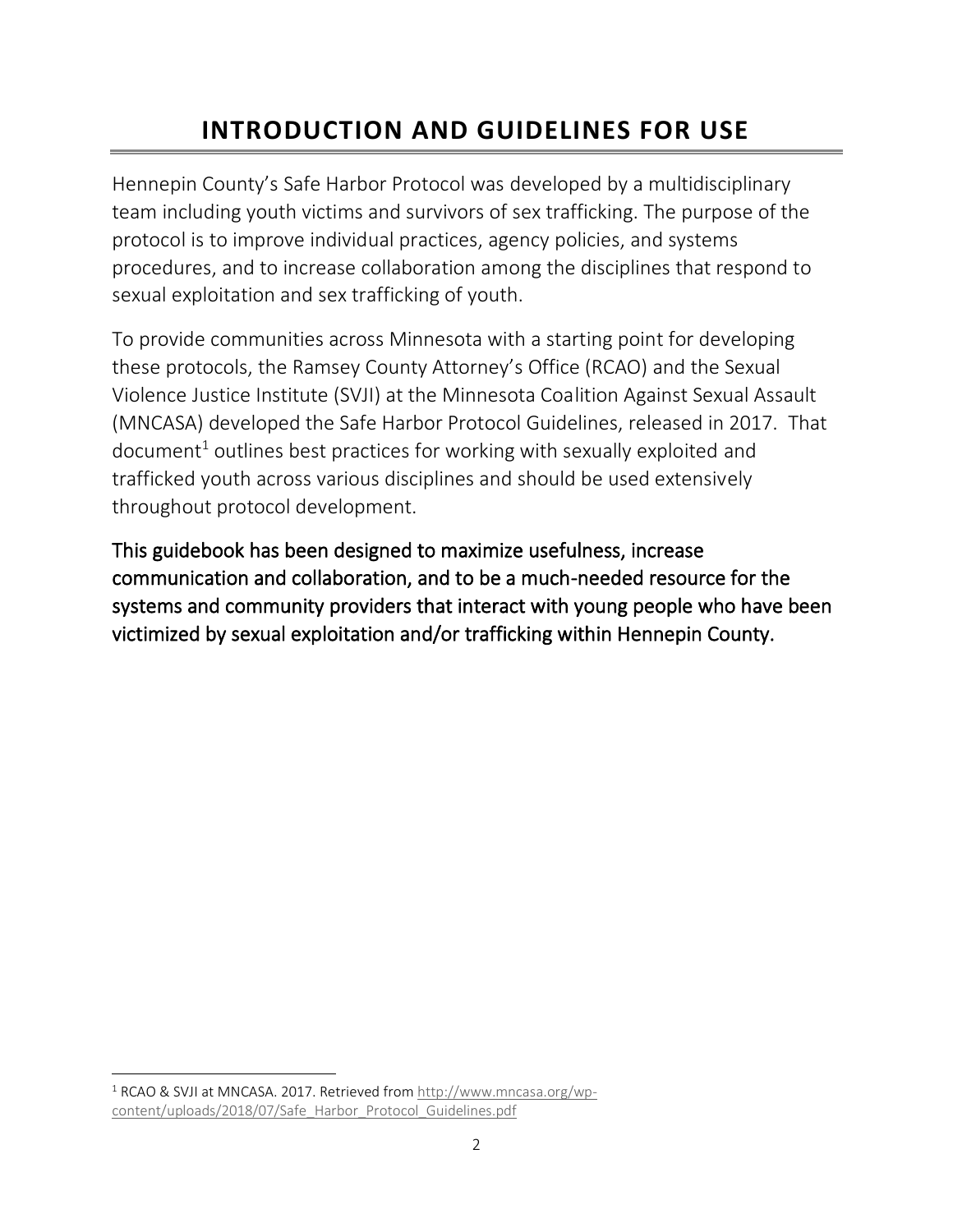# INTRODUCTION AND GUIDELINES FOR USE

Hennepin County's Safe Harbor Protocol was developed by a multidisciplinary team including youth victims and survivors of sex trafficking. The purpose of the protocol is to improve individual practices, agency policies, and systems procedures, and to increase collaboration among the disciplines that respond to sexual exploitation and sex trafficking of youth.

To provide communities across Minnesota with a starting point for developing these protocols, the Ramsey County Attorney's Office (RCAO) and the Sexual Violence Justice Institute (SVJI) at the Minnesota Coalition Against Sexual Assault (MNCASA) developed the Safe Harbor Protocol Guidelines, released in 2017. That document[1] outlines best practices for working with sexually exploited and trafficked youth across various disciplines and should be used extensively throughout protocol development.

**This guidebook has been designed to maximize usefulness, increase communication and collaboration, and to be a much-needed resource for the systems and community providers that interact with young people who have been victimized by sexual exploitation and/or trafficking within Hennepin County.**

[1] RCAO & SVJI at MNCASA. 2017. Retrieved from http://www.mncasa.org/wp-content/uploads/2018/07/Safe_Harbor_Protocol_Guidelines.pdf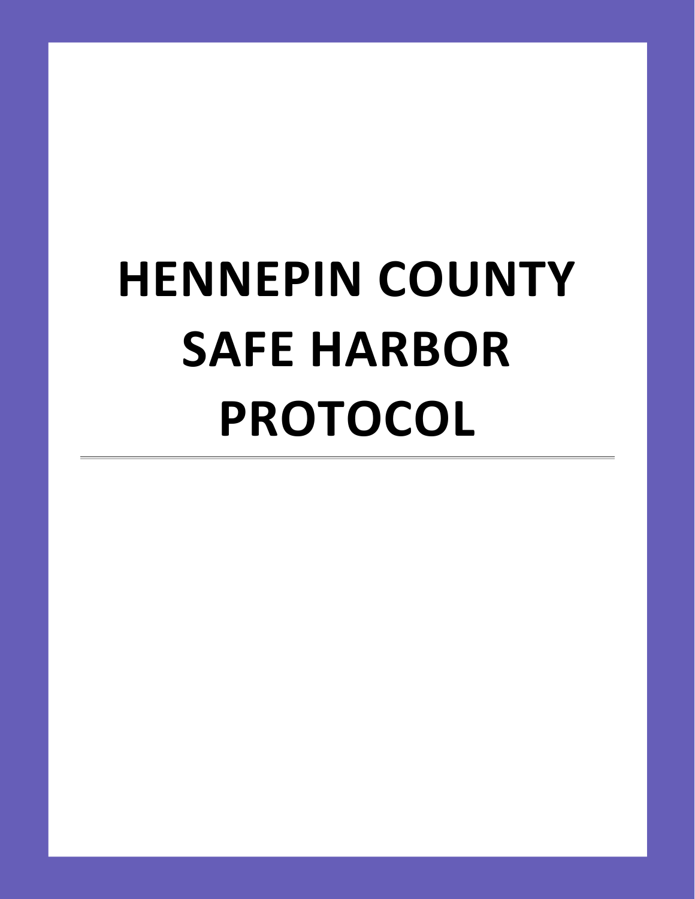# HENNEPIN COUNTY SAFE HARBOR PROTOCOL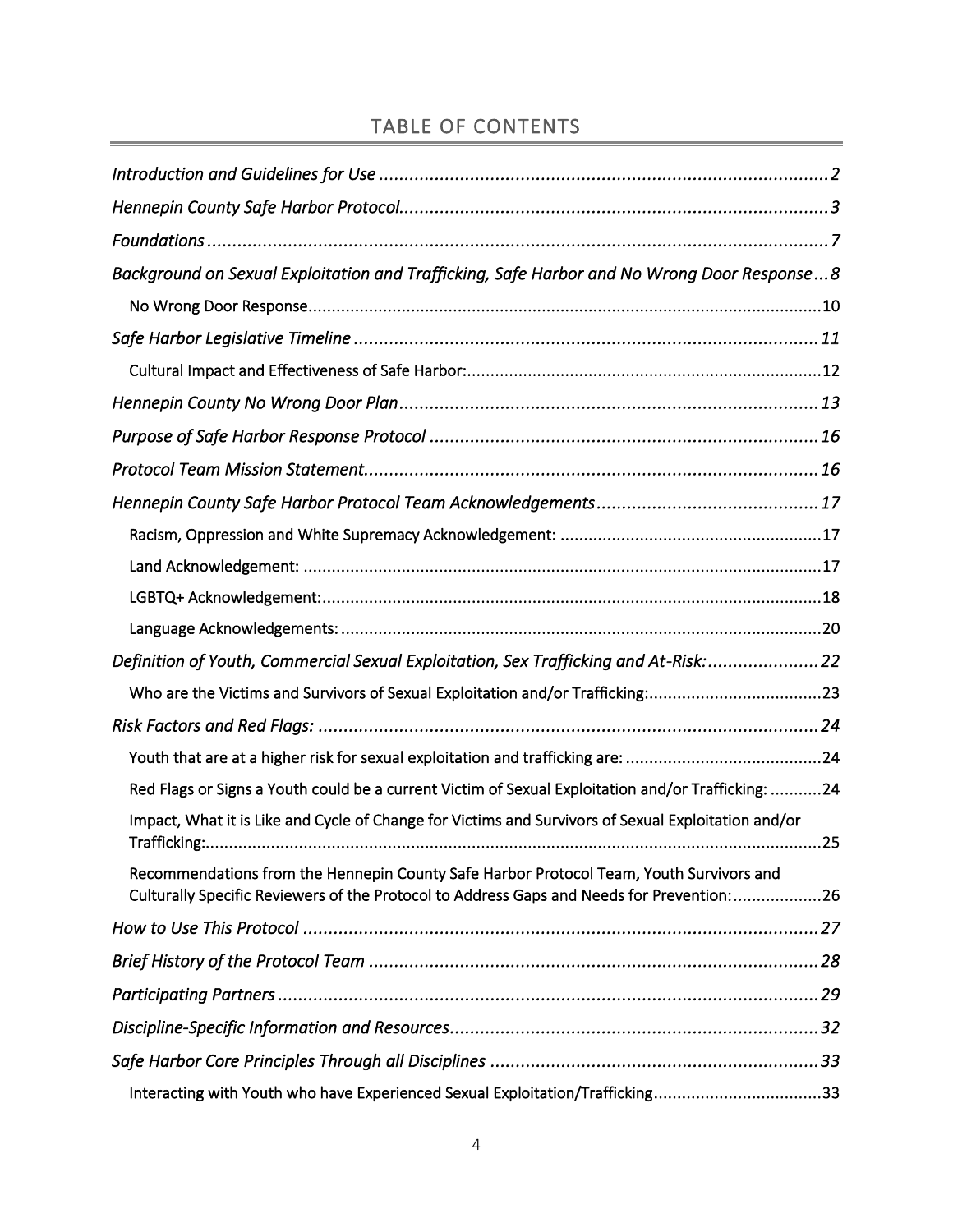## TABLE OF CONTENTS

*Introduction and Guidelines for Use* ........................................................................................ 2

*Hennepin County Safe Harbor Protocol* ..................................................................................... 3

*Foundations* ............................................................................................................................ 7

*Background on Sexual Exploitation and Trafficking, Safe Harbor and No Wrong Door Response* ... 8

- No Wrong Door Response ........................................................................................................ 10

*Safe Harbor Legislative Timeline* ............................................................................................. 11

- Cultural Impact and Effectiveness of Safe Harbor: ..................................................................... 12

*Hennepin County No Wrong Door Plan* .................................................................................... 13

*Purpose of Safe Harbor Response Protocol* ............................................................................. 16

*Protocol Team Mission Statement* .......................................................................................... 16

*Hennepin County Safe Harbor Protocol Team Acknowledgements* ........................................... 17

- Racism, Oppression and White Supremacy Acknowledgement: ................................................. 17
- Land Acknowledgement: ......................................................................................................... 17
- LGBTQ+ Acknowledgement: ..................................................................................................... 18
- Language Acknowledgements: ................................................................................................. 20

*Definition of Youth, Commercial Sexual Exploitation, Sex Trafficking and At-Risk:* ..................... 22

- Who are the Victims and Survivors of Sexual Exploitation and/or Trafficking: ............................. 23

*Risk Factors and Red Flags:* .................................................................................................... 24

- Youth that are at a higher risk for sexual exploitation and trafficking are: ................................... 24
- Red Flags or Signs a Youth could be a current Victim of Sexual Exploitation and/or Trafficking: ........... 24
- Impact, What it is Like and Cycle of Change for Victims and Survivors of Sexual Exploitation and/or Trafficking: ........................................................................................................................... 25
- Recommendations from the Hennepin County Safe Harbor Protocol Team, Youth Survivors and Culturally Specific Reviewers of the Protocol to Address Gaps and Needs for Prevention: ................... 26

*How to Use This Protocol* ....................................................................................................... 27

*Brief History of the Protocol Team* .......................................................................................... 28

*Participating Partners* ............................................................................................................ 29

*Discipline-Specific Information and Resources* ........................................................................ 32

*Safe Harbor Core Principles Through all Disciplines* ................................................................. 33

- Interacting with Youth who have Experienced Sexual Exploitation/Trafficking ............................. 33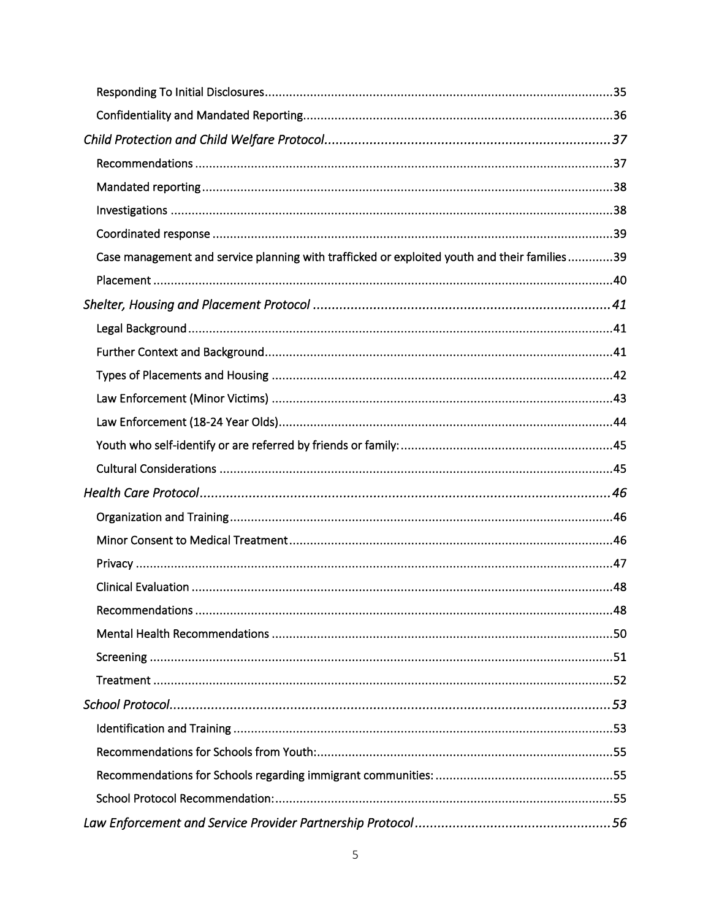Responding To Initial Disclosures.......................................................................................................35

Confidentiality and Mandated Reporting..............................................................................................36

*Child Protection and Child Welfare Protocol...............................................................................37*

Recommendations ...............................................................................................................................37

Mandated reporting ..............................................................................................................................38

Investigations .......................................................................................................................................38

Coordinated response ...........................................................................................................................39

Case management and service planning with trafficked or exploited youth and their families .............39

Placement .............................................................................................................................................40

*Shelter, Housing and Placement Protocol ...................................................................................41*

Legal Background ..................................................................................................................................41

Further Context and Background...........................................................................................................41

Types of Placements and Housing .........................................................................................................42

Law Enforcement (Minor Victims) .........................................................................................................43

Law Enforcement (18-24 Year Olds)........................................................................................................44

Youth who self-identify or are referred by friends or family: ...............................................................45

Cultural Considerations .........................................................................................................................45

*Health Care Protocol.....................................................................................................................46*

Organization and Training.....................................................................................................................46

Minor Consent to Medical Treatment....................................................................................................46

Privacy ..................................................................................................................................................47

Clinical Evaluation .................................................................................................................................48

Recommendations .................................................................................................................................48

Mental Health Recommendations .........................................................................................................50

Screening ...............................................................................................................................................51

Treatment .............................................................................................................................................52

*School Protocol.............................................................................................................................53*

Identification and Training ....................................................................................................................53

Recommendations for Schools from Youth:...........................................................................................55

Recommendations for Schools regarding immigrant communities: ......................................................55

School Protocol Recommendation:.........................................................................................................55

*Law Enforcement and Service Provider Partnership Protocol ......................................................56*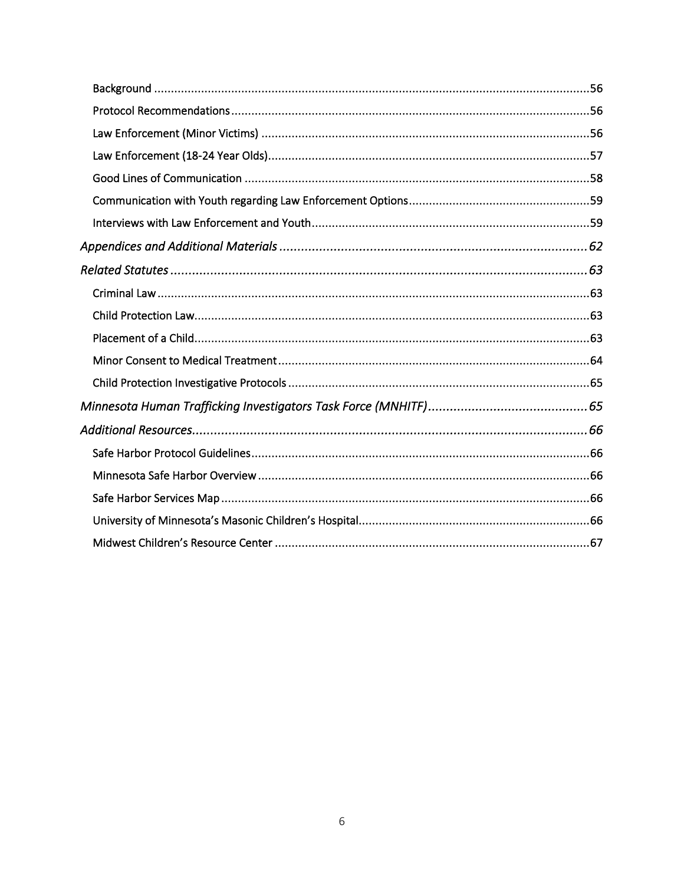Background ....................................................................................................................56

Protocol Recommendations ............................................................................................56

Law Enforcement (Minor Victims) ..................................................................................56

Law Enforcement (18-24 Year Olds)................................................................................57

Good Lines of Communication .......................................................................................58

Communication with Youth regarding Law Enforcement Options......................................59

Interviews with Law Enforcement and Youth...................................................................59

*Appendices and Additional Materials ...........................................................................62*

*Related Statutes ..........................................................................................................63*

Criminal Law ..................................................................................................................63

Child Protection Law.......................................................................................................63

Placement of a Child.......................................................................................................63

Minor Consent to Medical Treatment .............................................................................64

Child Protection Investigative Protocols ..........................................................................65

*Minnesota Human Trafficking Investigators Task Force (MNHITF)...................................65*

*Additional Resources....................................................................................................66*

Safe Harbor Protocol Guidelines......................................................................................66

Minnesota Safe Harbor Overview ...................................................................................66

Safe Harbor Services Map ..............................................................................................66

University of Minnesota's Masonic Children's Hospital.....................................................66

Midwest Children's Resource Center ..............................................................................67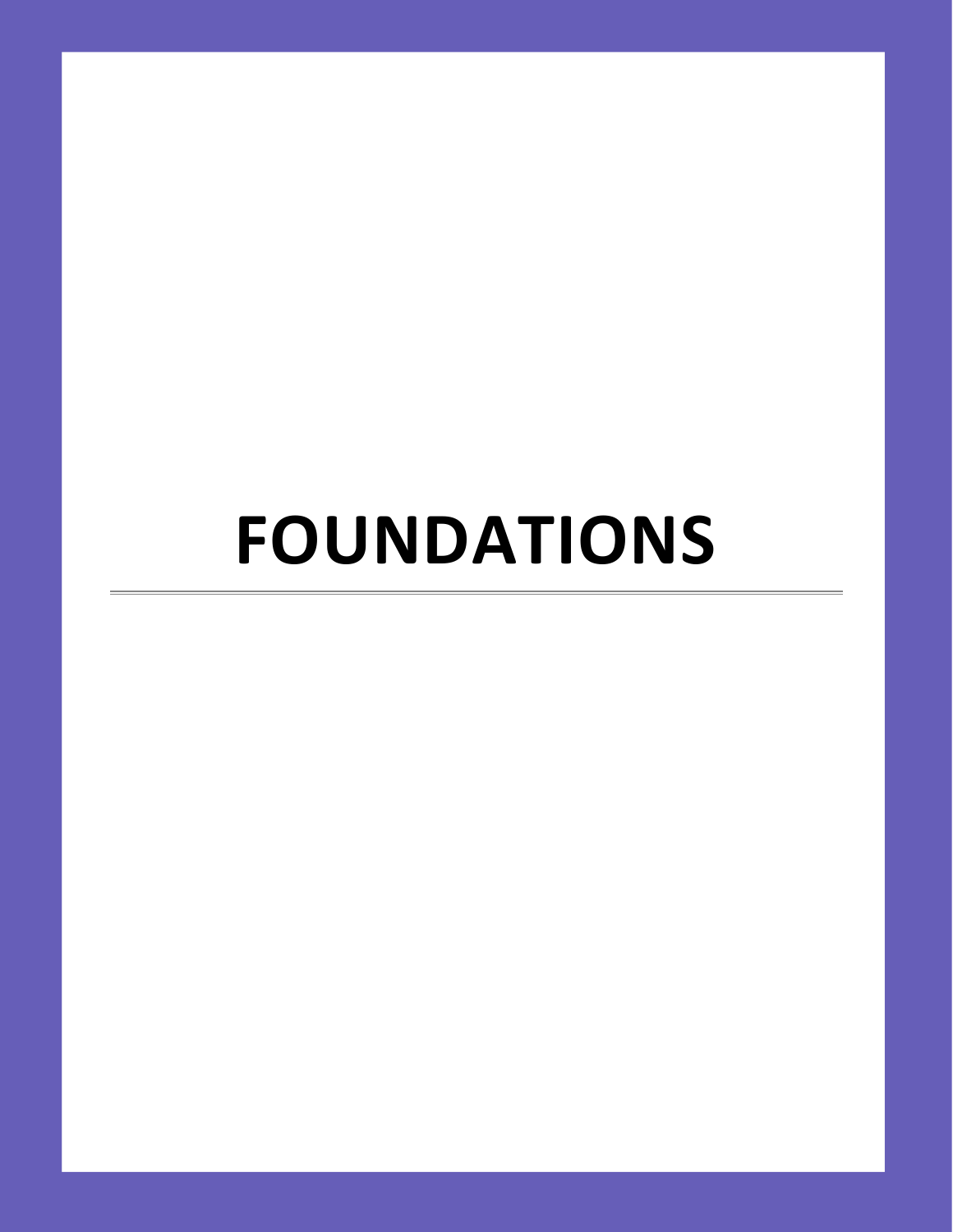# FOUNDATIONS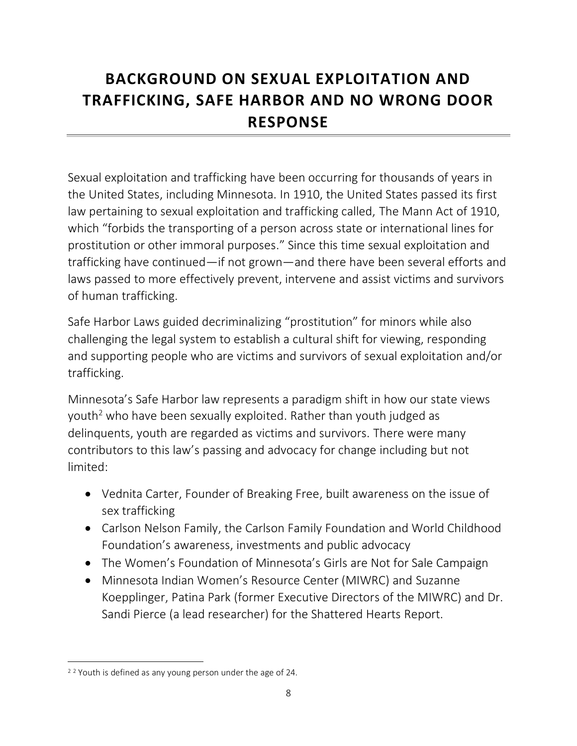# BACKGROUND ON SEXUAL EXPLOITATION AND TRAFFICKING, SAFE HARBOR AND NO WRONG DOOR RESPONSE

Sexual exploitation and trafficking have been occurring for thousands of years in the United States, including Minnesota. In 1910, the United States passed its first law pertaining to sexual exploitation and trafficking called, The Mann Act of 1910, which "forbids the transporting of a person across state or international lines for prostitution or other immoral purposes." Since this time sexual exploitation and trafficking have continued—if not grown—and there have been several efforts and laws passed to more effectively prevent, intervene and assist victims and survivors of human trafficking.

Safe Harbor Laws guided decriminalizing "prostitution" for minors while also challenging the legal system to establish a cultural shift for viewing, responding and supporting people who are victims and survivors of sexual exploitation and/or trafficking.

Minnesota's Safe Harbor law represents a paradigm shift in how our state views youth[2] who have been sexually exploited. Rather than youth judged as delinquents, youth are regarded as victims and survivors. There were many contributors to this law's passing and advocacy for change including but not limited:

- Vednita Carter, Founder of Breaking Free, built awareness on the issue of sex trafficking
- Carlson Nelson Family, the Carlson Family Foundation and World Childhood Foundation's awareness, investments and public advocacy
- The Women's Foundation of Minnesota's Girls are Not for Sale Campaign
- Minnesota Indian Women's Resource Center (MIWRC) and Suzanne Koepplinger, Patina Park (former Executive Directors of the MIWRC) and Dr. Sandi Pierce (a lead researcher) for the Shattered Hearts Report.

---

[2] [2] Youth is defined as any young person under the age of 24.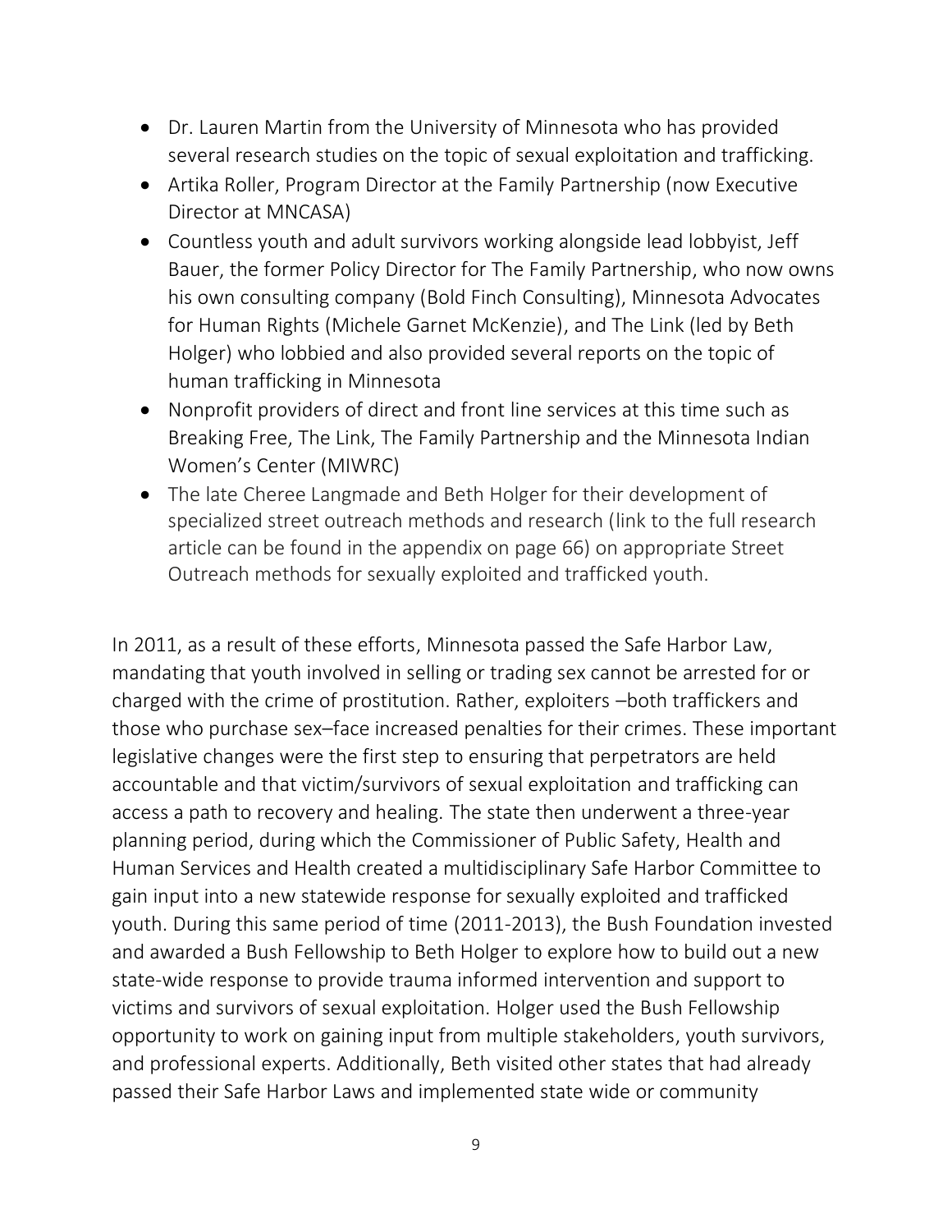- Dr. Lauren Martin from the University of Minnesota who has provided several research studies on the topic of sexual exploitation and trafficking.
- Artika Roller, Program Director at the Family Partnership (now Executive Director at MNCASA)
- Countless youth and adult survivors working alongside lead lobbyist, Jeff Bauer, the former Policy Director for The Family Partnership, who now owns his own consulting company (Bold Finch Consulting), Minnesota Advocates for Human Rights (Michele Garnet McKenzie), and The Link (led by Beth Holger) who lobbied and also provided several reports on the topic of human trafficking in Minnesota
- Nonprofit providers of direct and front line services at this time such as Breaking Free, The Link, The Family Partnership and the Minnesota Indian Women's Center (MIWRC)
- The late Cheree Langmade and Beth Holger for their development of specialized street outreach methods and research (link to the full research article can be found in the appendix on page 66) on appropriate Street Outreach methods for sexually exploited and trafficked youth.

In 2011, as a result of these efforts, Minnesota passed the Safe Harbor Law, mandating that youth involved in selling or trading sex cannot be arrested for or charged with the crime of prostitution. Rather, exploiters –both traffickers and those who purchase sex–face increased penalties for their crimes. These important legislative changes were the first step to ensuring that perpetrators are held accountable and that victim/survivors of sexual exploitation and trafficking can access a path to recovery and healing. The state then underwent a three-year planning period, during which the Commissioner of Public Safety, Health and Human Services and Health created a multidisciplinary Safe Harbor Committee to gain input into a new statewide response for sexually exploited and trafficked youth. During this same period of time (2011-2013), the Bush Foundation invested and awarded a Bush Fellowship to Beth Holger to explore how to build out a new state-wide response to provide trauma informed intervention and support to victims and survivors of sexual exploitation. Holger used the Bush Fellowship opportunity to work on gaining input from multiple stakeholders, youth survivors, and professional experts. Additionally, Beth visited other states that had already passed their Safe Harbor Laws and implemented state wide or community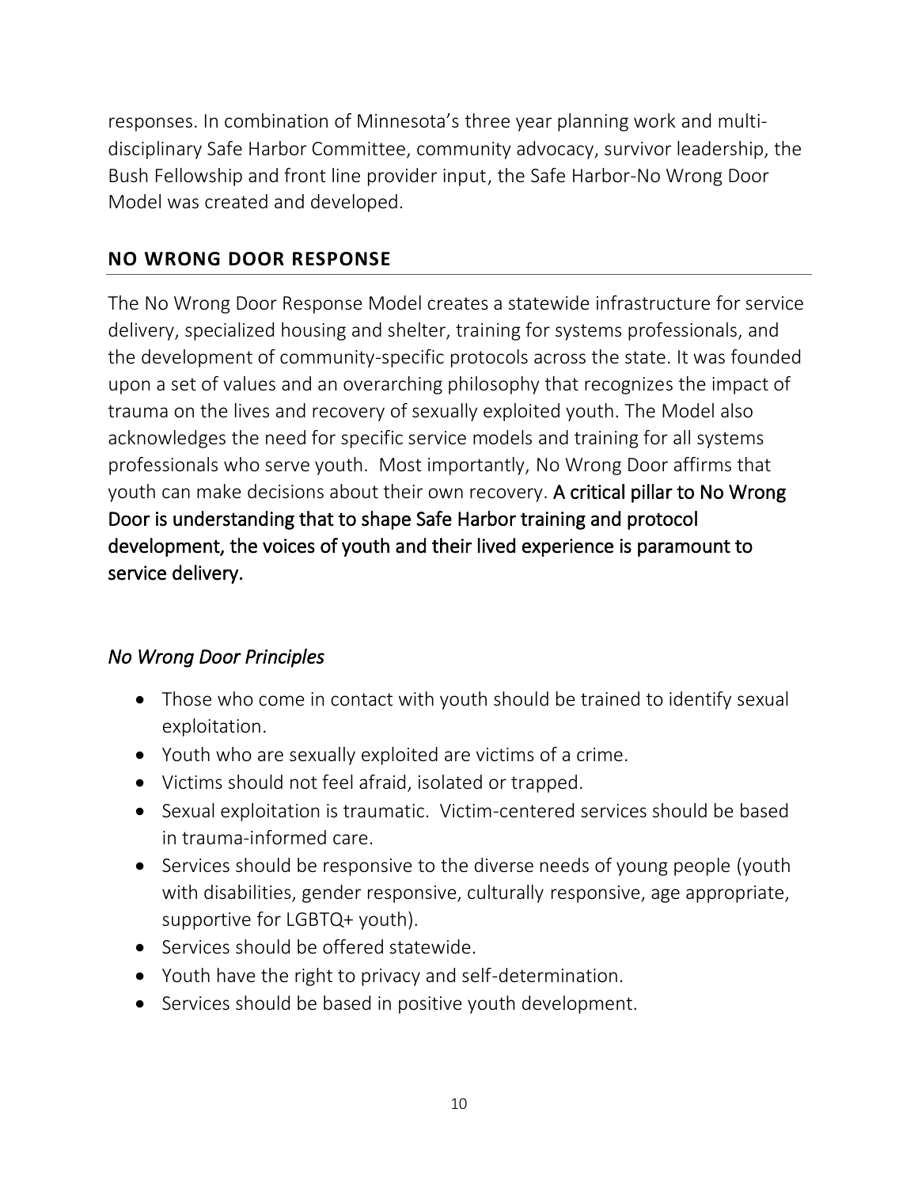responses. In combination of Minnesota's three year planning work and multi-disciplinary Safe Harbor Committee, community advocacy, survivor leadership, the Bush Fellowship and front line provider input, the Safe Harbor-No Wrong Door Model was created and developed.

## NO WRONG DOOR RESPONSE

The No Wrong Door Response Model creates a statewide infrastructure for service delivery, specialized housing and shelter, training for systems professionals, and the development of community-specific protocols across the state. It was founded upon a set of values and an overarching philosophy that recognizes the impact of trauma on the lives and recovery of sexually exploited youth. The Model also acknowledges the need for specific service models and training for all systems professionals who serve youth. Most importantly, No Wrong Door affirms that youth can make decisions about their own recovery. A critical pillar to No Wrong Door is understanding that to shape Safe Harbor training and protocol development, the voices of youth and their lived experience is paramount to service delivery.

### *No Wrong Door Principles*

- Those who come in contact with youth should be trained to identify sexual exploitation.
- Youth who are sexually exploited are victims of a crime.
- Victims should not feel afraid, isolated or trapped.
- Sexual exploitation is traumatic. Victim-centered services should be based in trauma-informed care.
- Services should be responsive to the diverse needs of young people (youth with disabilities, gender responsive, culturally responsive, age appropriate, supportive for LGBTQ+ youth).
- Services should be offered statewide.
- Youth have the right to privacy and self-determination.
- Services should be based in positive youth development.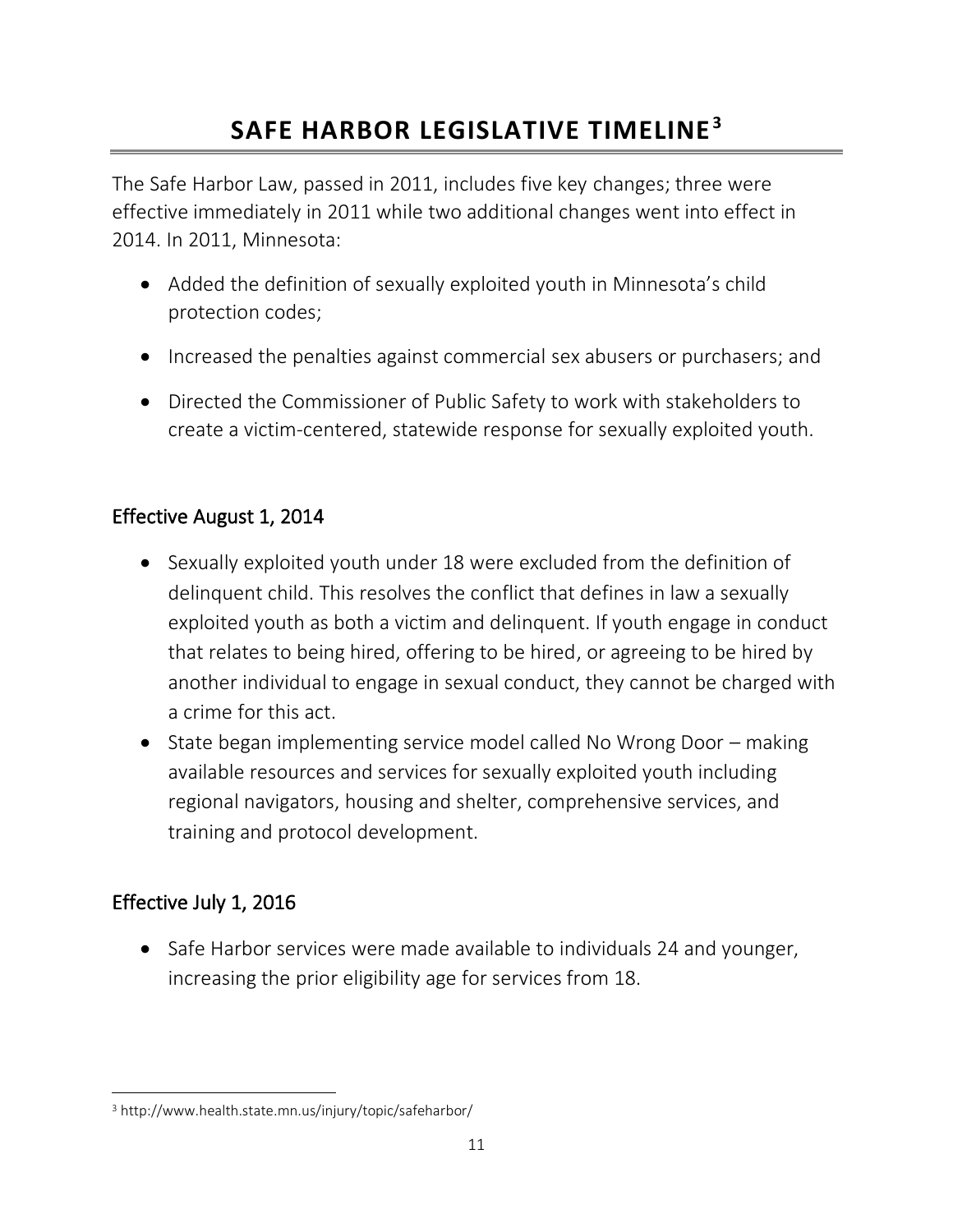# SAFE HARBOR LEGISLATIVE TIMELINE[3]

The Safe Harbor Law, passed in 2011, includes five key changes; three were effective immediately in 2011 while two additional changes went into effect in 2014. In 2011, Minnesota:

- Added the definition of sexually exploited youth in Minnesota's child protection codes;
- Increased the penalties against commercial sex abusers or purchasers; and
- Directed the Commissioner of Public Safety to work with stakeholders to create a victim-centered, statewide response for sexually exploited youth.

## Effective August 1, 2014

- Sexually exploited youth under 18 were excluded from the definition of delinquent child. This resolves the conflict that defines in law a sexually exploited youth as both a victim and delinquent. If youth engage in conduct that relates to being hired, offering to be hired, or agreeing to be hired by another individual to engage in sexual conduct, they cannot be charged with a crime for this act.
- State began implementing service model called No Wrong Door – making available resources and services for sexually exploited youth including regional navigators, housing and shelter, comprehensive services, and training and protocol development.

## Effective July 1, 2016

- Safe Harbor services were made available to individuals 24 and younger, increasing the prior eligibility age for services from 18.

---

[3] http://www.health.state.mn.us/injury/topic/safeharbor/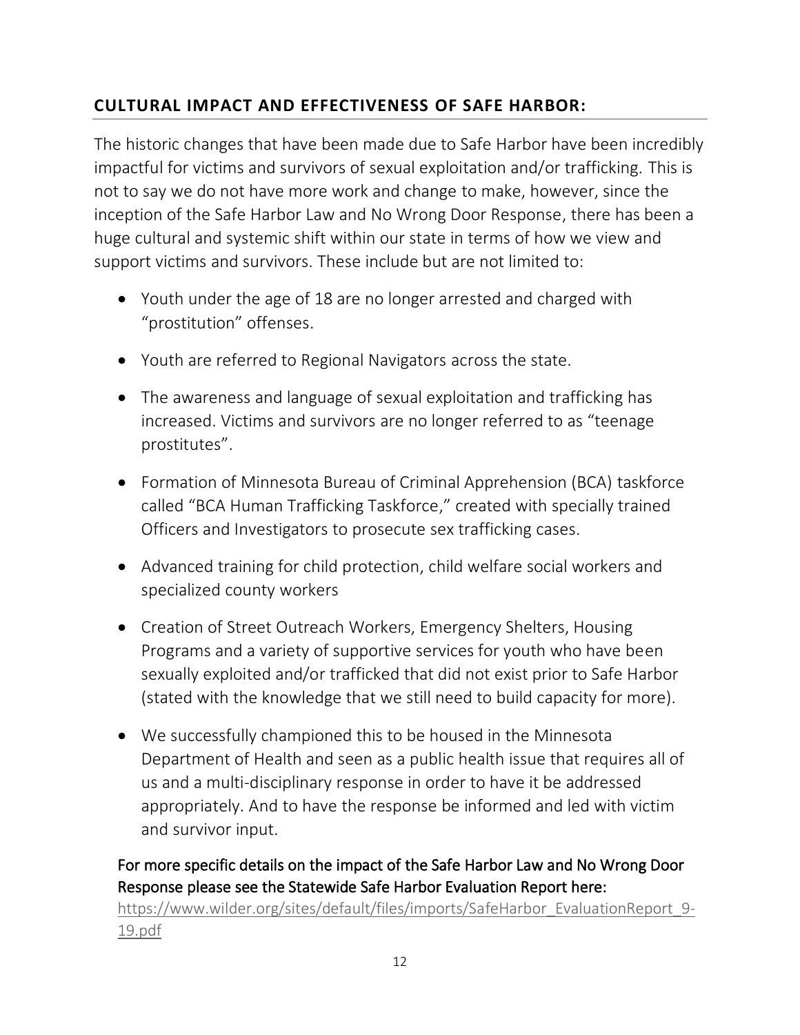## CULTURAL IMPACT AND EFFECTIVENESS OF SAFE HARBOR:

The historic changes that have been made due to Safe Harbor have been incredibly impactful for victims and survivors of sexual exploitation and/or trafficking. This is not to say we do not have more work and change to make, however, since the inception of the Safe Harbor Law and No Wrong Door Response, there has been a huge cultural and systemic shift within our state in terms of how we view and support victims and survivors. These include but are not limited to:

- Youth under the age of 18 are no longer arrested and charged with "prostitution" offenses.
- Youth are referred to Regional Navigators across the state.
- The awareness and language of sexual exploitation and trafficking has increased. Victims and survivors are no longer referred to as "teenage prostitutes".
- Formation of Minnesota Bureau of Criminal Apprehension (BCA) taskforce called "BCA Human Trafficking Taskforce," created with specially trained Officers and Investigators to prosecute sex trafficking cases.
- Advanced training for child protection, child welfare social workers and specialized county workers
- Creation of Street Outreach Workers, Emergency Shelters, Housing Programs and a variety of supportive services for youth who have been sexually exploited and/or trafficked that did not exist prior to Safe Harbor (stated with the knowledge that we still need to build capacity for more).
- We successfully championed this to be housed in the Minnesota Department of Health and seen as a public health issue that requires all of us and a multi-disciplinary response in order to have it be addressed appropriately. And to have the response be informed and led with victim and survivor input.

For more specific details on the impact of the Safe Harbor Law and No Wrong Door Response please see the Statewide Safe Harbor Evaluation Report here: https://www.wilder.org/sites/default/files/imports/SafeHarbor_EvaluationReport_9-19.pdf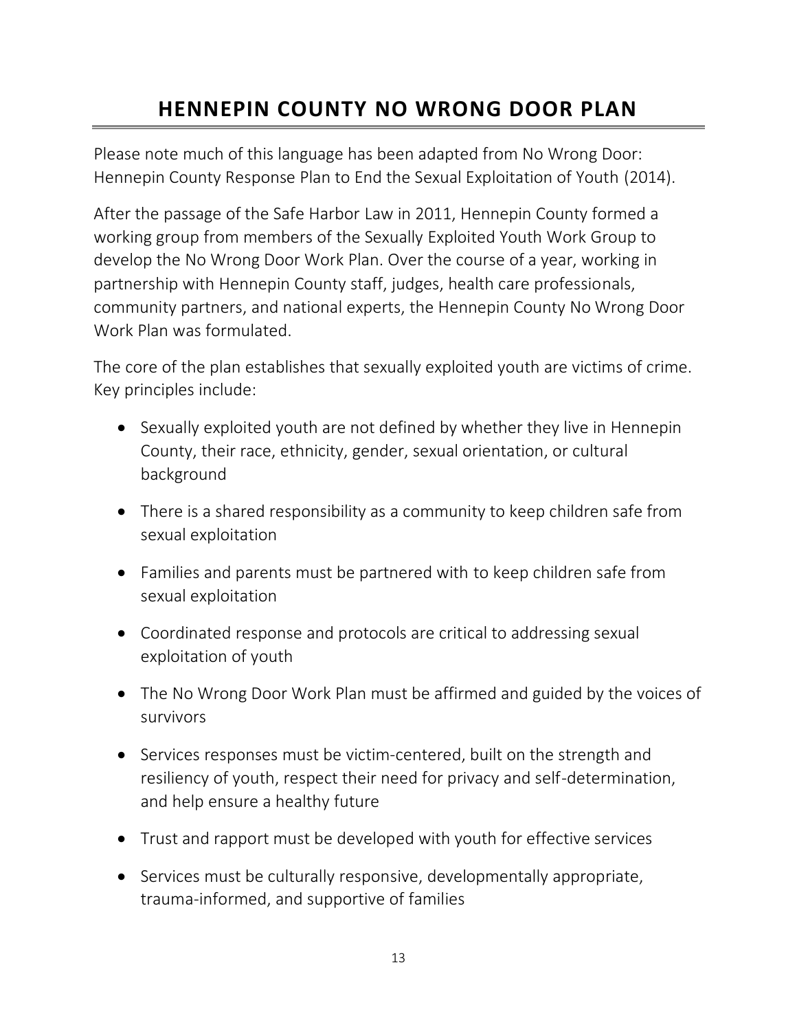# HENNEPIN COUNTY NO WRONG DOOR PLAN

Please note much of this language has been adapted from No Wrong Door: Hennepin County Response Plan to End the Sexual Exploitation of Youth (2014).

After the passage of the Safe Harbor Law in 2011, Hennepin County formed a working group from members of the Sexually Exploited Youth Work Group to develop the No Wrong Door Work Plan. Over the course of a year, working in partnership with Hennepin County staff, judges, health care professionals, community partners, and national experts, the Hennepin County No Wrong Door Work Plan was formulated.

The core of the plan establishes that sexually exploited youth are victims of crime. Key principles include:

- Sexually exploited youth are not defined by whether they live in Hennepin County, their race, ethnicity, gender, sexual orientation, or cultural background
- There is a shared responsibility as a community to keep children safe from sexual exploitation
- Families and parents must be partnered with to keep children safe from sexual exploitation
- Coordinated response and protocols are critical to addressing sexual exploitation of youth
- The No Wrong Door Work Plan must be affirmed and guided by the voices of survivors
- Services responses must be victim-centered, built on the strength and resiliency of youth, respect their need for privacy and self-determination, and help ensure a healthy future
- Trust and rapport must be developed with youth for effective services
- Services must be culturally responsive, developmentally appropriate, trauma-informed, and supportive of families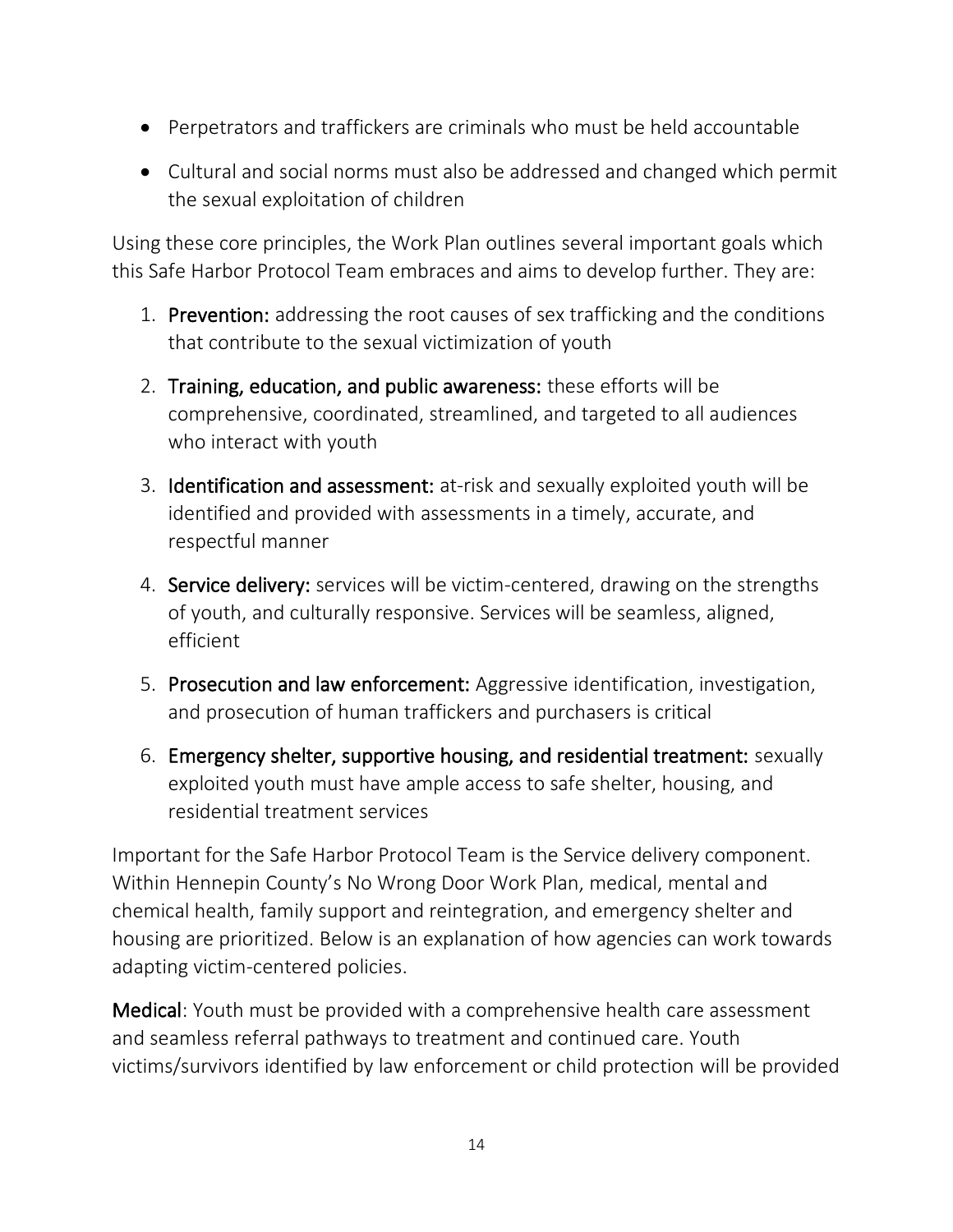- Perpetrators and traffickers are criminals who must be held accountable
- Cultural and social norms must also be addressed and changed which permit the sexual exploitation of children

Using these core principles, the Work Plan outlines several important goals which this Safe Harbor Protocol Team embraces and aims to develop further. They are:

1. **Prevention:** addressing the root causes of sex trafficking and the conditions that contribute to the sexual victimization of youth
2. **Training, education, and public awareness:** these efforts will be comprehensive, coordinated, streamlined, and targeted to all audiences who interact with youth
3. **Identification and assessment:** at-risk and sexually exploited youth will be identified and provided with assessments in a timely, accurate, and respectful manner
4. **Service delivery:** services will be victim-centered, drawing on the strengths of youth, and culturally responsive. Services will be seamless, aligned, efficient
5. **Prosecution and law enforcement:** Aggressive identification, investigation, and prosecution of human traffickers and purchasers is critical
6. **Emergency shelter, supportive housing, and residential treatment:** sexually exploited youth must have ample access to safe shelter, housing, and residential treatment services

Important for the Safe Harbor Protocol Team is the Service delivery component. Within Hennepin County's No Wrong Door Work Plan, medical, mental and chemical health, family support and reintegration, and emergency shelter and housing are prioritized. Below is an explanation of how agencies can work towards adapting victim-centered policies.

**Medical**: Youth must be provided with a comprehensive health care assessment and seamless referral pathways to treatment and continued care. Youth victims/survivors identified by law enforcement or child protection will be provided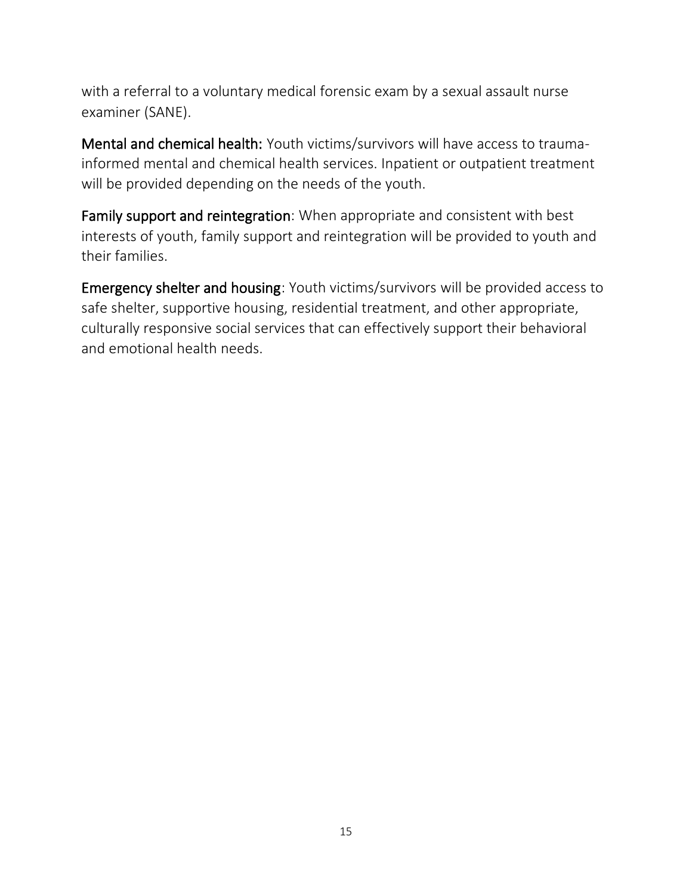with a referral to a voluntary medical forensic exam by a sexual assault nurse examiner (SANE).

**Mental and chemical health:** Youth victims/survivors will have access to trauma-informed mental and chemical health services. Inpatient or outpatient treatment will be provided depending on the needs of the youth.

**Family support and reintegration**: When appropriate and consistent with best interests of youth, family support and reintegration will be provided to youth and their families.

**Emergency shelter and housing**: Youth victims/survivors will be provided access to safe shelter, supportive housing, residential treatment, and other appropriate, culturally responsive social services that can effectively support their behavioral and emotional health needs.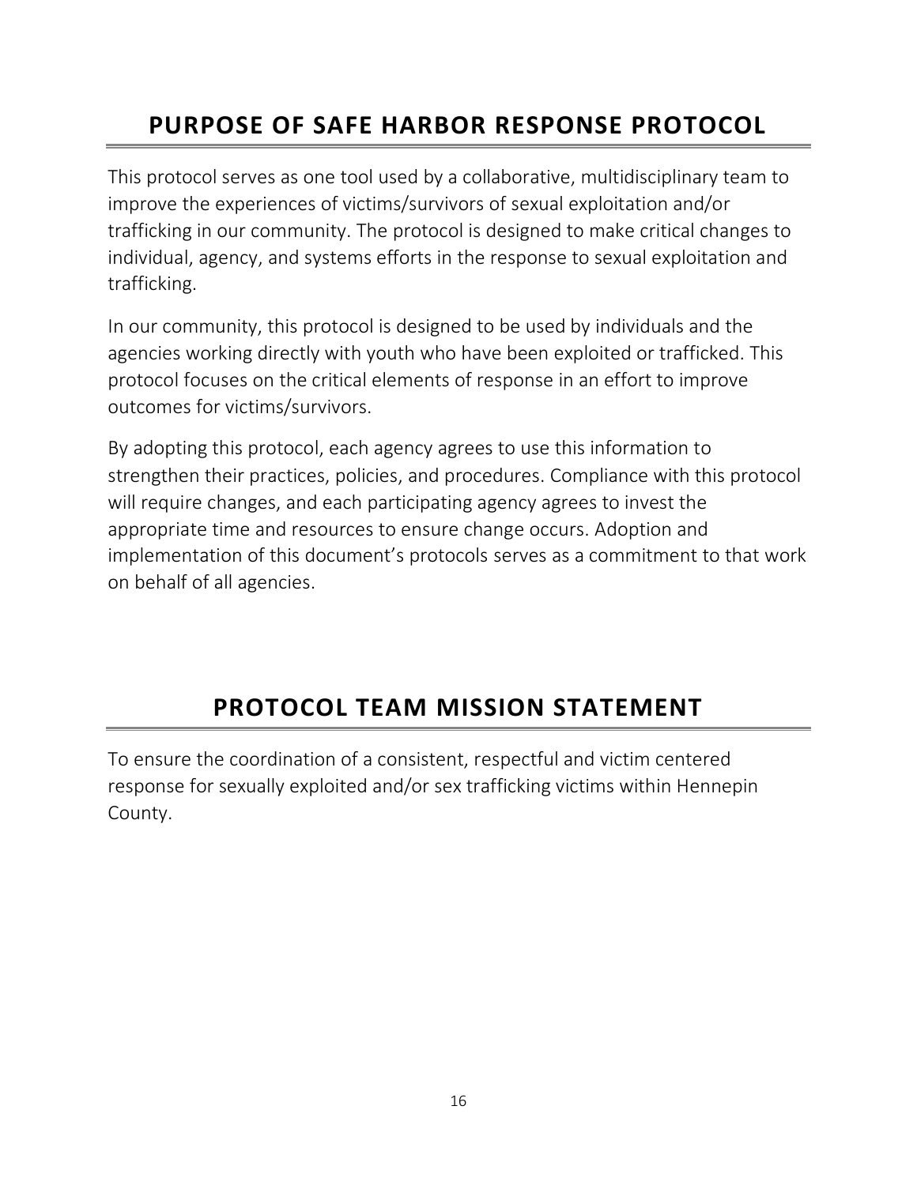# PURPOSE OF SAFE HARBOR RESPONSE PROTOCOL

This protocol serves as one tool used by a collaborative, multidisciplinary team to improve the experiences of victims/survivors of sexual exploitation and/or trafficking in our community. The protocol is designed to make critical changes to individual, agency, and systems efforts in the response to sexual exploitation and trafficking.

In our community, this protocol is designed to be used by individuals and the agencies working directly with youth who have been exploited or trafficked. This protocol focuses on the critical elements of response in an effort to improve outcomes for victims/survivors.

By adopting this protocol, each agency agrees to use this information to strengthen their practices, policies, and procedures. Compliance with this protocol will require changes, and each participating agency agrees to invest the appropriate time and resources to ensure change occurs. Adoption and implementation of this document's protocols serves as a commitment to that work on behalf of all agencies.

# PROTOCOL TEAM MISSION STATEMENT

To ensure the coordination of a consistent, respectful and victim centered response for sexually exploited and/or sex trafficking victims within Hennepin County.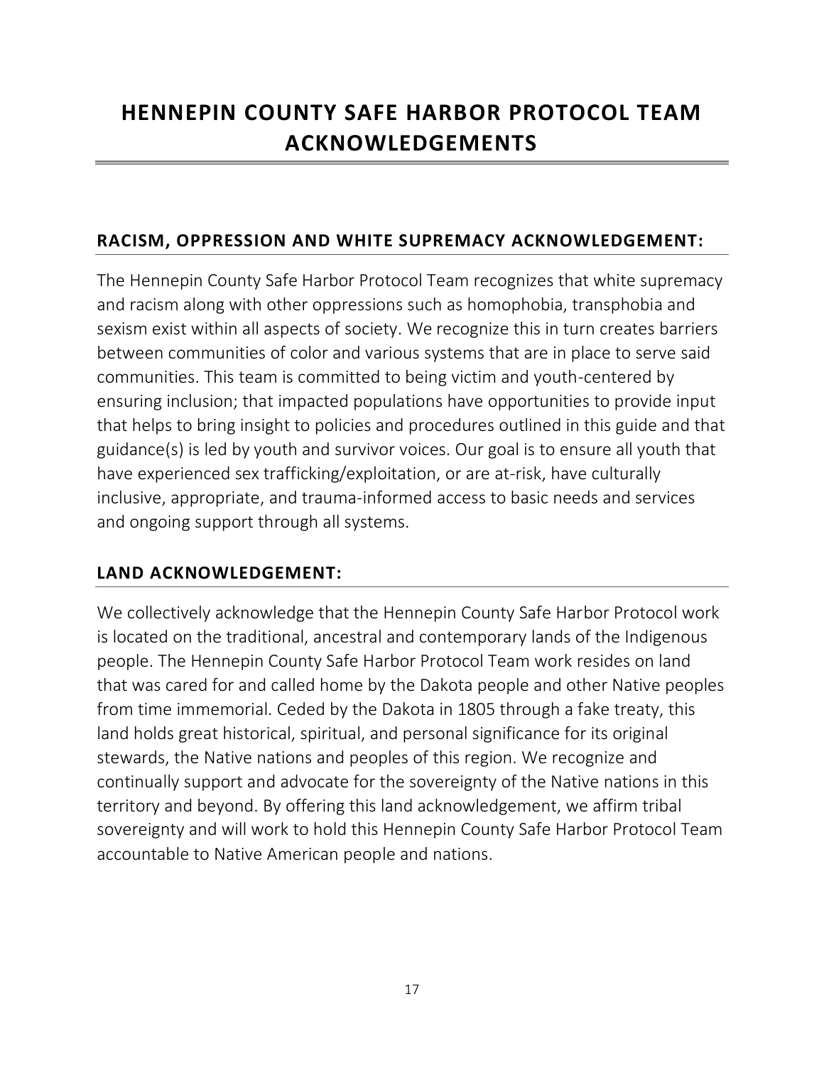# HENNEPIN COUNTY SAFE HARBOR PROTOCOL TEAM ACKNOWLEDGEMENTS

## RACISM, OPPRESSION AND WHITE SUPREMACY ACKNOWLEDGEMENT:

The Hennepin County Safe Harbor Protocol Team recognizes that white supremacy and racism along with other oppressions such as homophobia, transphobia and sexism exist within all aspects of society. We recognize this in turn creates barriers between communities of color and various systems that are in place to serve said communities. This team is committed to being victim and youth-centered by ensuring inclusion; that impacted populations have opportunities to provide input that helps to bring insight to policies and procedures outlined in this guide and that guidance(s) is led by youth and survivor voices. Our goal is to ensure all youth that have experienced sex trafficking/exploitation, or are at-risk, have culturally inclusive, appropriate, and trauma-informed access to basic needs and services and ongoing support through all systems.

## LAND ACKNOWLEDGEMENT:

We collectively acknowledge that the Hennepin County Safe Harbor Protocol work is located on the traditional, ancestral and contemporary lands of the Indigenous people. The Hennepin County Safe Harbor Protocol Team work resides on land that was cared for and called home by the Dakota people and other Native peoples from time immemorial. Ceded by the Dakota in 1805 through a fake treaty, this land holds great historical, spiritual, and personal significance for its original stewards, the Native nations and peoples of this region. We recognize and continually support and advocate for the sovereignty of the Native nations in this territory and beyond. By offering this land acknowledgement, we affirm tribal sovereignty and will work to hold this Hennepin County Safe Harbor Protocol Team accountable to Native American people and nations.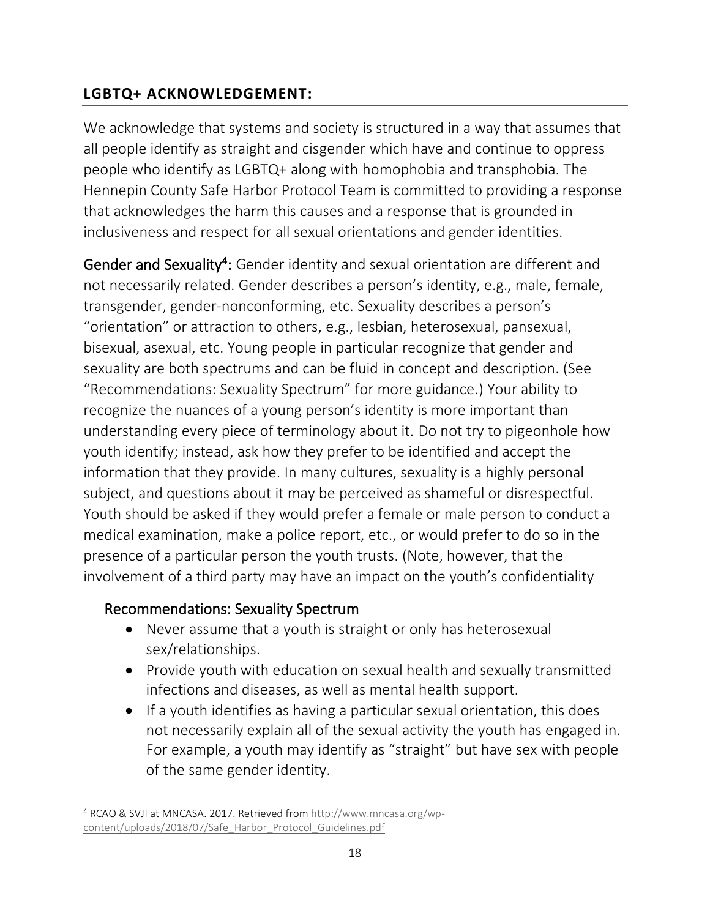## LGBTQ+ ACKNOWLEDGEMENT:

We acknowledge that systems and society is structured in a way that assumes that all people identify as straight and cisgender which have and continue to oppress people who identify as LGBTQ+ along with homophobia and transphobia. The Hennepin County Safe Harbor Protocol Team is committed to providing a response that acknowledges the harm this causes and a response that is grounded in inclusiveness and respect for all sexual orientations and gender identities.

**Gender and Sexuality[4]:** Gender identity and sexual orientation are different and not necessarily related. Gender describes a person's identity, e.g., male, female, transgender, gender-nonconforming, etc. Sexuality describes a person's "orientation" or attraction to others, e.g., lesbian, heterosexual, pansexual, bisexual, asexual, etc. Young people in particular recognize that gender and sexuality are both spectrums and can be fluid in concept and description. (See "Recommendations: Sexuality Spectrum" for more guidance.) Your ability to recognize the nuances of a young person's identity is more important than understanding every piece of terminology about it. Do not try to pigeonhole how youth identify; instead, ask how they prefer to be identified and accept the information that they provide. In many cultures, sexuality is a highly personal subject, and questions about it may be perceived as shameful or disrespectful. Youth should be asked if they would prefer a female or male person to conduct a medical examination, make a police report, etc., or would prefer to do so in the presence of a particular person the youth trusts. (Note, however, that the involvement of a third party may have an impact on the youth's confidentiality

### Recommendations: Sexuality Spectrum

- Never assume that a youth is straight or only has heterosexual sex/relationships.
- Provide youth with education on sexual health and sexually transmitted infections and diseases, as well as mental health support.
- If a youth identifies as having a particular sexual orientation, this does not necessarily explain all of the sexual activity the youth has engaged in. For example, a youth may identify as "straight" but have sex with people of the same gender identity.

---

[4] RCAO & SVJI at MNCASA. 2017. Retrieved from http://www.mncasa.org/wp-content/uploads/2018/07/Safe_Harbor_Protocol_Guidelines.pdf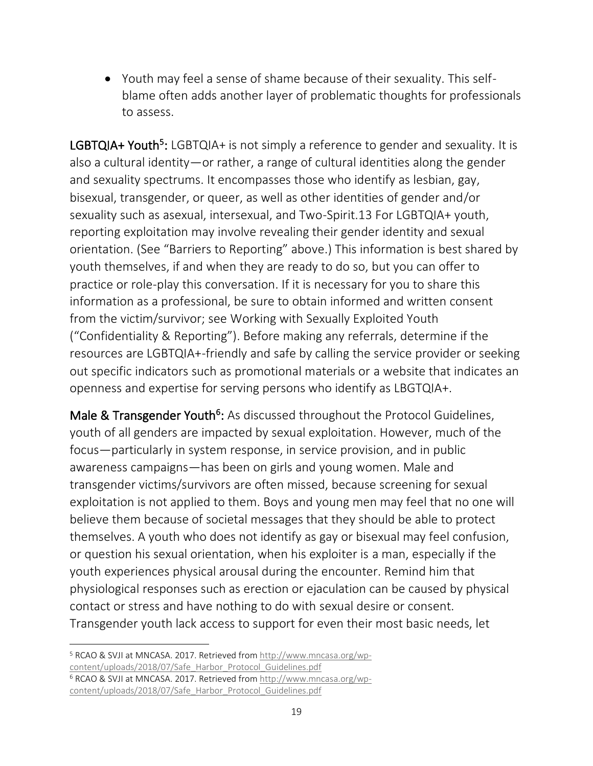- Youth may feel a sense of shame because of their sexuality. This self-blame often adds another layer of problematic thoughts for professionals to assess.

**LGBTQIA+ Youth[5]:** LGBTQIA+ is not simply a reference to gender and sexuality. It is also a cultural identity—or rather, a range of cultural identities along the gender and sexuality spectrums. It encompasses those who identify as lesbian, gay, bisexual, transgender, or queer, as well as other identities of gender and/or sexuality such as asexual, intersexual, and Two-Spirit.13 For LGBTQIA+ youth, reporting exploitation may involve revealing their gender identity and sexual orientation. (See "Barriers to Reporting" above.) This information is best shared by youth themselves, if and when they are ready to do so, but you can offer to practice or role-play this conversation. If it is necessary for you to share this information as a professional, be sure to obtain informed and written consent from the victim/survivor; see Working with Sexually Exploited Youth ("Confidentiality & Reporting"). Before making any referrals, determine if the resources are LGBTQIA+-friendly and safe by calling the service provider or seeking out specific indicators such as promotional materials or a website that indicates an openness and expertise for serving persons who identify as LBGTQIA+.

**Male & Transgender Youth[6]:** As discussed throughout the Protocol Guidelines, youth of all genders are impacted by sexual exploitation. However, much of the focus—particularly in system response, in service provision, and in public awareness campaigns—has been on girls and young women. Male and transgender victims/survivors are often missed, because screening for sexual exploitation is not applied to them. Boys and young men may feel that no one will believe them because of societal messages that they should be able to protect themselves. A youth who does not identify as gay or bisexual may feel confusion, or question his sexual orientation, when his exploiter is a man, especially if the youth experiences physical arousal during the encounter. Remind him that physiological responses such as erection or ejaculation can be caused by physical contact or stress and have nothing to do with sexual desire or consent. Transgender youth lack access to support for even their most basic needs, let

[5] RCAO & SVJI at MNCASA. 2017. Retrieved from http://www.mncasa.org/wp-content/uploads/2018/07/Safe_Harbor_Protocol_Guidelines.pdf

[6] RCAO & SVJI at MNCASA. 2017. Retrieved from http://www.mncasa.org/wp-content/uploads/2018/07/Safe_Harbor_Protocol_Guidelines.pdf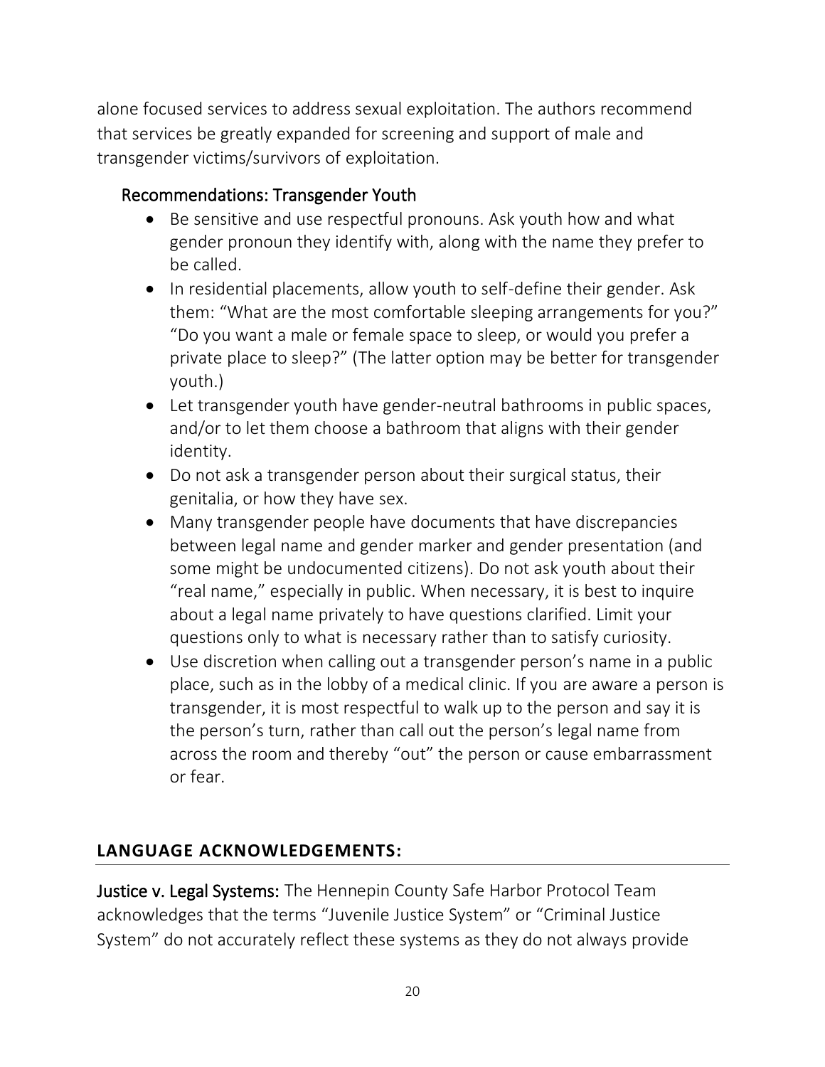alone focused services to address sexual exploitation. The authors recommend that services be greatly expanded for screening and support of male and transgender victims/survivors of exploitation.

### Recommendations: Transgender Youth

- Be sensitive and use respectful pronouns. Ask youth how and what gender pronoun they identify with, along with the name they prefer to be called.
- In residential placements, allow youth to self-define their gender. Ask them: "What are the most comfortable sleeping arrangements for you?" "Do you want a male or female space to sleep, or would you prefer a private place to sleep?" (The latter option may be better for transgender youth.)
- Let transgender youth have gender-neutral bathrooms in public spaces, and/or to let them choose a bathroom that aligns with their gender identity.
- Do not ask a transgender person about their surgical status, their genitalia, or how they have sex.
- Many transgender people have documents that have discrepancies between legal name and gender marker and gender presentation (and some might be undocumented citizens). Do not ask youth about their "real name," especially in public. When necessary, it is best to inquire about a legal name privately to have questions clarified. Limit your questions only to what is necessary rather than to satisfy curiosity.
- Use discretion when calling out a transgender person's name in a public place, such as in the lobby of a medical clinic. If you are aware a person is transgender, it is most respectful to walk up to the person and say it is the person's turn, rather than call out the person's legal name from across the room and thereby "out" the person or cause embarrassment or fear.

## LANGUAGE ACKNOWLEDGEMENTS:

**Justice v. Legal Systems:** The Hennepin County Safe Harbor Protocol Team acknowledges that the terms "Juvenile Justice System" or "Criminal Justice System" do not accurately reflect these systems as they do not always provide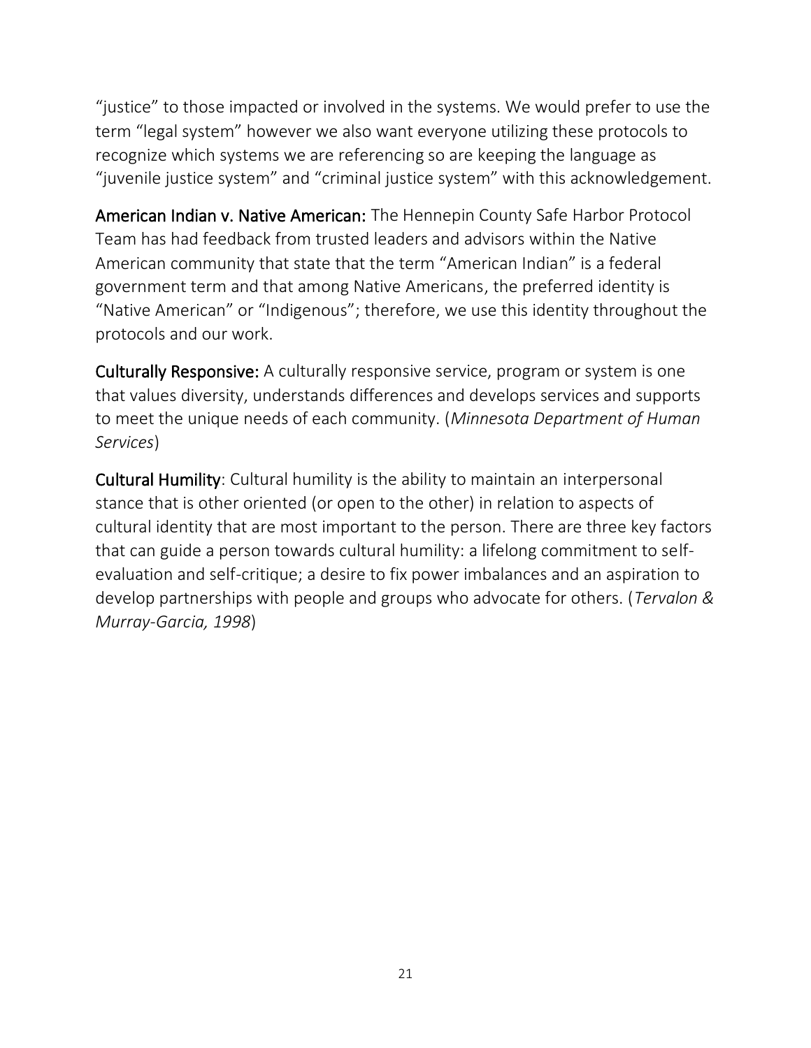"justice" to those impacted or involved in the systems. We would prefer to use the term "legal system" however we also want everyone utilizing these protocols to recognize which systems we are referencing so are keeping the language as "juvenile justice system" and "criminal justice system" with this acknowledgement.

**American Indian v. Native American:** The Hennepin County Safe Harbor Protocol Team has had feedback from trusted leaders and advisors within the Native American community that state that the term "American Indian" is a federal government term and that among Native Americans, the preferred identity is "Native American" or "Indigenous"; therefore, we use this identity throughout the protocols and our work.

**Culturally Responsive:** A culturally responsive service, program or system is one that values diversity, understands differences and develops services and supports to meet the unique needs of each community. (*Minnesota Department of Human Services*)

**Cultural Humility**: Cultural humility is the ability to maintain an interpersonal stance that is other oriented (or open to the other) in relation to aspects of cultural identity that are most important to the person. There are three key factors that can guide a person towards cultural humility: a lifelong commitment to self-evaluation and self-critique; a desire to fix power imbalances and an aspiration to develop partnerships with people and groups who advocate for others. (*Tervalon & Murray-Garcia, 1998*)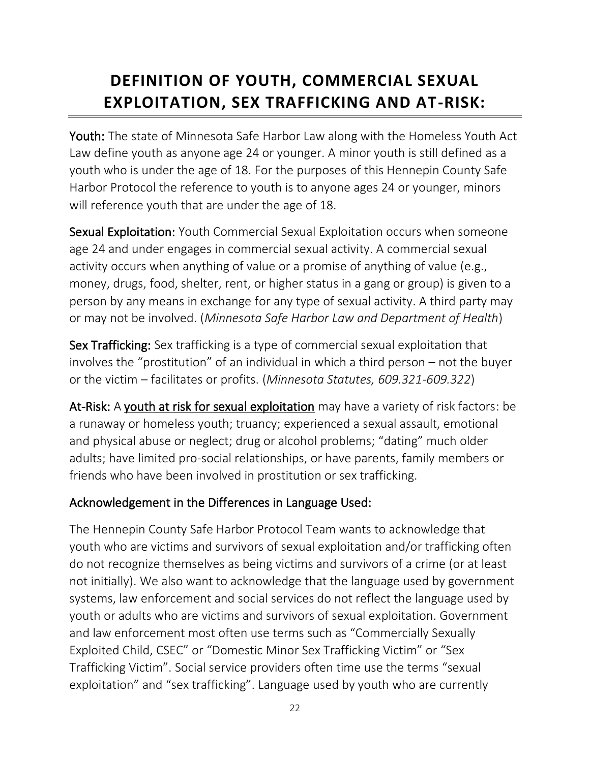# DEFINITION OF YOUTH, COMMERCIAL SEXUAL EXPLOITATION, SEX TRAFFICKING AND AT-RISK:

**Youth:** The state of Minnesota Safe Harbor Law along with the Homeless Youth Act Law define youth as anyone age 24 or younger. A minor youth is still defined as a youth who is under the age of 18. For the purposes of this Hennepin County Safe Harbor Protocol the reference to youth is to anyone ages 24 or younger, minors will reference youth that are under the age of 18.

**Sexual Exploitation:** Youth Commercial Sexual Exploitation occurs when someone age 24 and under engages in commercial sexual activity. A commercial sexual activity occurs when anything of value or a promise of anything of value (e.g., money, drugs, food, shelter, rent, or higher status in a gang or group) is given to a person by any means in exchange for any type of sexual activity. A third party may or may not be involved. (*Minnesota Safe Harbor Law and Department of Health*)

**Sex Trafficking:** Sex trafficking is a type of commercial sexual exploitation that involves the "prostitution" of an individual in which a third person – not the buyer or the victim – facilitates or profits. (*Minnesota Statutes, 609.321-609.322*)

**At-Risk:** A youth at risk for sexual exploitation may have a variety of risk factors: be a runaway or homeless youth; truancy; experienced a sexual assault, emotional and physical abuse or neglect; drug or alcohol problems; "dating" much older adults; have limited pro-social relationships, or have parents, family members or friends who have been involved in prostitution or sex trafficking.

## Acknowledgement in the Differences in Language Used:

The Hennepin County Safe Harbor Protocol Team wants to acknowledge that youth who are victims and survivors of sexual exploitation and/or trafficking often do not recognize themselves as being victims and survivors of a crime (or at least not initially). We also want to acknowledge that the language used by government systems, law enforcement and social services do not reflect the language used by youth or adults who are victims and survivors of sexual exploitation. Government and law enforcement most often use terms such as "Commercially Sexually Exploited Child, CSEC" or "Domestic Minor Sex Trafficking Victim" or "Sex Trafficking Victim". Social service providers often time use the terms "sexual exploitation" and "sex trafficking". Language used by youth who are currently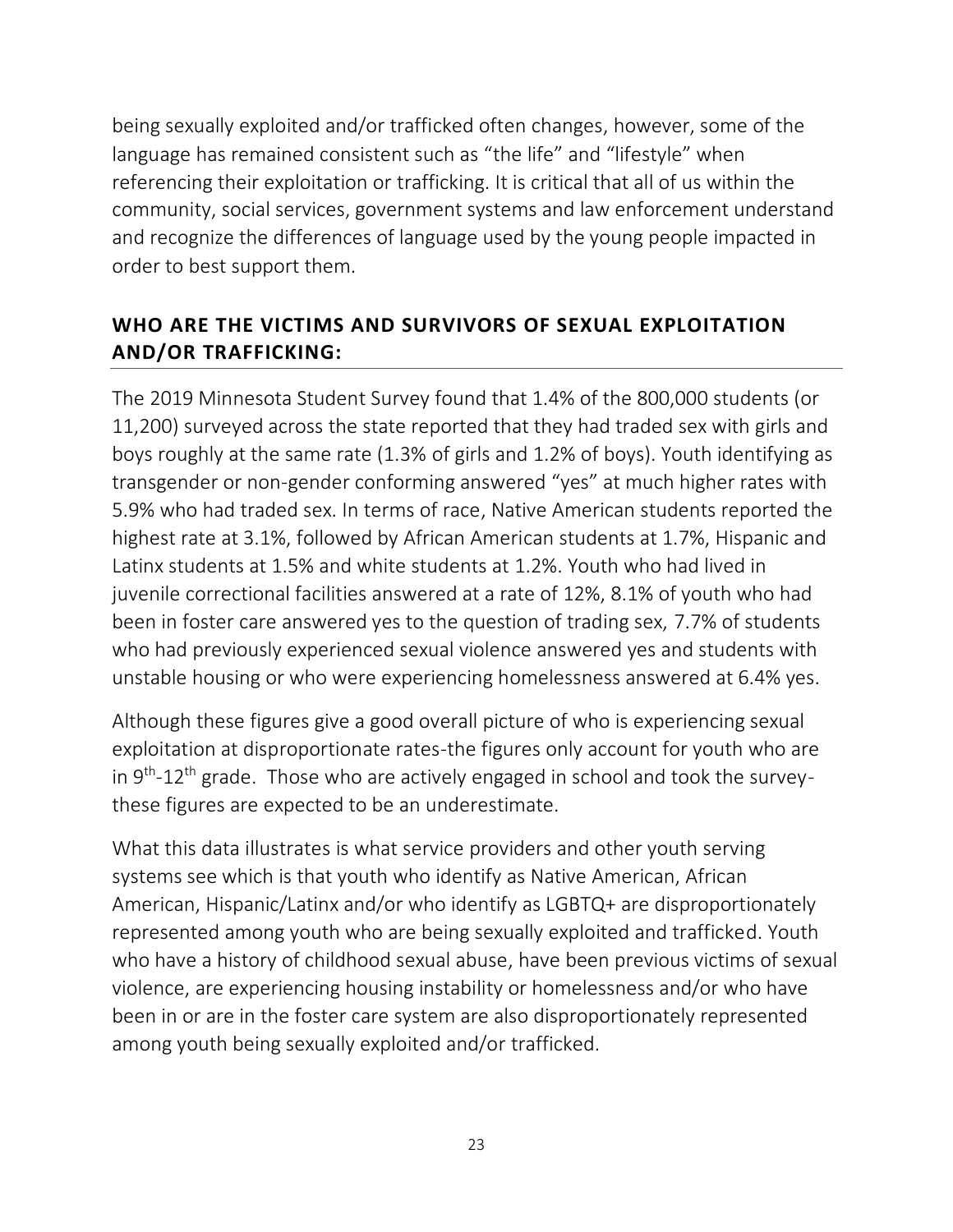being sexually exploited and/or trafficked often changes, however, some of the language has remained consistent such as "the life" and "lifestyle" when referencing their exploitation or trafficking. It is critical that all of us within the community, social services, government systems and law enforcement understand and recognize the differences of language used by the young people impacted in order to best support them.

## WHO ARE THE VICTIMS AND SURVIVORS OF SEXUAL EXPLOITATION AND/OR TRAFFICKING:

The 2019 Minnesota Student Survey found that 1.4% of the 800,000 students (or 11,200) surveyed across the state reported that they had traded sex with girls and boys roughly at the same rate (1.3% of girls and 1.2% of boys). Youth identifying as transgender or non-gender conforming answered "yes" at much higher rates with 5.9% who had traded sex. In terms of race, Native American students reported the highest rate at 3.1%, followed by African American students at 1.7%, Hispanic and Latinx students at 1.5% and white students at 1.2%. Youth who had lived in juvenile correctional facilities answered at a rate of 12%, 8.1% of youth who had been in foster care answered yes to the question of trading sex, 7.7% of students who had previously experienced sexual violence answered yes and students with unstable housing or who were experiencing homelessness answered at 6.4% yes.

Although these figures give a good overall picture of who is experiencing sexual exploitation at disproportionate rates-the figures only account for youth who are in 9th-12th grade. Those who are actively engaged in school and took the survey-these figures are expected to be an underestimate.

What this data illustrates is what service providers and other youth serving systems see which is that youth who identify as Native American, African American, Hispanic/Latinx and/or who identify as LGBTQ+ are disproportionately represented among youth who are being sexually exploited and trafficked. Youth who have a history of childhood sexual abuse, have been previous victims of sexual violence, are experiencing housing instability or homelessness and/or who have been in or are in the foster care system are also disproportionately represented among youth being sexually exploited and/or trafficked.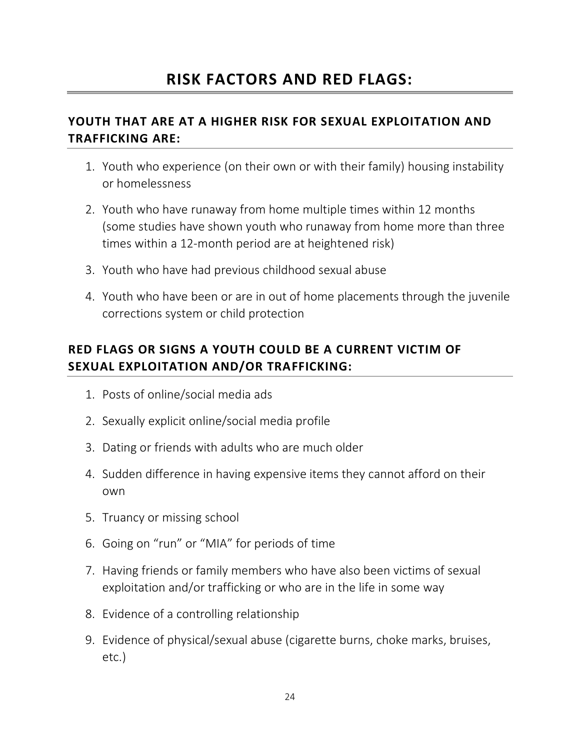# RISK FACTORS AND RED FLAGS:

## YOUTH THAT ARE AT A HIGHER RISK FOR SEXUAL EXPLOITATION AND TRAFFICKING ARE:

1. Youth who experience (on their own or with their family) housing instability or homelessness
2. Youth who have runaway from home multiple times within 12 months (some studies have shown youth who runaway from home more than three times within a 12-month period are at heightened risk)
3. Youth who have had previous childhood sexual abuse
4. Youth who have been or are in out of home placements through the juvenile corrections system or child protection

## RED FLAGS OR SIGNS A YOUTH COULD BE A CURRENT VICTIM OF SEXUAL EXPLOITATION AND/OR TRAFFICKING:

1. Posts of online/social media ads
2. Sexually explicit online/social media profile
3. Dating or friends with adults who are much older
4. Sudden difference in having expensive items they cannot afford on their own
5. Truancy or missing school
6. Going on “run” or “MIA” for periods of time
7. Having friends or family members who have also been victims of sexual exploitation and/or trafficking or who are in the life in some way
8. Evidence of a controlling relationship
9. Evidence of physical/sexual abuse (cigarette burns, choke marks, bruises, etc.)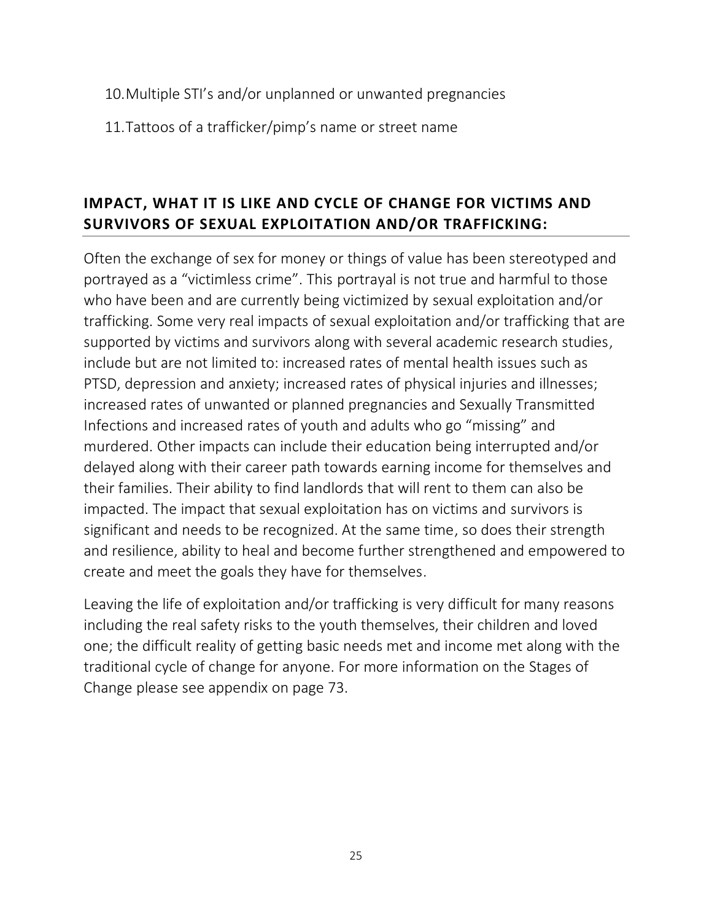10. Multiple STI's and/or unplanned or unwanted pregnancies
11. Tattoos of a trafficker/pimp's name or street name

## IMPACT, WHAT IT IS LIKE AND CYCLE OF CHANGE FOR VICTIMS AND SURVIVORS OF SEXUAL EXPLOITATION AND/OR TRAFFICKING:

Often the exchange of sex for money or things of value has been stereotyped and portrayed as a "victimless crime". This portrayal is not true and harmful to those who have been and are currently being victimized by sexual exploitation and/or trafficking. Some very real impacts of sexual exploitation and/or trafficking that are supported by victims and survivors along with several academic research studies, include but are not limited to: increased rates of mental health issues such as PTSD, depression and anxiety; increased rates of physical injuries and illnesses; increased rates of unwanted or planned pregnancies and Sexually Transmitted Infections and increased rates of youth and adults who go "missing" and murdered. Other impacts can include their education being interrupted and/or delayed along with their career path towards earning income for themselves and their families. Their ability to find landlords that will rent to them can also be impacted. The impact that sexual exploitation has on victims and survivors is significant and needs to be recognized. At the same time, so does their strength and resilience, ability to heal and become further strengthened and empowered to create and meet the goals they have for themselves.

Leaving the life of exploitation and/or trafficking is very difficult for many reasons including the real safety risks to the youth themselves, their children and loved one; the difficult reality of getting basic needs met and income met along with the traditional cycle of change for anyone. For more information on the Stages of Change please see appendix on page 73.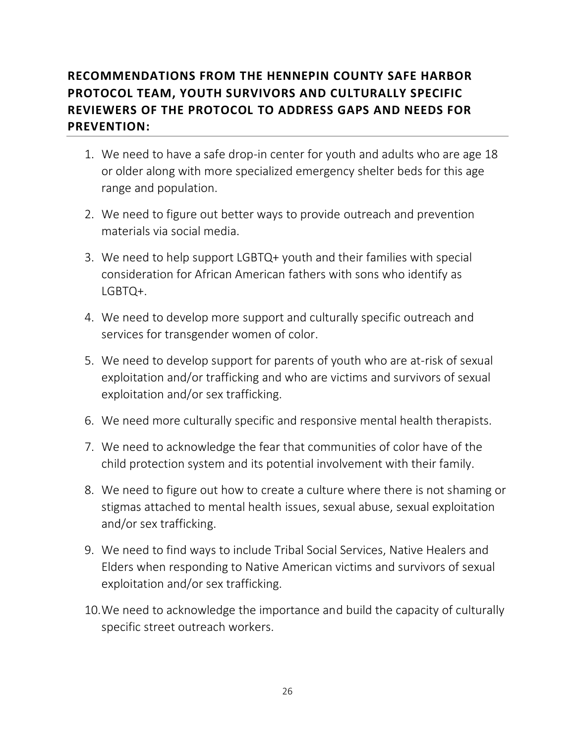## RECOMMENDATIONS FROM THE HENNEPIN COUNTY SAFE HARBOR PROTOCOL TEAM, YOUTH SURVIVORS AND CULTURALLY SPECIFIC REVIEWERS OF THE PROTOCOL TO ADDRESS GAPS AND NEEDS FOR PREVENTION:

1. We need to have a safe drop-in center for youth and adults who are age 18 or older along with more specialized emergency shelter beds for this age range and population.
2. We need to figure out better ways to provide outreach and prevention materials via social media.
3. We need to help support LGBTQ+ youth and their families with special consideration for African American fathers with sons who identify as LGBTQ+.
4. We need to develop more support and culturally specific outreach and services for transgender women of color.
5. We need to develop support for parents of youth who are at-risk of sexual exploitation and/or trafficking and who are victims and survivors of sexual exploitation and/or sex trafficking.
6. We need more culturally specific and responsive mental health therapists.
7. We need to acknowledge the fear that communities of color have of the child protection system and its potential involvement with their family.
8. We need to figure out how to create a culture where there is not shaming or stigmas attached to mental health issues, sexual abuse, sexual exploitation and/or sex trafficking.
9. We need to find ways to include Tribal Social Services, Native Healers and Elders when responding to Native American victims and survivors of sexual exploitation and/or sex trafficking.
10. We need to acknowledge the importance and build the capacity of culturally specific street outreach workers.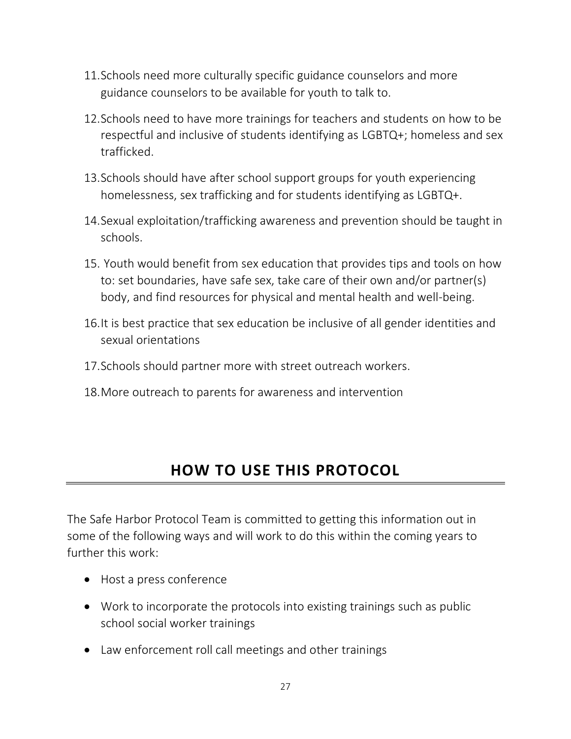11. Schools need more culturally specific guidance counselors and more guidance counselors to be available for youth to talk to.
12. Schools need to have more trainings for teachers and students on how to be respectful and inclusive of students identifying as LGBTQ+; homeless and sex trafficked.
13. Schools should have after school support groups for youth experiencing homelessness, sex trafficking and for students identifying as LGBTQ+.
14. Sexual exploitation/trafficking awareness and prevention should be taught in schools.
15. Youth would benefit from sex education that provides tips and tools on how to: set boundaries, have safe sex, take care of their own and/or partner(s) body, and find resources for physical and mental health and well-being.
16. It is best practice that sex education be inclusive of all gender identities and sexual orientations
17. Schools should partner more with street outreach workers.
18. More outreach to parents for awareness and intervention

## HOW TO USE THIS PROTOCOL

The Safe Harbor Protocol Team is committed to getting this information out in some of the following ways and will work to do this within the coming years to further this work:

- Host a press conference
- Work to incorporate the protocols into existing trainings such as public school social worker trainings
- Law enforcement roll call meetings and other trainings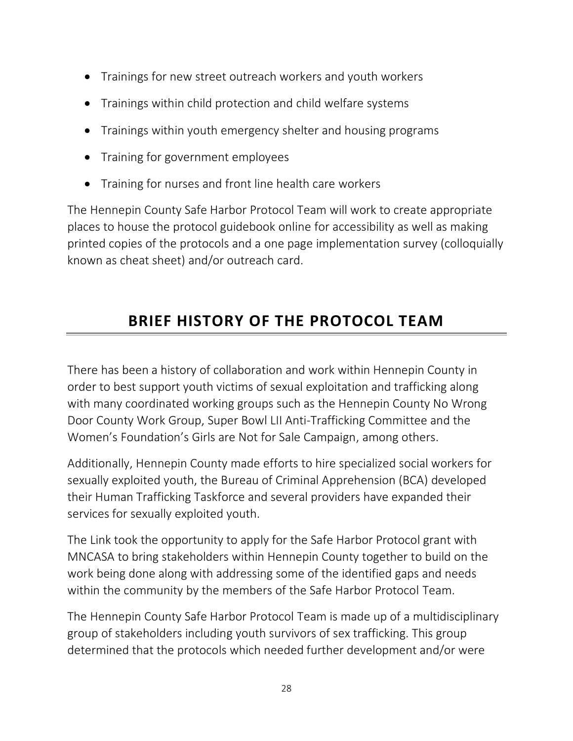- Trainings for new street outreach workers and youth workers
- Trainings within child protection and child welfare systems
- Trainings within youth emergency shelter and housing programs
- Training for government employees
- Training for nurses and front line health care workers

The Hennepin County Safe Harbor Protocol Team will work to create appropriate places to house the protocol guidebook online for accessibility as well as making printed copies of the protocols and a one page implementation survey (colloquially known as cheat sheet) and/or outreach card.

## BRIEF HISTORY OF THE PROTOCOL TEAM

There has been a history of collaboration and work within Hennepin County in order to best support youth victims of sexual exploitation and trafficking along with many coordinated working groups such as the Hennepin County No Wrong Door County Work Group, Super Bowl LII Anti-Trafficking Committee and the Women's Foundation's Girls are Not for Sale Campaign, among others.

Additionally, Hennepin County made efforts to hire specialized social workers for sexually exploited youth, the Bureau of Criminal Apprehension (BCA) developed their Human Trafficking Taskforce and several providers have expanded their services for sexually exploited youth.

The Link took the opportunity to apply for the Safe Harbor Protocol grant with MNCASA to bring stakeholders within Hennepin County together to build on the work being done along with addressing some of the identified gaps and needs within the community by the members of the Safe Harbor Protocol Team.

The Hennepin County Safe Harbor Protocol Team is made up of a multidisciplinary group of stakeholders including youth survivors of sex trafficking. This group determined that the protocols which needed further development and/or were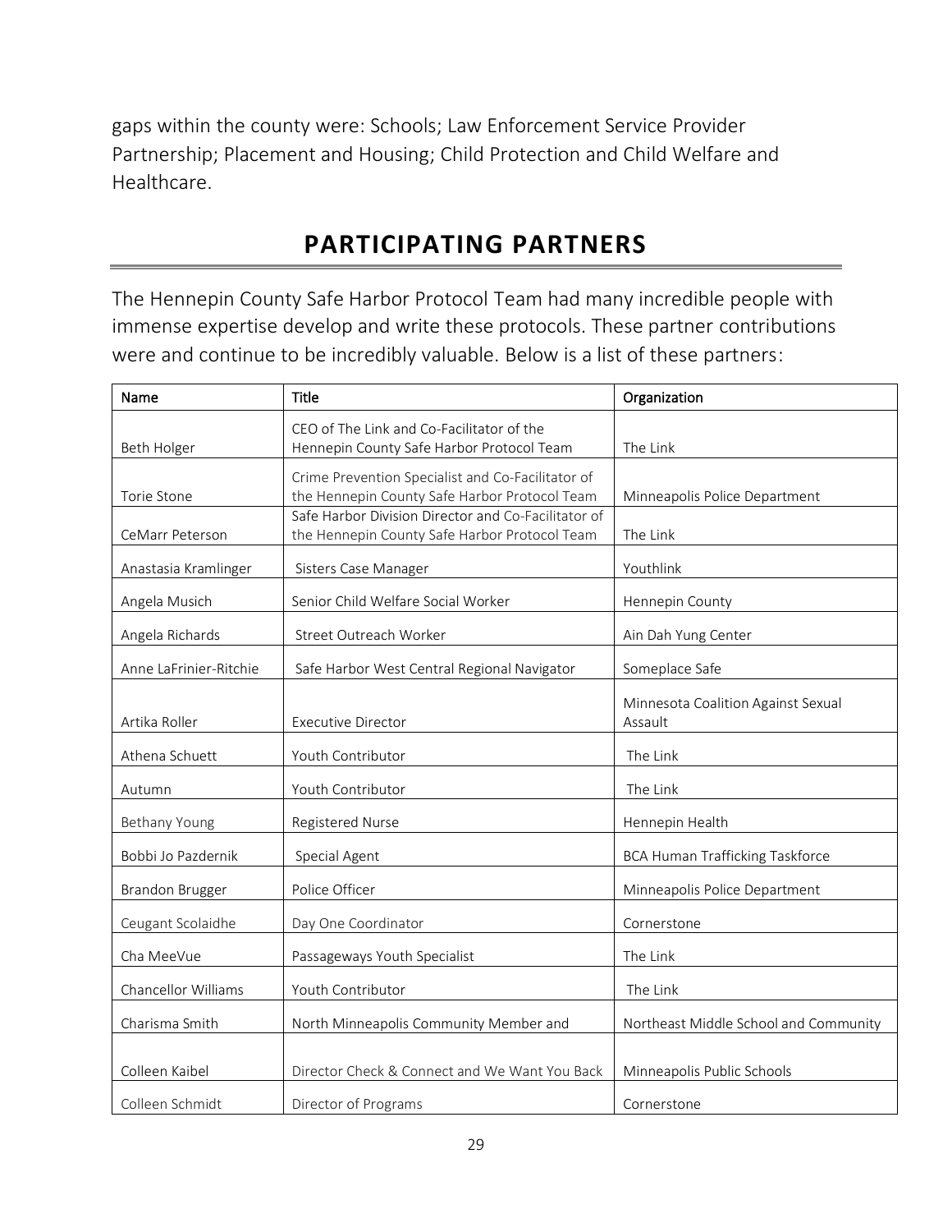gaps within the county were: Schools; Law Enforcement Service Provider Partnership; Placement and Housing; Child Protection and Child Welfare and Healthcare.

## PARTICIPATING PARTNERS

The Hennepin County Safe Harbor Protocol Team had many incredible people with immense expertise develop and write these protocols. These partner contributions were and continue to be incredibly valuable. Below is a list of these partners:

| Name | Title | Organization |
|---|---|---|
| Beth Holger | CEO of The Link and Co-Facilitator of the Hennepin County Safe Harbor Protocol Team | The Link |
| Torie Stone | Crime Prevention Specialist and Co-Facilitator of the Hennepin County Safe Harbor Protocol Team | Minneapolis Police Department |
| CeMarr Peterson | Safe Harbor Division Director and Co-Facilitator of the Hennepin County Safe Harbor Protocol Team | The Link |
| Anastasia Kramlinger | Sisters Case Manager | Youthlink |
| Angela Musich | Senior Child Welfare Social Worker | Hennepin County |
| Angela Richards | Street Outreach Worker | Ain Dah Yung Center |
| Anne LaFrinier-Ritchie | Safe Harbor West Central Regional Navigator | Someplace Safe |
| Artika Roller | Executive Director | Minnesota Coalition Against Sexual Assault |
| Athena Schuett | Youth Contributor | The Link |
| Autumn | Youth Contributor | The Link |
| Bethany Young | Registered Nurse | Hennepin Health |
| Bobbi Jo Pazdernik | Special Agent | BCA Human Trafficking Taskforce |
| Brandon Brugger | Police Officer | Minneapolis Police Department |
| Ceugant Scolaidhe | Day One Coordinator | Cornerstone |
| Cha MeeVue | Passageways Youth Specialist | The Link |
| Chancellor Williams | Youth Contributor | The Link |
| Charisma Smith | North Minneapolis Community Member and | Northeast Middle School and Community |
| Colleen Kaibel | Director Check & Connect and We Want You Back | Minneapolis Public Schools |
| Colleen Schmidt | Director of Programs | Cornerstone |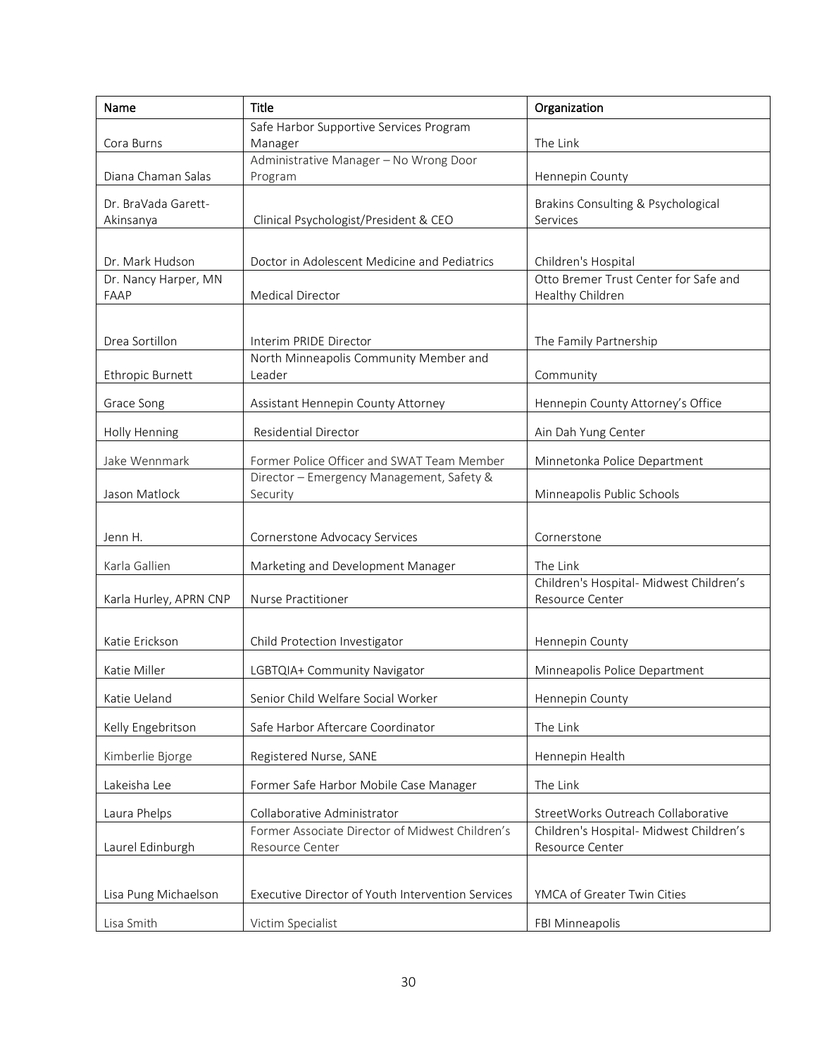| Name | Title | Organization |
|---|---|---|
| Cora Burns | Safe Harbor Supportive Services Program Manager | The Link |
| Diana Chaman Salas | Administrative Manager – No Wrong Door Program | Hennepin County |
| Dr. BraVada Garett-Akinsanya | Clinical Psychologist/President & CEO | Brakins Consulting & Psychological Services |
| Dr. Mark Hudson | Doctor in Adolescent Medicine and Pediatrics | Children's Hospital |
| Dr. Nancy Harper, MN FAAP | Medical Director | Otto Bremer Trust Center for Safe and Healthy Children |
| Drea Sortillon | Interim PRIDE Director | The Family Partnership |
| Ethropic Burnett | North Minneapolis Community Member and Leader | Community |
| Grace Song | Assistant Hennepin County Attorney | Hennepin County Attorney's Office |
| Holly Henning | Residential Director | Ain Dah Yung Center |
| Jake Wennmark | Former Police Officer and SWAT Team Member | Minnetonka Police Department |
| Jason Matlock | Director – Emergency Management, Safety & Security | Minneapolis Public Schools |
| Jenn H. | Cornerstone Advocacy Services | Cornerstone |
| Karla Gallien | Marketing and Development Manager | The Link |
| Karla Hurley, APRN CNP | Nurse Practitioner | Children's Hospital- Midwest Children's Resource Center |
| Katie Erickson | Child Protection Investigator | Hennepin County |
| Katie Miller | LGBTQIA+ Community Navigator | Minneapolis Police Department |
| Katie Ueland | Senior Child Welfare Social Worker | Hennepin County |
| Kelly Engebritson | Safe Harbor Aftercare Coordinator | The Link |
| Kimberlie Bjorge | Registered Nurse, SANE | Hennepin Health |
| Lakeisha Lee | Former Safe Harbor Mobile Case Manager | The Link |
| Laura Phelps | Collaborative Administrator | StreetWorks Outreach Collaborative |
| Laurel Edinburgh | Former Associate Director of Midwest Children's Resource Center | Children's Hospital- Midwest Children's Resource Center |
| Lisa Pung Michaelson | Executive Director of Youth Intervention Services | YMCA of Greater Twin Cities |
| Lisa Smith | Victim Specialist | FBI Minneapolis |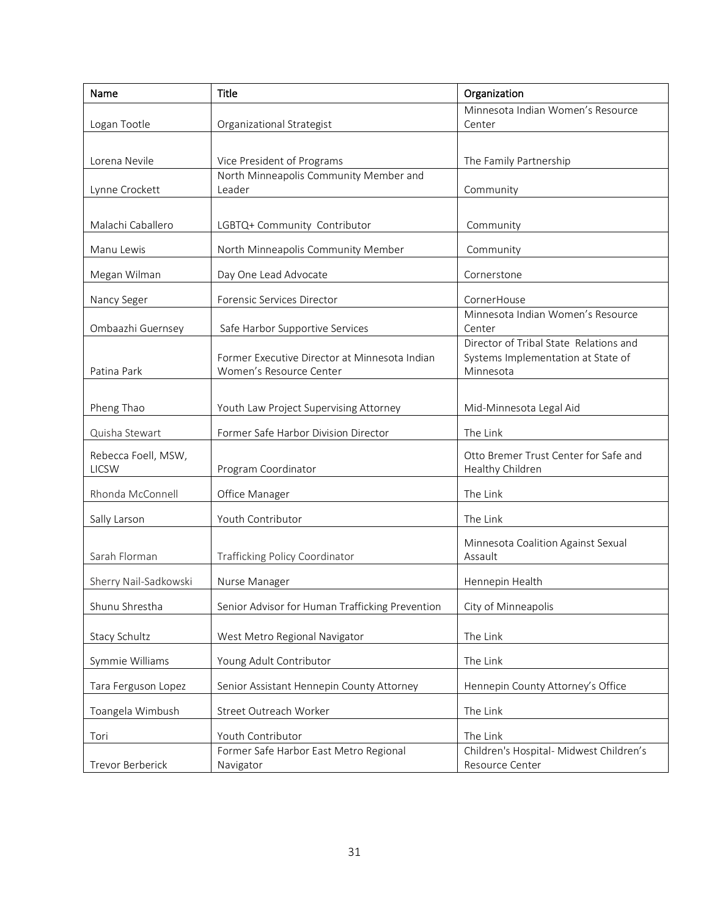| Name | Title | Organization |
|---|---|---|
| Logan Tootle | Organizational Strategist | Minnesota Indian Women's Resource Center |
| Lorena Nevile | Vice President of Programs | The Family Partnership |
| Lynne Crockett | North Minneapolis Community Member and Leader | Community |
| Malachi Caballero | LGBTQ+ Community Contributor | Community |
| Manu Lewis | North Minneapolis Community Member | Community |
| Megan Wilman | Day One Lead Advocate | Cornerstone |
| Nancy Seger | Forensic Services Director | CornerHouse |
| Ombaazhi Guernsey | Safe Harbor Supportive Services | Minnesota Indian Women's Resource Center |
| Patina Park | Former Executive Director at Minnesota Indian Women's Resource Center | Director of Tribal State Relations and Systems Implementation at State of Minnesota |
| Pheng Thao | Youth Law Project Supervising Attorney | Mid-Minnesota Legal Aid |
| Quisha Stewart | Former Safe Harbor Division Director | The Link |
| Rebecca Foell, MSW, LICSW | Program Coordinator | Otto Bremer Trust Center for Safe and Healthy Children |
| Rhonda McConnell | Office Manager | The Link |
| Sally Larson | Youth Contributor | The Link |
| Sarah Florman | Trafficking Policy Coordinator | Minnesota Coalition Against Sexual Assault |
| Sherry Nail-Sadkowski | Nurse Manager | Hennepin Health |
| Shunu Shrestha | Senior Advisor for Human Trafficking Prevention | City of Minneapolis |
| Stacy Schultz | West Metro Regional Navigator | The Link |
| Symmie Williams | Young Adult Contributor | The Link |
| Tara Ferguson Lopez | Senior Assistant Hennepin County Attorney | Hennepin County Attorney's Office |
| Toangela Wimbush | Street Outreach Worker | The Link |
| Tori | Youth Contributor | The Link |
| Trevor Berberick | Former Safe Harbor East Metro Regional Navigator | Children's Hospital- Midwest Children's Resource Center |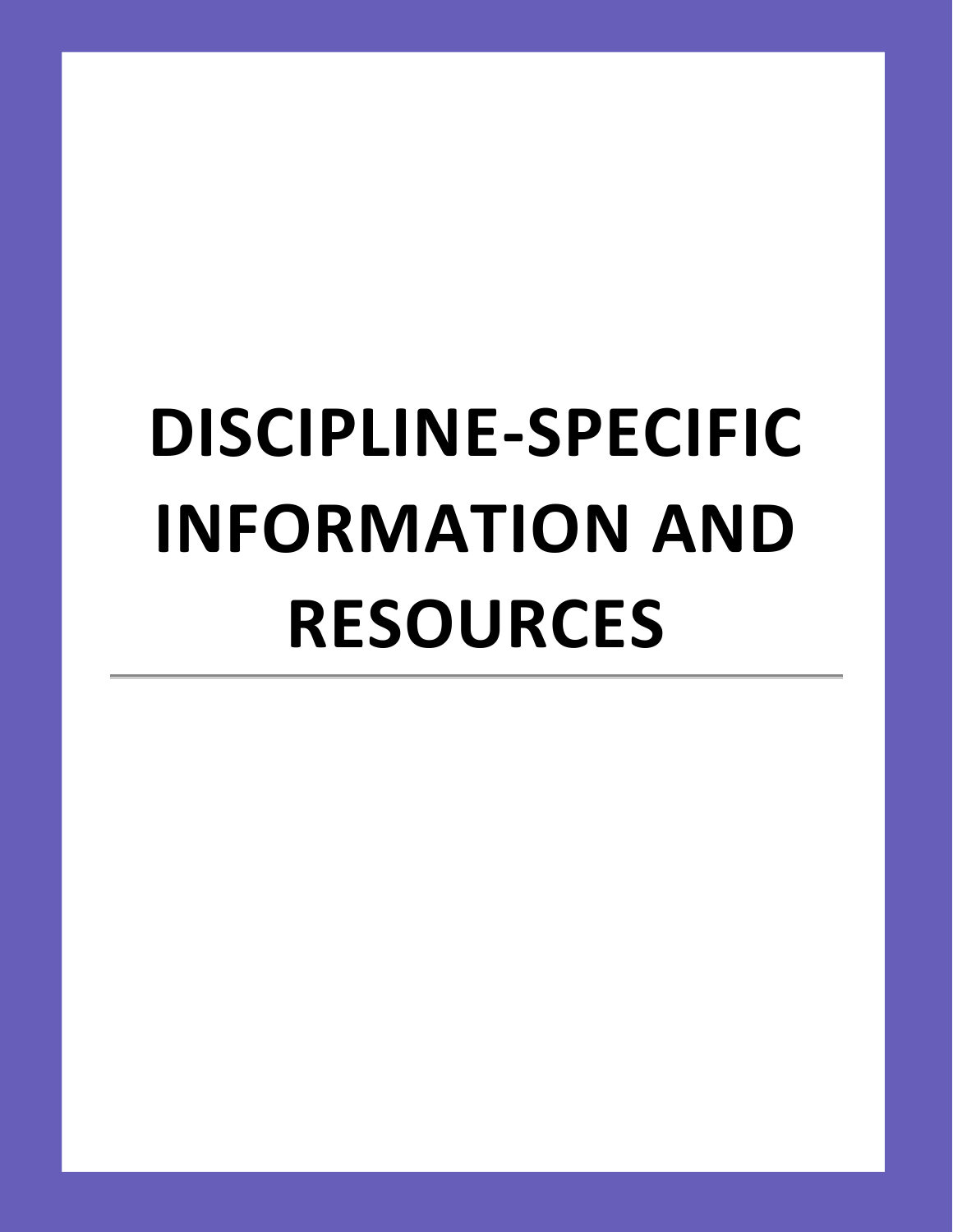# DISCIPLINE-SPECIFIC INFORMATION AND RESOURCES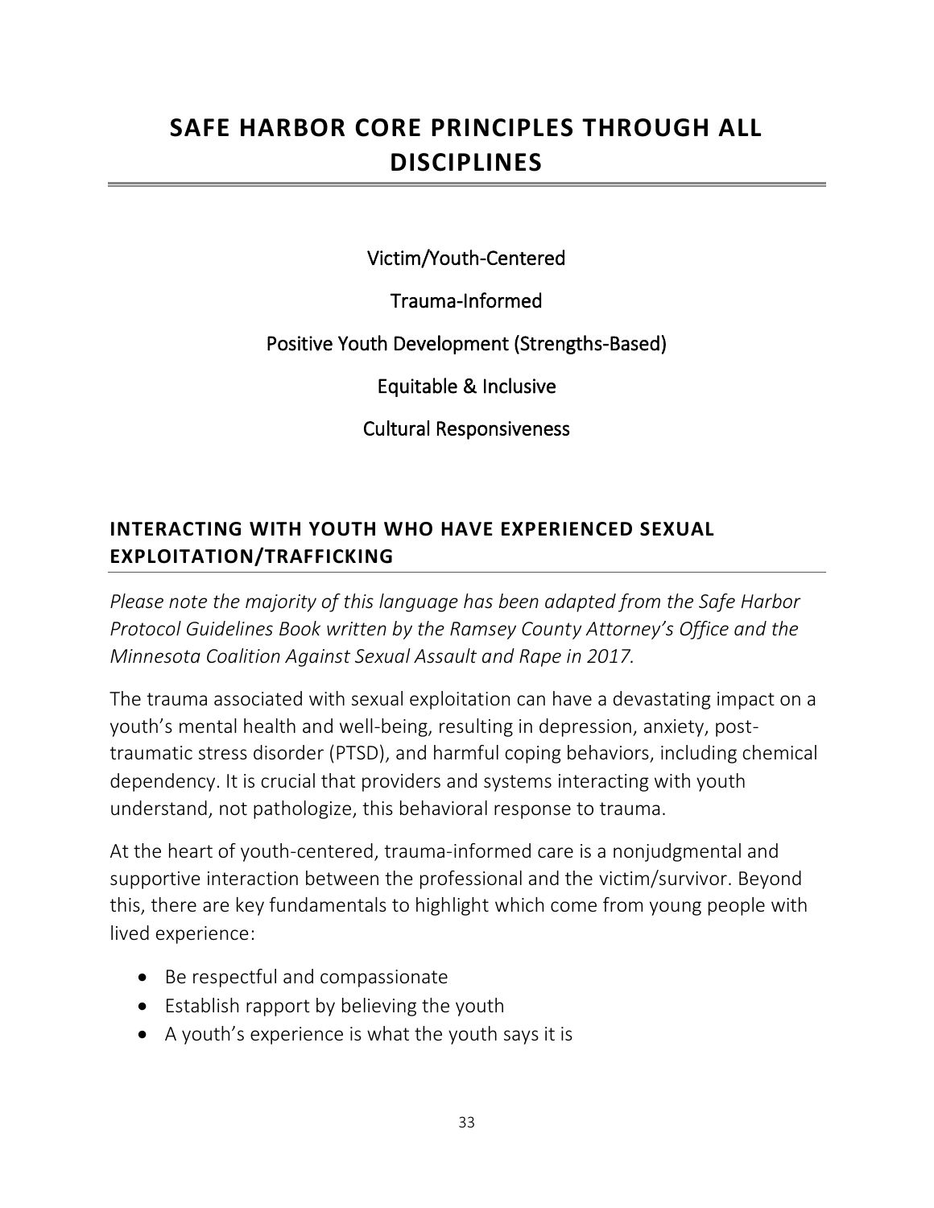# SAFE HARBOR CORE PRINCIPLES THROUGH ALL DISCIPLINES

Victim/Youth-Centered

Trauma-Informed

Positive Youth Development (Strengths-Based)

Equitable & Inclusive

Cultural Responsiveness

## INTERACTING WITH YOUTH WHO HAVE EXPERIENCED SEXUAL EXPLOITATION/TRAFFICKING

*Please note the majority of this language has been adapted from the Safe Harbor Protocol Guidelines Book written by the Ramsey County Attorney's Office and the Minnesota Coalition Against Sexual Assault and Rape in 2017.*

The trauma associated with sexual exploitation can have a devastating impact on a youth's mental health and well-being, resulting in depression, anxiety, post-traumatic stress disorder (PTSD), and harmful coping behaviors, including chemical dependency. It is crucial that providers and systems interacting with youth understand, not pathologize, this behavioral response to trauma.

At the heart of youth-centered, trauma-informed care is a nonjudgmental and supportive interaction between the professional and the victim/survivor. Beyond this, there are key fundamentals to highlight which come from young people with lived experience:

- Be respectful and compassionate
- Establish rapport by believing the youth
- A youth's experience is what the youth says it is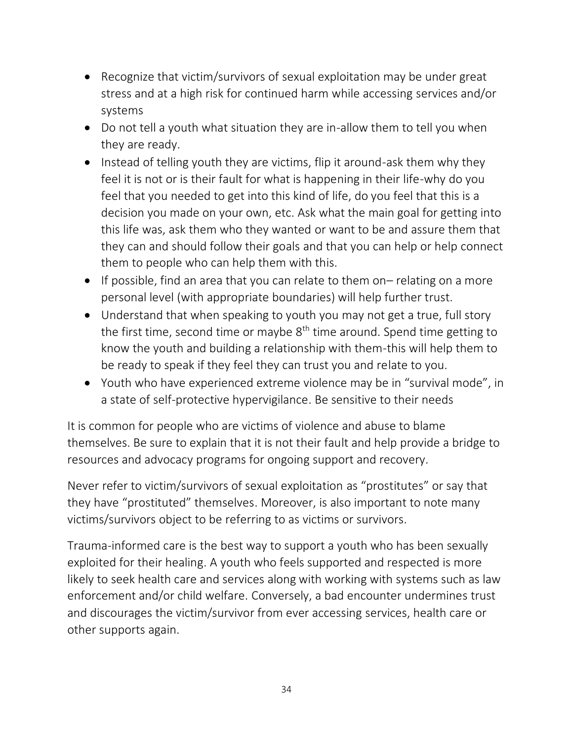- Recognize that victim/survivors of sexual exploitation may be under great stress and at a high risk for continued harm while accessing services and/or systems
- Do not tell a youth what situation they are in-allow them to tell you when they are ready.
- Instead of telling youth they are victims, flip it around-ask them why they feel it is not or is their fault for what is happening in their life-why do you feel that you needed to get into this kind of life, do you feel that this is a decision you made on your own, etc. Ask what the main goal for getting into this life was, ask them who they wanted or want to be and assure them that they can and should follow their goals and that you can help or help connect them to people who can help them with this.
- If possible, find an area that you can relate to them on– relating on a more personal level (with appropriate boundaries) will help further trust.
- Understand that when speaking to youth you may not get a true, full story the first time, second time or maybe 8th time around. Spend time getting to know the youth and building a relationship with them-this will help them to be ready to speak if they feel they can trust you and relate to you.
- Youth who have experienced extreme violence may be in "survival mode", in a state of self-protective hypervigilance. Be sensitive to their needs

It is common for people who are victims of violence and abuse to blame themselves. Be sure to explain that it is not their fault and help provide a bridge to resources and advocacy programs for ongoing support and recovery.

Never refer to victim/survivors of sexual exploitation as "prostitutes" or say that they have "prostituted" themselves. Moreover, is also important to note many victims/survivors object to be referring to as victims or survivors.

Trauma-informed care is the best way to support a youth who has been sexually exploited for their healing. A youth who feels supported and respected is more likely to seek health care and services along with working with systems such as law enforcement and/or child welfare. Conversely, a bad encounter undermines trust and discourages the victim/survivor from ever accessing services, health care or other supports again.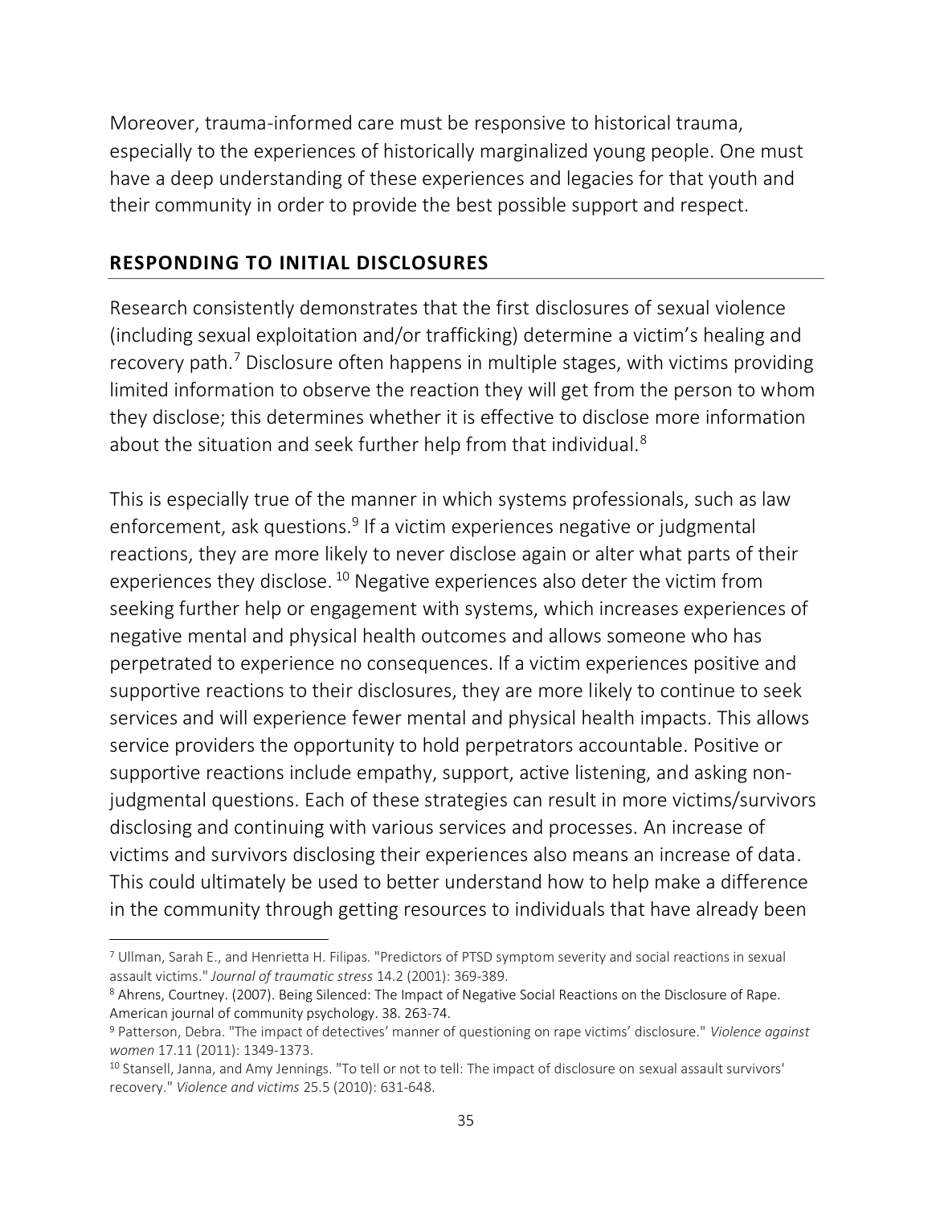Moreover, trauma-informed care must be responsive to historical trauma, especially to the experiences of historically marginalized young people. One must have a deep understanding of these experiences and legacies for that youth and their community in order to provide the best possible support and respect.

## RESPONDING TO INITIAL DISCLOSURES

Research consistently demonstrates that the first disclosures of sexual violence (including sexual exploitation and/or trafficking) determine a victim's healing and recovery path.[7] Disclosure often happens in multiple stages, with victims providing limited information to observe the reaction they will get from the person to whom they disclose; this determines whether it is effective to disclose more information about the situation and seek further help from that individual.[8]

This is especially true of the manner in which systems professionals, such as law enforcement, ask questions.[9] If a victim experiences negative or judgmental reactions, they are more likely to never disclose again or alter what parts of their experiences they disclose.[10] Negative experiences also deter the victim from seeking further help or engagement with systems, which increases experiences of negative mental and physical health outcomes and allows someone who has perpetrated to experience no consequences. If a victim experiences positive and supportive reactions to their disclosures, they are more likely to continue to seek services and will experience fewer mental and physical health impacts. This allows service providers the opportunity to hold perpetrators accountable. Positive or supportive reactions include empathy, support, active listening, and asking non-judgmental questions. Each of these strategies can result in more victims/survivors disclosing and continuing with various services and processes. An increase of victims and survivors disclosing their experiences also means an increase of data. This could ultimately be used to better understand how to help make a difference in the community through getting resources to individuals that have already been

---

[7] Ullman, Sarah E., and Henrietta H. Filipas. "Predictors of PTSD symptom severity and social reactions in sexual assault victims." *Journal of traumatic stress* 14.2 (2001): 369-389.

[8] Ahrens, Courtney. (2007). Being Silenced: The Impact of Negative Social Reactions on the Disclosure of Rape. American journal of community psychology. 38. 263-74.

[9] Patterson, Debra. "The impact of detectives' manner of questioning on rape victims' disclosure." *Violence against women* 17.11 (2011): 1349-1373.

[10] Stansell, Janna, and Amy Jennings. "To tell or not to tell: The impact of disclosure on sexual assault survivors' recovery." *Violence and victims* 25.5 (2010): 631-648.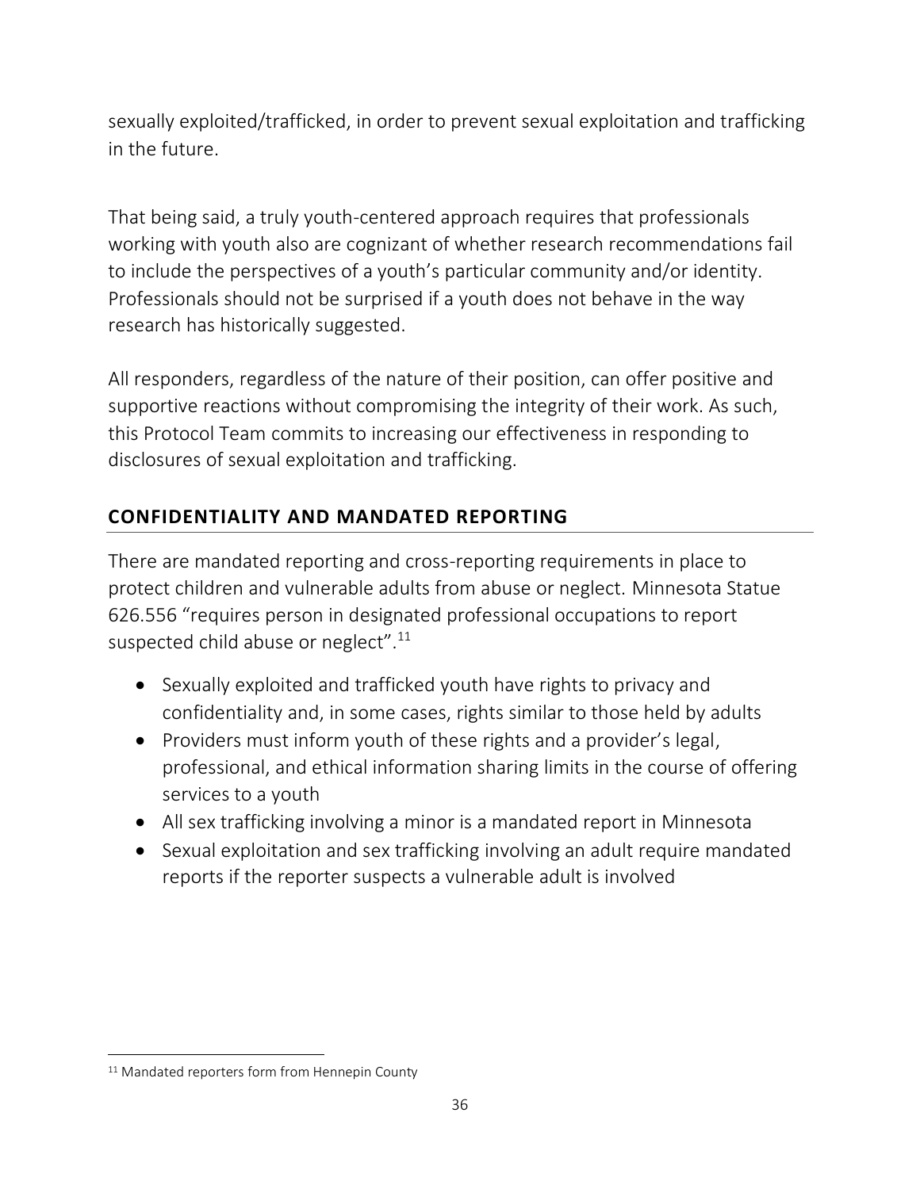sexually exploited/trafficked, in order to prevent sexual exploitation and trafficking in the future.

That being said, a truly youth-centered approach requires that professionals working with youth also are cognizant of whether research recommendations fail to include the perspectives of a youth's particular community and/or identity. Professionals should not be surprised if a youth does not behave in the way research has historically suggested.

All responders, regardless of the nature of their position, can offer positive and supportive reactions without compromising the integrity of their work. As such, this Protocol Team commits to increasing our effectiveness in responding to disclosures of sexual exploitation and trafficking.

## CONFIDENTIALITY AND MANDATED REPORTING

There are mandated reporting and cross-reporting requirements in place to protect children and vulnerable adults from abuse or neglect. Minnesota Statue 626.556 "requires person in designated professional occupations to report suspected child abuse or neglect".[11]

- Sexually exploited and trafficked youth have rights to privacy and confidentiality and, in some cases, rights similar to those held by adults
- Providers must inform youth of these rights and a provider's legal, professional, and ethical information sharing limits in the course of offering services to a youth
- All sex trafficking involving a minor is a mandated report in Minnesota
- Sexual exploitation and sex trafficking involving an adult require mandated reports if the reporter suspects a vulnerable adult is involved

[11] Mandated reporters form from Hennepin County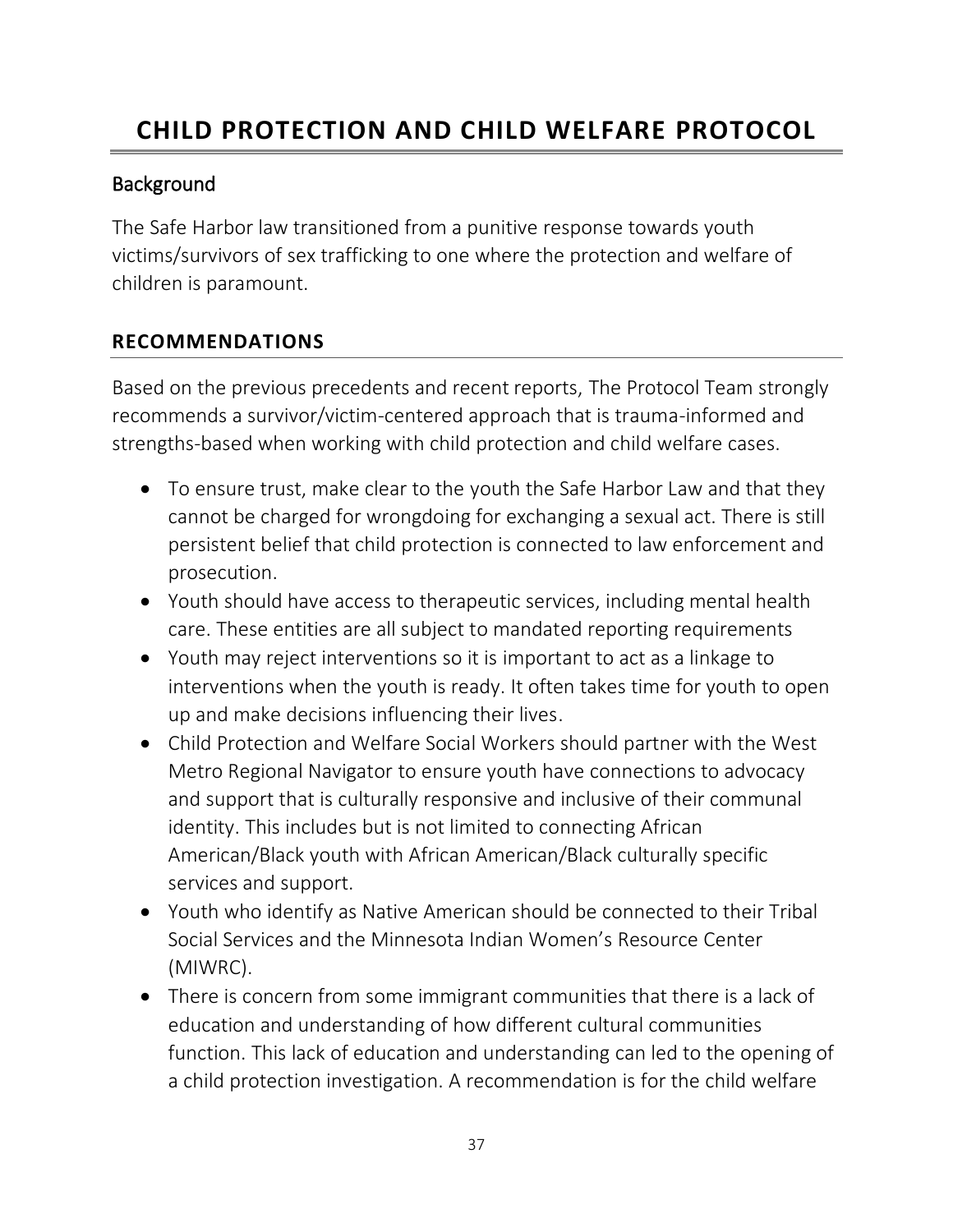# CHILD PROTECTION AND CHILD WELFARE PROTOCOL

## Background

The Safe Harbor law transitioned from a punitive response towards youth victims/survivors of sex trafficking to one where the protection and welfare of children is paramount.

### RECOMMENDATIONS

Based on the previous precedents and recent reports, The Protocol Team strongly recommends a survivor/victim-centered approach that is trauma-informed and strengths-based when working with child protection and child welfare cases.

- To ensure trust, make clear to the youth the Safe Harbor Law and that they cannot be charged for wrongdoing for exchanging a sexual act. There is still persistent belief that child protection is connected to law enforcement and prosecution.
- Youth should have access to therapeutic services, including mental health care. These entities are all subject to mandated reporting requirements
- Youth may reject interventions so it is important to act as a linkage to interventions when the youth is ready. It often takes time for youth to open up and make decisions influencing their lives.
- Child Protection and Welfare Social Workers should partner with the West Metro Regional Navigator to ensure youth have connections to advocacy and support that is culturally responsive and inclusive of their communal identity. This includes but is not limited to connecting African American/Black youth with African American/Black culturally specific services and support.
- Youth who identify as Native American should be connected to their Tribal Social Services and the Minnesota Indian Women's Resource Center (MIWRC).
- There is concern from some immigrant communities that there is a lack of education and understanding of how different cultural communities function. This lack of education and understanding can led to the opening of a child protection investigation. A recommendation is for the child welfare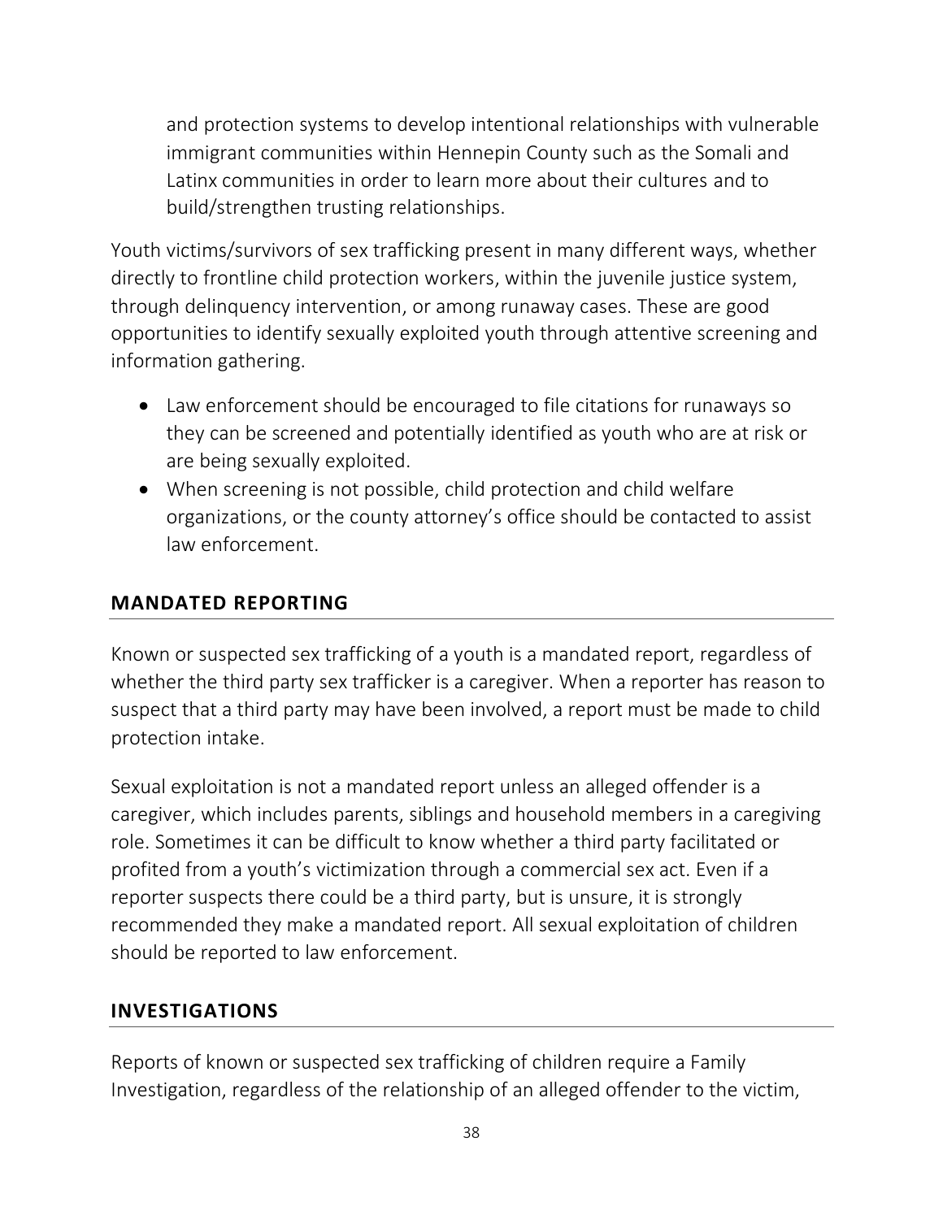and protection systems to develop intentional relationships with vulnerable immigrant communities within Hennepin County such as the Somali and Latinx communities in order to learn more about their cultures and to build/strengthen trusting relationships.

Youth victims/survivors of sex trafficking present in many different ways, whether directly to frontline child protection workers, within the juvenile justice system, through delinquency intervention, or among runaway cases. These are good opportunities to identify sexually exploited youth through attentive screening and information gathering.

- Law enforcement should be encouraged to file citations for runaways so they can be screened and potentially identified as youth who are at risk or are being sexually exploited.
- When screening is not possible, child protection and child welfare organizations, or the county attorney's office should be contacted to assist law enforcement.

## MANDATED REPORTING

Known or suspected sex trafficking of a youth is a mandated report, regardless of whether the third party sex trafficker is a caregiver. When a reporter has reason to suspect that a third party may have been involved, a report must be made to child protection intake.

Sexual exploitation is not a mandated report unless an alleged offender is a caregiver, which includes parents, siblings and household members in a caregiving role. Sometimes it can be difficult to know whether a third party facilitated or profited from a youth's victimization through a commercial sex act. Even if a reporter suspects there could be a third party, but is unsure, it is strongly recommended they make a mandated report. All sexual exploitation of children should be reported to law enforcement.

## INVESTIGATIONS

Reports of known or suspected sex trafficking of children require a Family Investigation, regardless of the relationship of an alleged offender to the victim,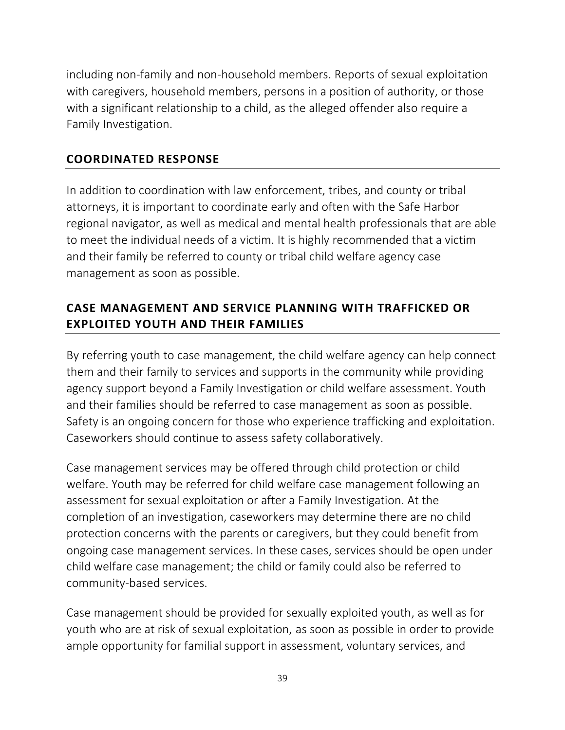including non-family and non-household members. Reports of sexual exploitation with caregivers, household members, persons in a position of authority, or those with a significant relationship to a child, as the alleged offender also require a Family Investigation.

## COORDINATED RESPONSE

In addition to coordination with law enforcement, tribes, and county or tribal attorneys, it is important to coordinate early and often with the Safe Harbor regional navigator, as well as medical and mental health professionals that are able to meet the individual needs of a victim. It is highly recommended that a victim and their family be referred to county or tribal child welfare agency case management as soon as possible.

## CASE MANAGEMENT AND SERVICE PLANNING WITH TRAFFICKED OR EXPLOITED YOUTH AND THEIR FAMILIES

By referring youth to case management, the child welfare agency can help connect them and their family to services and supports in the community while providing agency support beyond a Family Investigation or child welfare assessment. Youth and their families should be referred to case management as soon as possible. Safety is an ongoing concern for those who experience trafficking and exploitation. Caseworkers should continue to assess safety collaboratively.

Case management services may be offered through child protection or child welfare. Youth may be referred for child welfare case management following an assessment for sexual exploitation or after a Family Investigation. At the completion of an investigation, caseworkers may determine there are no child protection concerns with the parents or caregivers, but they could benefit from ongoing case management services. In these cases, services should be open under child welfare case management; the child or family could also be referred to community-based services.

Case management should be provided for sexually exploited youth, as well as for youth who are at risk of sexual exploitation, as soon as possible in order to provide ample opportunity for familial support in assessment, voluntary services, and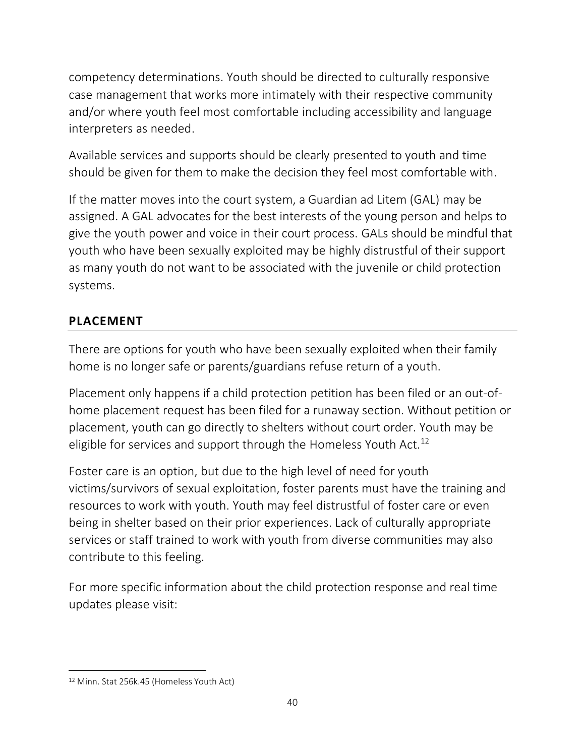competency determinations. Youth should be directed to culturally responsive case management that works more intimately with their respective community and/or where youth feel most comfortable including accessibility and language interpreters as needed.

Available services and supports should be clearly presented to youth and time should be given for them to make the decision they feel most comfortable with.

If the matter moves into the court system, a Guardian ad Litem (GAL) may be assigned. A GAL advocates for the best interests of the young person and helps to give the youth power and voice in their court process. GALs should be mindful that youth who have been sexually exploited may be highly distrustful of their support as many youth do not want to be associated with the juvenile or child protection systems.

## PLACEMENT

There are options for youth who have been sexually exploited when their family home is no longer safe or parents/guardians refuse return of a youth.

Placement only happens if a child protection petition has been filed or an out-of-home placement request has been filed for a runaway section. Without petition or placement, youth can go directly to shelters without court order. Youth may be eligible for services and support through the Homeless Youth Act.[12]

Foster care is an option, but due to the high level of need for youth victims/survivors of sexual exploitation, foster parents must have the training and resources to work with youth. Youth may feel distrustful of foster care or even being in shelter based on their prior experiences. Lack of culturally appropriate services or staff trained to work with youth from diverse communities may also contribute to this feeling.

For more specific information about the child protection response and real time updates please visit:

[12] Minn. Stat 256k.45 (Homeless Youth Act)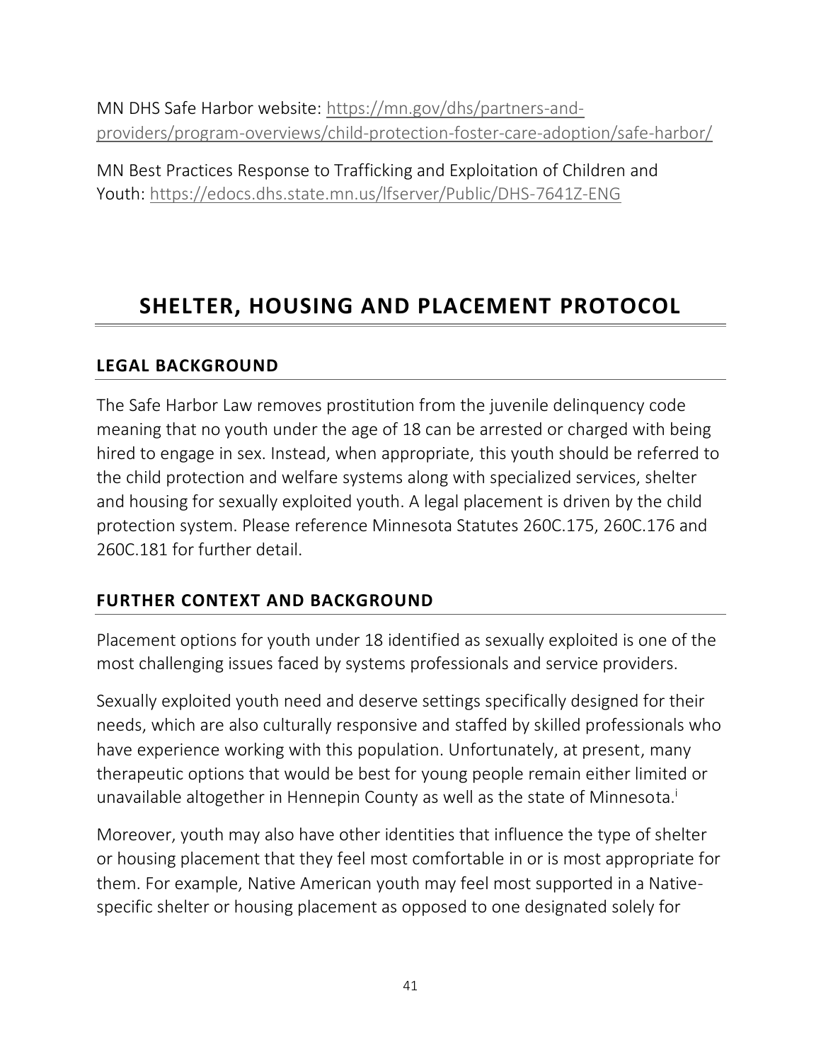MN DHS Safe Harbor website: https://mn.gov/dhs/partners-and-providers/program-overviews/child-protection-foster-care-adoption/safe-harbor/

MN Best Practices Response to Trafficking and Exploitation of Children and Youth: https://edocs.dhs.state.mn.us/lfserver/Public/DHS-7641Z-ENG

# SHELTER, HOUSING AND PLACEMENT PROTOCOL

## LEGAL BACKGROUND

The Safe Harbor Law removes prostitution from the juvenile delinquency code meaning that no youth under the age of 18 can be arrested or charged with being hired to engage in sex. Instead, when appropriate, this youth should be referred to the child protection and welfare systems along with specialized services, shelter and housing for sexually exploited youth. A legal placement is driven by the child protection system. Please reference Minnesota Statutes 260C.175, 260C.176 and 260C.181 for further detail.

## FURTHER CONTEXT AND BACKGROUND

Placement options for youth under 18 identified as sexually exploited is one of the most challenging issues faced by systems professionals and service providers.

Sexually exploited youth need and deserve settings specifically designed for their needs, which are also culturally responsive and staffed by skilled professionals who have experience working with this population. Unfortunately, at present, many therapeutic options that would be best for young people remain either limited or unavailable altogether in Hennepin County as well as the state of Minnesota.[i]

Moreover, youth may also have other identities that influence the type of shelter or housing placement that they feel most comfortable in or is most appropriate for them. For example, Native American youth may feel most supported in a Native-specific shelter or housing placement as opposed to one designated solely for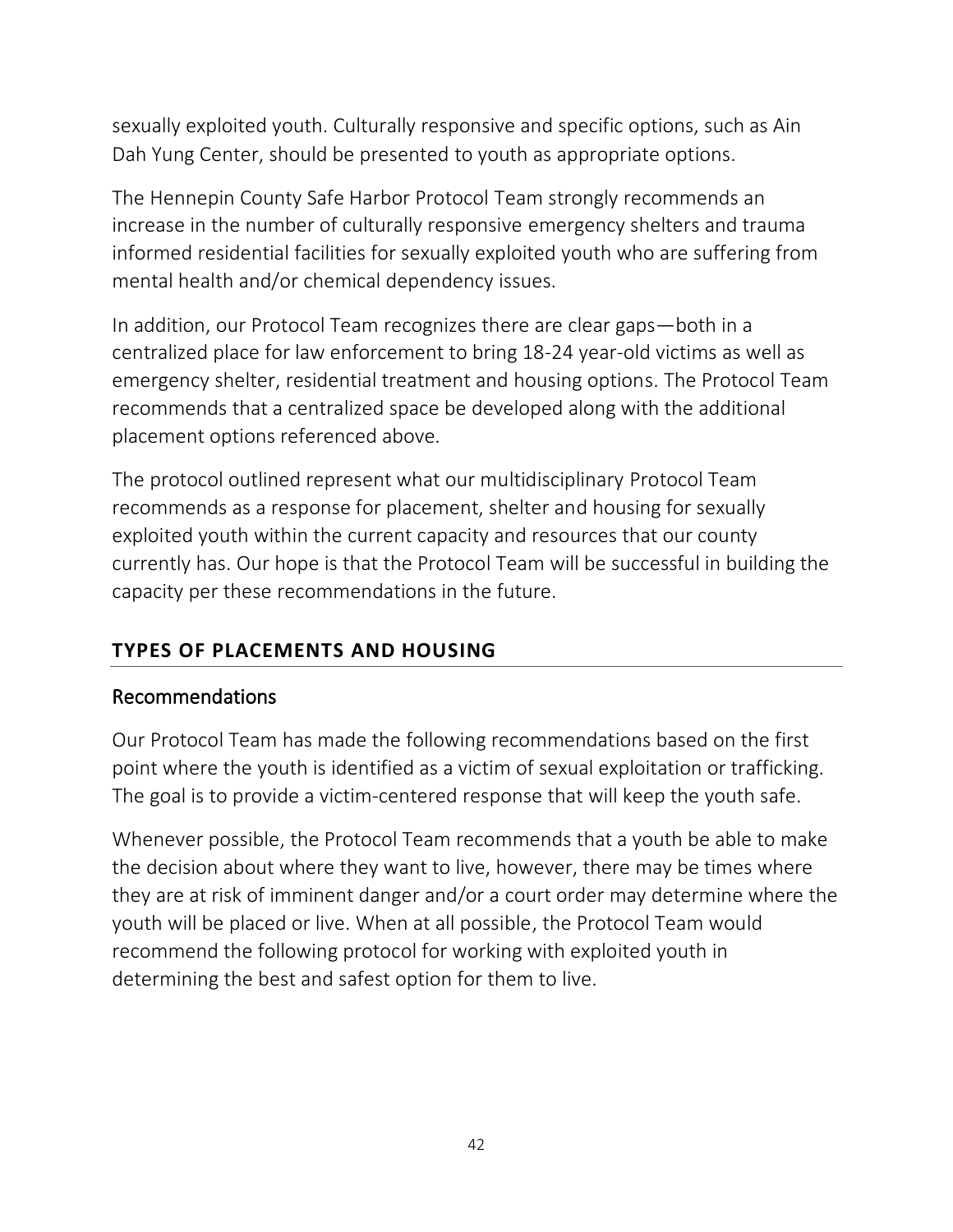sexually exploited youth. Culturally responsive and specific options, such as Ain Dah Yung Center, should be presented to youth as appropriate options.

The Hennepin County Safe Harbor Protocol Team strongly recommends an increase in the number of culturally responsive emergency shelters and trauma informed residential facilities for sexually exploited youth who are suffering from mental health and/or chemical dependency issues.

In addition, our Protocol Team recognizes there are clear gaps—both in a centralized place for law enforcement to bring 18-24 year-old victims as well as emergency shelter, residential treatment and housing options. The Protocol Team recommends that a centralized space be developed along with the additional placement options referenced above.

The protocol outlined represent what our multidisciplinary Protocol Team recommends as a response for placement, shelter and housing for sexually exploited youth within the current capacity and resources that our county currently has. Our hope is that the Protocol Team will be successful in building the capacity per these recommendations in the future.

## TYPES OF PLACEMENTS AND HOUSING

### Recommendations

Our Protocol Team has made the following recommendations based on the first point where the youth is identified as a victim of sexual exploitation or trafficking. The goal is to provide a victim-centered response that will keep the youth safe.

Whenever possible, the Protocol Team recommends that a youth be able to make the decision about where they want to live, however, there may be times where they are at risk of imminent danger and/or a court order may determine where the youth will be placed or live. When at all possible, the Protocol Team would recommend the following protocol for working with exploited youth in determining the best and safest option for them to live.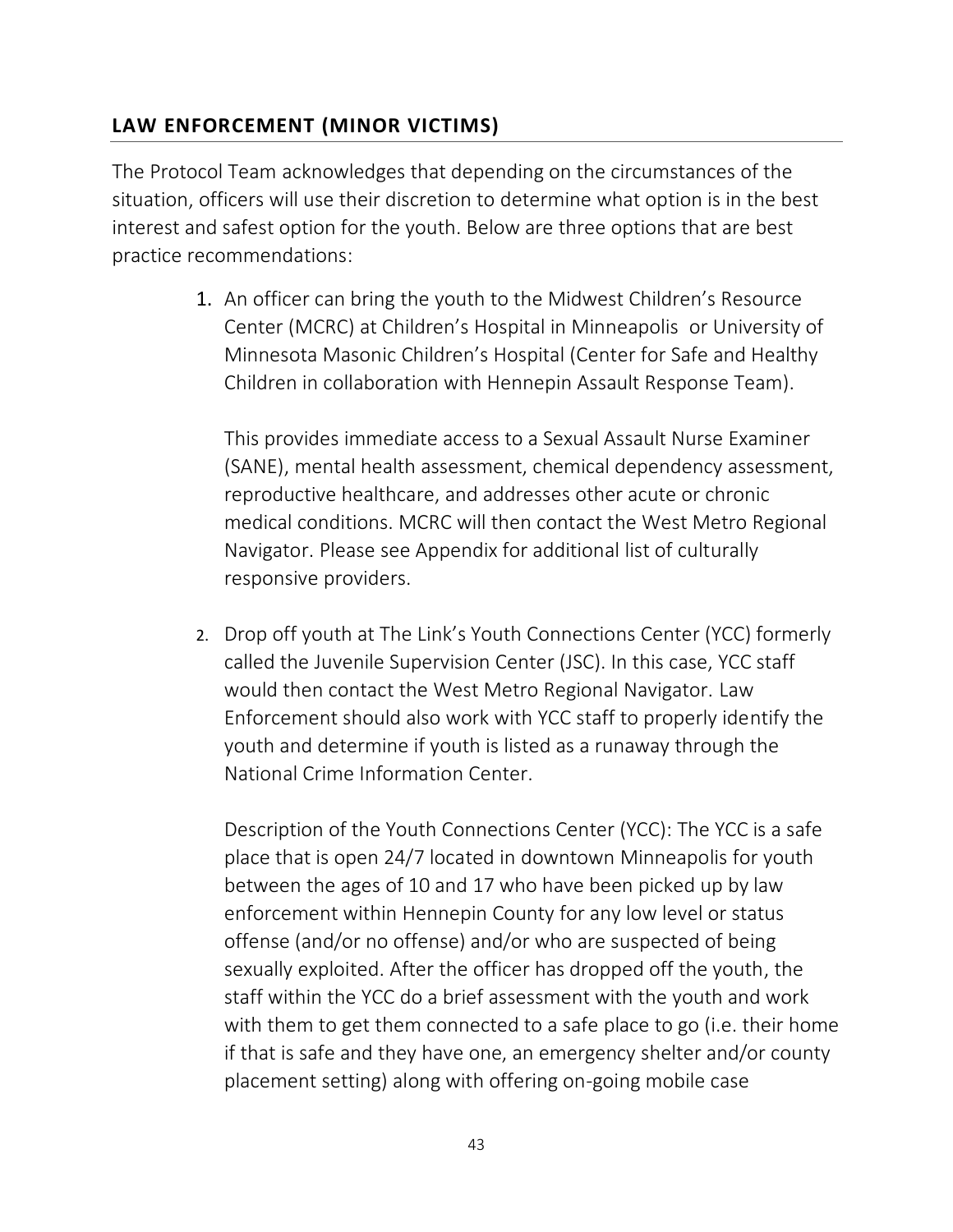## LAW ENFORCEMENT (MINOR VICTIMS)

The Protocol Team acknowledges that depending on the circumstances of the situation, officers will use their discretion to determine what option is in the best interest and safest option for the youth. Below are three options that are best practice recommendations:

1. An officer can bring the youth to the Midwest Children's Resource Center (MCRC) at Children's Hospital in Minneapolis or University of Minnesota Masonic Children's Hospital (Center for Safe and Healthy Children in collaboration with Hennepin Assault Response Team).

   This provides immediate access to a Sexual Assault Nurse Examiner (SANE), mental health assessment, chemical dependency assessment, reproductive healthcare, and addresses other acute or chronic medical conditions. MCRC will then contact the West Metro Regional Navigator. Please see Appendix for additional list of culturally responsive providers.

2. Drop off youth at The Link's Youth Connections Center (YCC) formerly called the Juvenile Supervision Center (JSC). In this case, YCC staff would then contact the West Metro Regional Navigator. Law Enforcement should also work with YCC staff to properly identify the youth and determine if youth is listed as a runaway through the National Crime Information Center.

   Description of the Youth Connections Center (YCC): The YCC is a safe place that is open 24/7 located in downtown Minneapolis for youth between the ages of 10 and 17 who have been picked up by law enforcement within Hennepin County for any low level or status offense (and/or no offense) and/or who are suspected of being sexually exploited. After the officer has dropped off the youth, the staff within the YCC do a brief assessment with the youth and work with them to get them connected to a safe place to go (i.e. their home if that is safe and they have one, an emergency shelter and/or county placement setting) along with offering on-going mobile case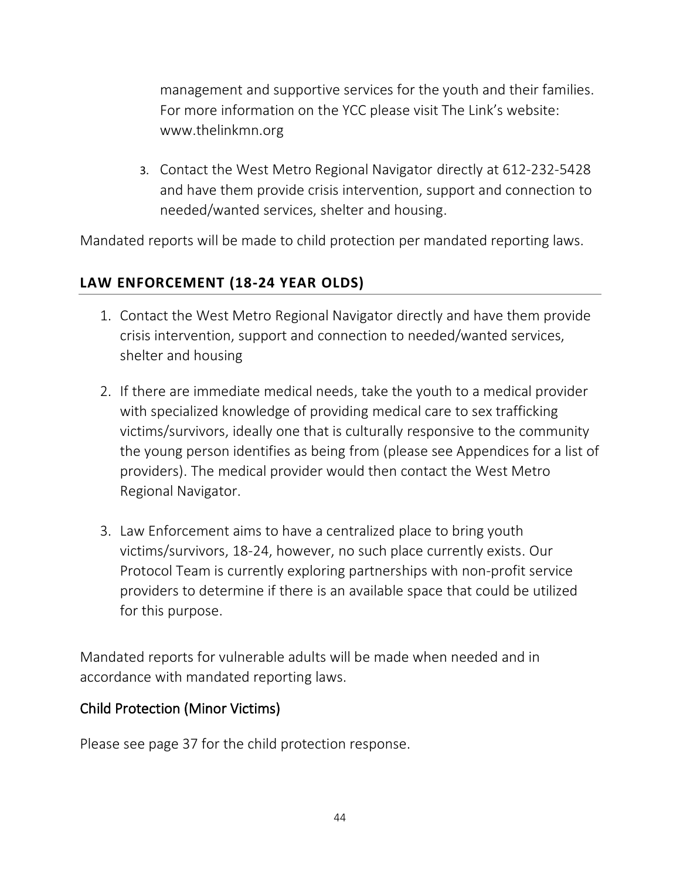management and supportive services for the youth and their families. For more information on the YCC please visit The Link's website: www.thelinkmn.org

3. Contact the West Metro Regional Navigator directly at 612-232-5428 and have them provide crisis intervention, support and connection to needed/wanted services, shelter and housing.

Mandated reports will be made to child protection per mandated reporting laws.

## LAW ENFORCEMENT (18-24 YEAR OLDS)

1. Contact the West Metro Regional Navigator directly and have them provide crisis intervention, support and connection to needed/wanted services, shelter and housing

2. If there are immediate medical needs, take the youth to a medical provider with specialized knowledge of providing medical care to sex trafficking victims/survivors, ideally one that is culturally responsive to the community the young person identifies as being from (please see Appendices for a list of providers). The medical provider would then contact the West Metro Regional Navigator.

3. Law Enforcement aims to have a centralized place to bring youth victims/survivors, 18-24, however, no such place currently exists. Our Protocol Team is currently exploring partnerships with non-profit service providers to determine if there is an available space that could be utilized for this purpose.

Mandated reports for vulnerable adults will be made when needed and in accordance with mandated reporting laws.

### Child Protection (Minor Victims)

Please see page 37 for the child protection response.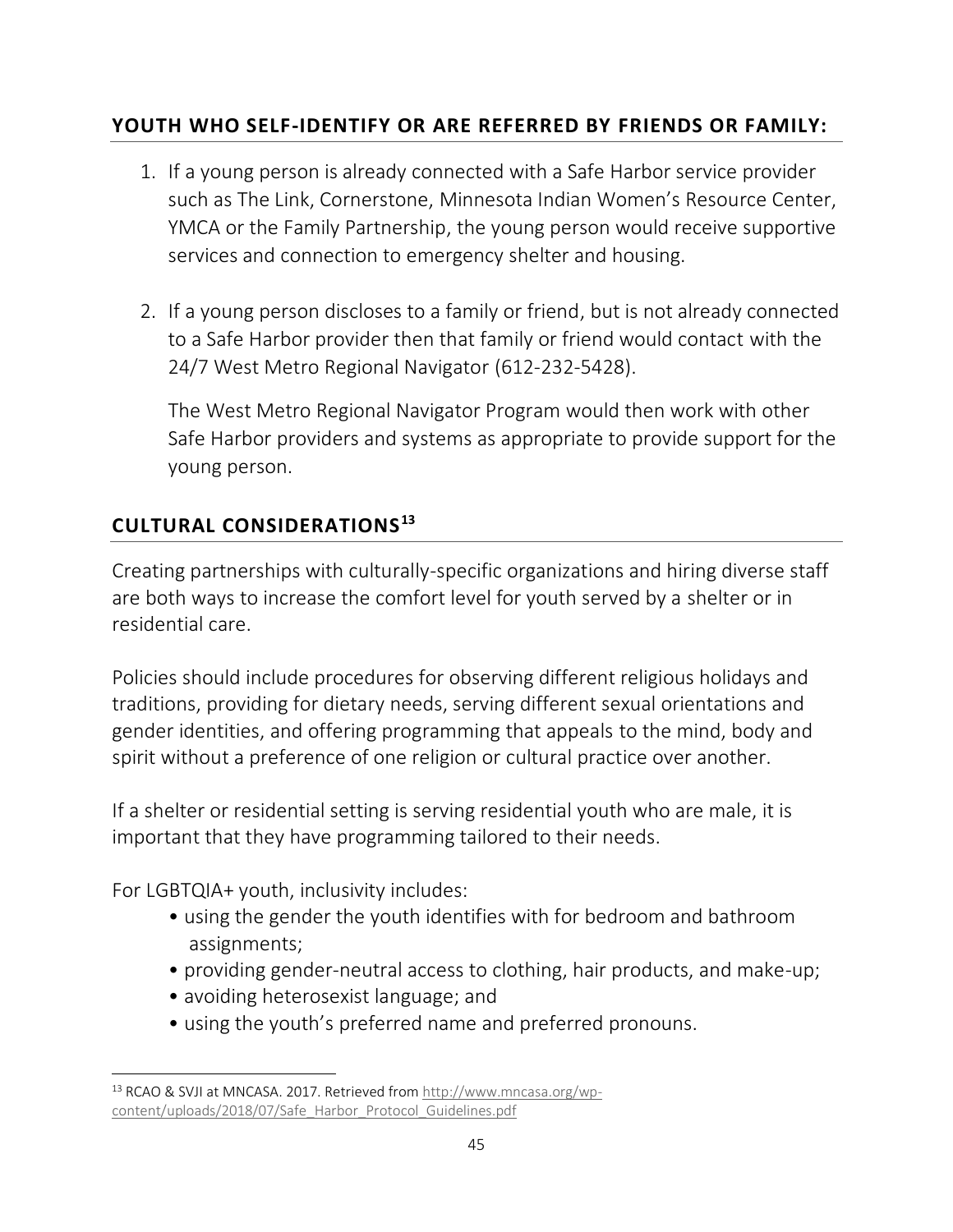## YOUTH WHO SELF-IDENTIFY OR ARE REFERRED BY FRIENDS OR FAMILY:

1. If a young person is already connected with a Safe Harbor service provider such as The Link, Cornerstone, Minnesota Indian Women's Resource Center, YMCA or the Family Partnership, the young person would receive supportive services and connection to emergency shelter and housing.

2. If a young person discloses to a family or friend, but is not already connected to a Safe Harbor provider then that family or friend would contact with the 24/7 West Metro Regional Navigator (612-232-5428).

   The West Metro Regional Navigator Program would then work with other Safe Harbor providers and systems as appropriate to provide support for the young person.

## CULTURAL CONSIDERATIONS[13]

Creating partnerships with culturally-specific organizations and hiring diverse staff are both ways to increase the comfort level for youth served by a shelter or in residential care.

Policies should include procedures for observing different religious holidays and traditions, providing for dietary needs, serving different sexual orientations and gender identities, and offering programming that appeals to the mind, body and spirit without a preference of one religion or cultural practice over another.

If a shelter or residential setting is serving residential youth who are male, it is important that they have programming tailored to their needs.

For LGBTQIA+ youth, inclusivity includes:

- using the gender the youth identifies with for bedroom and bathroom assignments;
- providing gender-neutral access to clothing, hair products, and make-up;
- avoiding heterosexist language; and
- using the youth's preferred name and preferred pronouns.

[13] RCAO & SVJI at MNCASA. 2017. Retrieved from http://www.mncasa.org/wp-content/uploads/2018/07/Safe_Harbor_Protocol_Guidelines.pdf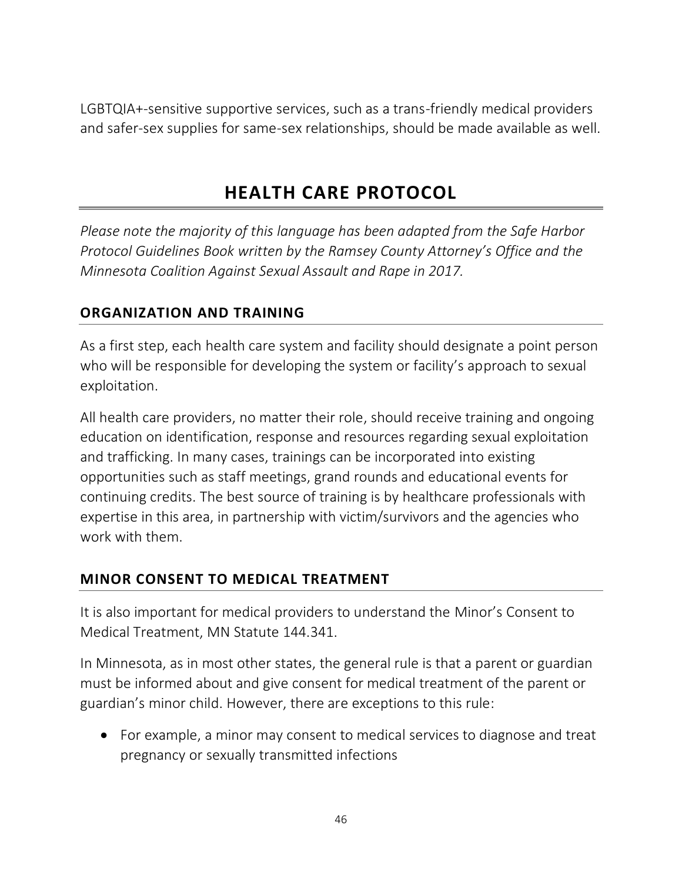LGBTQIA+-sensitive supportive services, such as a trans-friendly medical providers and safer-sex supplies for same-sex relationships, should be made available as well.

# HEALTH CARE PROTOCOL

*Please note the majority of this language has been adapted from the Safe Harbor Protocol Guidelines Book written by the Ramsey County Attorney's Office and the Minnesota Coalition Against Sexual Assault and Rape in 2017.*

## ORGANIZATION AND TRAINING

As a first step, each health care system and facility should designate a point person who will be responsible for developing the system or facility's approach to sexual exploitation.

All health care providers, no matter their role, should receive training and ongoing education on identification, response and resources regarding sexual exploitation and trafficking. In many cases, trainings can be incorporated into existing opportunities such as staff meetings, grand rounds and educational events for continuing credits. The best source of training is by healthcare professionals with expertise in this area, in partnership with victim/survivors and the agencies who work with them.

## MINOR CONSENT TO MEDICAL TREATMENT

It is also important for medical providers to understand the Minor's Consent to Medical Treatment, MN Statute 144.341.

In Minnesota, as in most other states, the general rule is that a parent or guardian must be informed about and give consent for medical treatment of the parent or guardian's minor child. However, there are exceptions to this rule:

- For example, a minor may consent to medical services to diagnose and treat pregnancy or sexually transmitted infections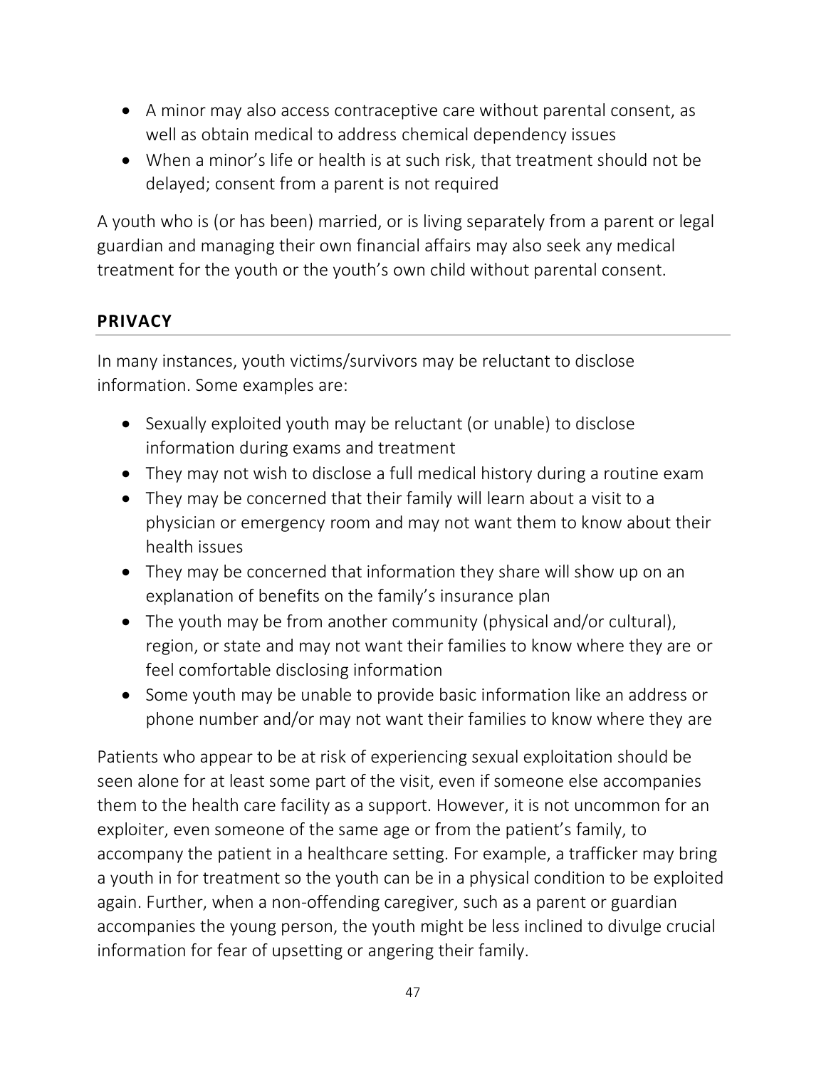- A minor may also access contraceptive care without parental consent, as well as obtain medical to address chemical dependency issues
- When a minor's life or health is at such risk, that treatment should not be delayed; consent from a parent is not required

A youth who is (or has been) married, or is living separately from a parent or legal guardian and managing their own financial affairs may also seek any medical treatment for the youth or the youth's own child without parental consent.

## PRIVACY

In many instances, youth victims/survivors may be reluctant to disclose information. Some examples are:

- Sexually exploited youth may be reluctant (or unable) to disclose information during exams and treatment
- They may not wish to disclose a full medical history during a routine exam
- They may be concerned that their family will learn about a visit to a physician or emergency room and may not want them to know about their health issues
- They may be concerned that information they share will show up on an explanation of benefits on the family's insurance plan
- The youth may be from another community (physical and/or cultural), region, or state and may not want their families to know where they are or feel comfortable disclosing information
- Some youth may be unable to provide basic information like an address or phone number and/or may not want their families to know where they are

Patients who appear to be at risk of experiencing sexual exploitation should be seen alone for at least some part of the visit, even if someone else accompanies them to the health care facility as a support. However, it is not uncommon for an exploiter, even someone of the same age or from the patient's family, to accompany the patient in a healthcare setting. For example, a trafficker may bring a youth in for treatment so the youth can be in a physical condition to be exploited again. Further, when a non-offending caregiver, such as a parent or guardian accompanies the young person, the youth might be less inclined to divulge crucial information for fear of upsetting or angering their family.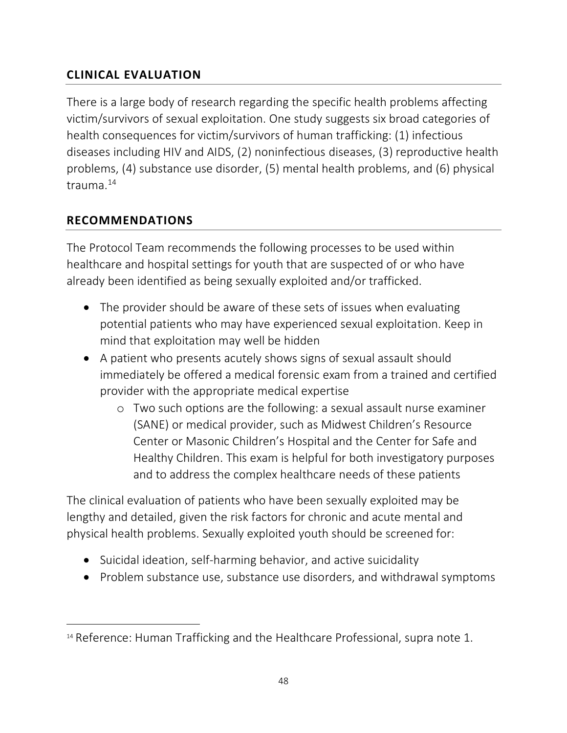## CLINICAL EVALUATION

There is a large body of research regarding the specific health problems affecting victim/survivors of sexual exploitation. One study suggests six broad categories of health consequences for victim/survivors of human trafficking: (1) infectious diseases including HIV and AIDS, (2) noninfectious diseases, (3) reproductive health problems, (4) substance use disorder, (5) mental health problems, and (6) physical trauma.[14]

## RECOMMENDATIONS

The Protocol Team recommends the following processes to be used within healthcare and hospital settings for youth that are suspected of or who have already been identified as being sexually exploited and/or trafficked.

- The provider should be aware of these sets of issues when evaluating potential patients who may have experienced sexual exploitation. Keep in mind that exploitation may well be hidden
- A patient who presents acutely shows signs of sexual assault should immediately be offered a medical forensic exam from a trained and certified provider with the appropriate medical expertise
    - Two such options are the following: a sexual assault nurse examiner (SANE) or medical provider, such as Midwest Children's Resource Center or Masonic Children's Hospital and the Center for Safe and Healthy Children. This exam is helpful for both investigatory purposes and to address the complex healthcare needs of these patients

The clinical evaluation of patients who have been sexually exploited may be lengthy and detailed, given the risk factors for chronic and acute mental and physical health problems. Sexually exploited youth should be screened for:

- Suicidal ideation, self-harming behavior, and active suicidality
- Problem substance use, substance use disorders, and withdrawal symptoms

---

[14] Reference: Human Trafficking and the Healthcare Professional, supra note 1.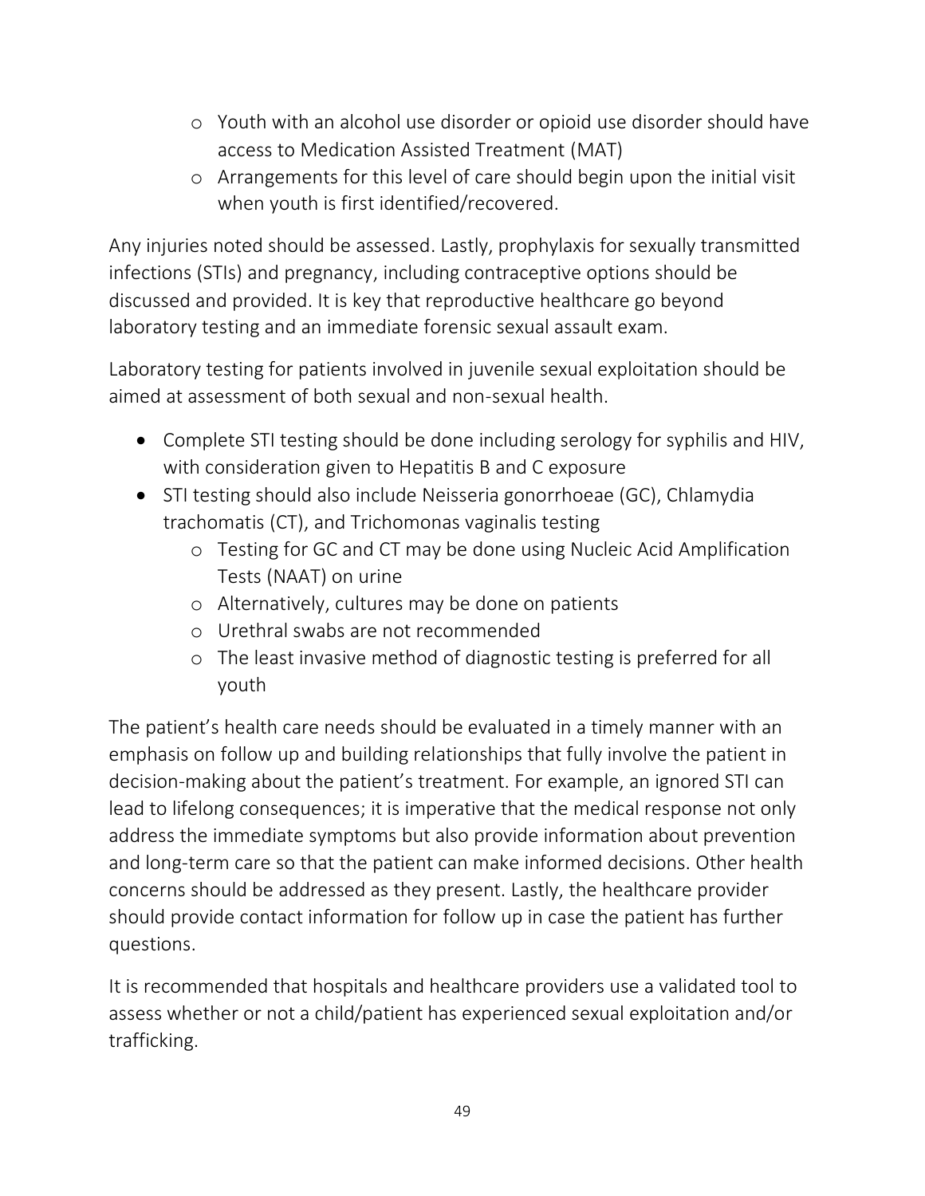- Youth with an alcohol use disorder or opioid use disorder should have access to Medication Assisted Treatment (MAT)
  - Arrangements for this level of care should begin upon the initial visit when youth is first identified/recovered.

Any injuries noted should be assessed. Lastly, prophylaxis for sexually transmitted infections (STIs) and pregnancy, including contraceptive options should be discussed and provided. It is key that reproductive healthcare go beyond laboratory testing and an immediate forensic sexual assault exam.

Laboratory testing for patients involved in juvenile sexual exploitation should be aimed at assessment of both sexual and non-sexual health.

- Complete STI testing should be done including serology for syphilis and HIV, with consideration given to Hepatitis B and C exposure
- STI testing should also include Neisseria gonorrhoeae (GC), Chlamydia trachomatis (CT), and Trichomonas vaginalis testing
  - Testing for GC and CT may be done using Nucleic Acid Amplification Tests (NAAT) on urine
  - Alternatively, cultures may be done on patients
  - Urethral swabs are not recommended
  - The least invasive method of diagnostic testing is preferred for all youth

The patient's health care needs should be evaluated in a timely manner with an emphasis on follow up and building relationships that fully involve the patient in decision-making about the patient's treatment. For example, an ignored STI can lead to lifelong consequences; it is imperative that the medical response not only address the immediate symptoms but also provide information about prevention and long-term care so that the patient can make informed decisions. Other health concerns should be addressed as they present. Lastly, the healthcare provider should provide contact information for follow up in case the patient has further questions.

It is recommended that hospitals and healthcare providers use a validated tool to assess whether or not a child/patient has experienced sexual exploitation and/or trafficking.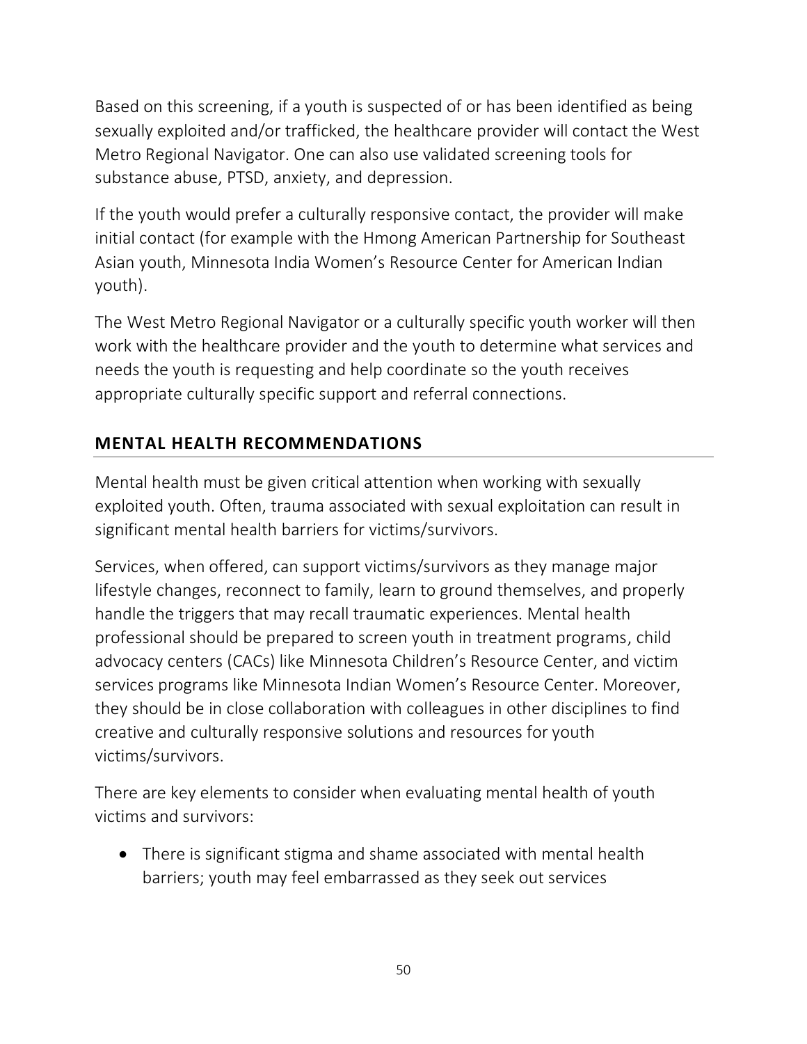Based on this screening, if a youth is suspected of or has been identified as being sexually exploited and/or trafficked, the healthcare provider will contact the West Metro Regional Navigator. One can also use validated screening tools for substance abuse, PTSD, anxiety, and depression.

If the youth would prefer a culturally responsive contact, the provider will make initial contact (for example with the Hmong American Partnership for Southeast Asian youth, Minnesota India Women's Resource Center for American Indian youth).

The West Metro Regional Navigator or a culturally specific youth worker will then work with the healthcare provider and the youth to determine what services and needs the youth is requesting and help coordinate so the youth receives appropriate culturally specific support and referral connections.

## MENTAL HEALTH RECOMMENDATIONS

Mental health must be given critical attention when working with sexually exploited youth. Often, trauma associated with sexual exploitation can result in significant mental health barriers for victims/survivors.

Services, when offered, can support victims/survivors as they manage major lifestyle changes, reconnect to family, learn to ground themselves, and properly handle the triggers that may recall traumatic experiences. Mental health professional should be prepared to screen youth in treatment programs, child advocacy centers (CACs) like Minnesota Children's Resource Center, and victim services programs like Minnesota Indian Women's Resource Center. Moreover, they should be in close collaboration with colleagues in other disciplines to find creative and culturally responsive solutions and resources for youth victims/survivors.

There are key elements to consider when evaluating mental health of youth victims and survivors:

- There is significant stigma and shame associated with mental health barriers; youth may feel embarrassed as they seek out services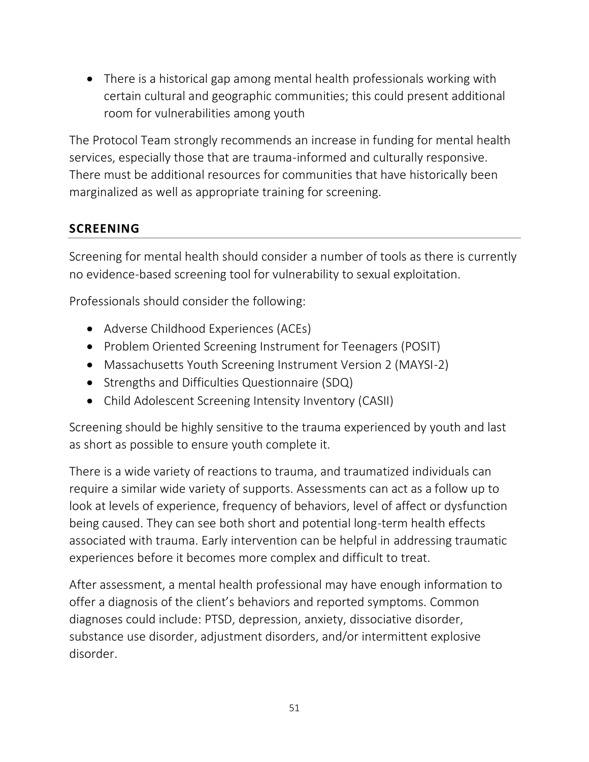- There is a historical gap among mental health professionals working with certain cultural and geographic communities; this could present additional room for vulnerabilities among youth

The Protocol Team strongly recommends an increase in funding for mental health services, especially those that are trauma-informed and culturally responsive. There must be additional resources for communities that have historically been marginalized as well as appropriate training for screening.

## SCREENING

Screening for mental health should consider a number of tools as there is currently no evidence-based screening tool for vulnerability to sexual exploitation.

Professionals should consider the following:

- Adverse Childhood Experiences (ACEs)
- Problem Oriented Screening Instrument for Teenagers (POSIT)
- Massachusetts Youth Screening Instrument Version 2 (MAYSI-2)
- Strengths and Difficulties Questionnaire (SDQ)
- Child Adolescent Screening Intensity Inventory (CASII)

Screening should be highly sensitive to the trauma experienced by youth and last as short as possible to ensure youth complete it.

There is a wide variety of reactions to trauma, and traumatized individuals can require a similar wide variety of supports. Assessments can act as a follow up to look at levels of experience, frequency of behaviors, level of affect or dysfunction being caused. They can see both short and potential long-term health effects associated with trauma. Early intervention can be helpful in addressing traumatic experiences before it becomes more complex and difficult to treat.

After assessment, a mental health professional may have enough information to offer a diagnosis of the client's behaviors and reported symptoms. Common diagnoses could include: PTSD, depression, anxiety, dissociative disorder, substance use disorder, adjustment disorders, and/or intermittent explosive disorder.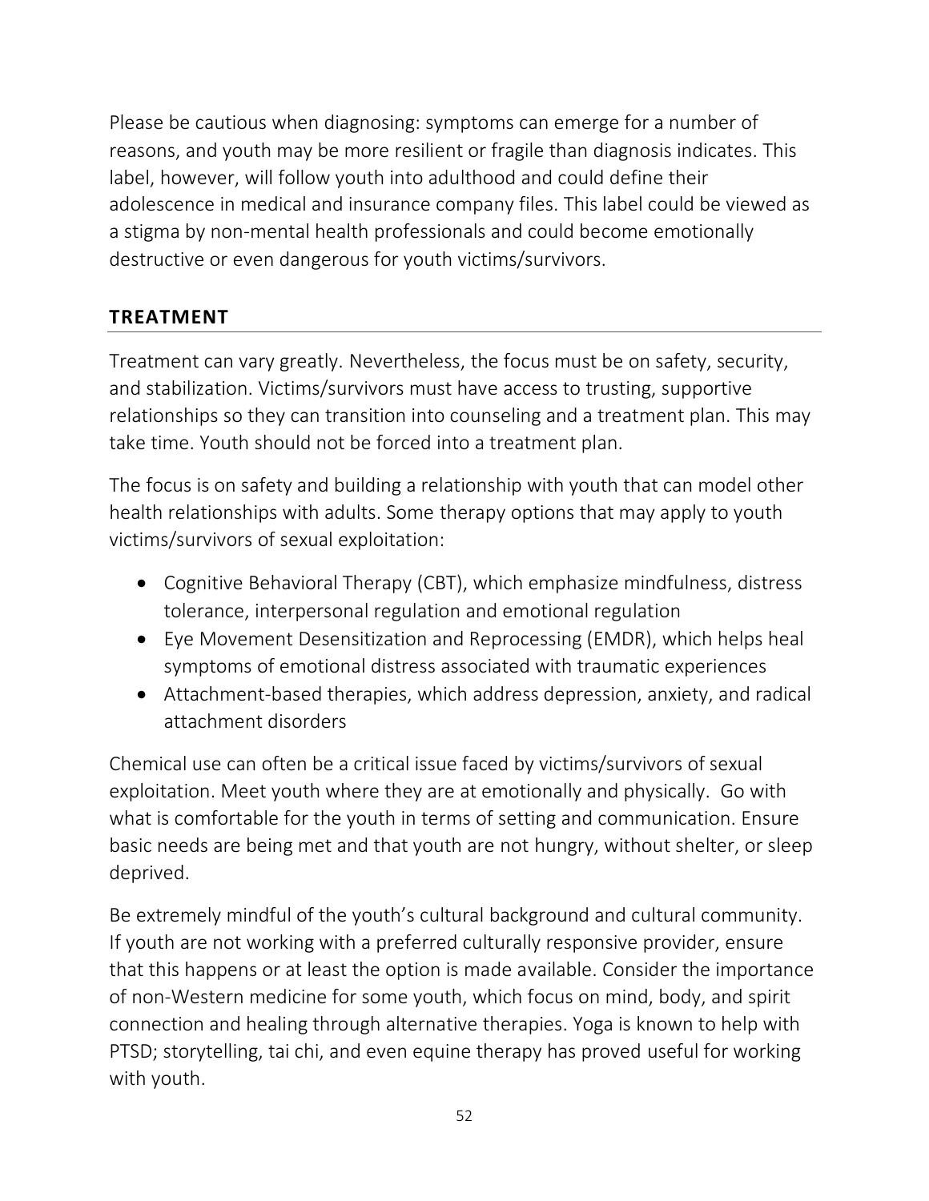Please be cautious when diagnosing: symptoms can emerge for a number of reasons, and youth may be more resilient or fragile than diagnosis indicates. This label, however, will follow youth into adulthood and could define their adolescence in medical and insurance company files. This label could be viewed as a stigma by non-mental health professionals and could become emotionally destructive or even dangerous for youth victims/survivors.

## TREATMENT

Treatment can vary greatly. Nevertheless, the focus must be on safety, security, and stabilization. Victims/survivors must have access to trusting, supportive relationships so they can transition into counseling and a treatment plan. This may take time. Youth should not be forced into a treatment plan.

The focus is on safety and building a relationship with youth that can model other health relationships with adults. Some therapy options that may apply to youth victims/survivors of sexual exploitation:

- Cognitive Behavioral Therapy (CBT), which emphasize mindfulness, distress tolerance, interpersonal regulation and emotional regulation
- Eye Movement Desensitization and Reprocessing (EMDR), which helps heal symptoms of emotional distress associated with traumatic experiences
- Attachment-based therapies, which address depression, anxiety, and radical attachment disorders

Chemical use can often be a critical issue faced by victims/survivors of sexual exploitation. Meet youth where they are at emotionally and physically. Go with what is comfortable for the youth in terms of setting and communication. Ensure basic needs are being met and that youth are not hungry, without shelter, or sleep deprived.

Be extremely mindful of the youth's cultural background and cultural community. If youth are not working with a preferred culturally responsive provider, ensure that this happens or at least the option is made available. Consider the importance of non-Western medicine for some youth, which focus on mind, body, and spirit connection and healing through alternative therapies. Yoga is known to help with PTSD; storytelling, tai chi, and even equine therapy has proved useful for working with youth.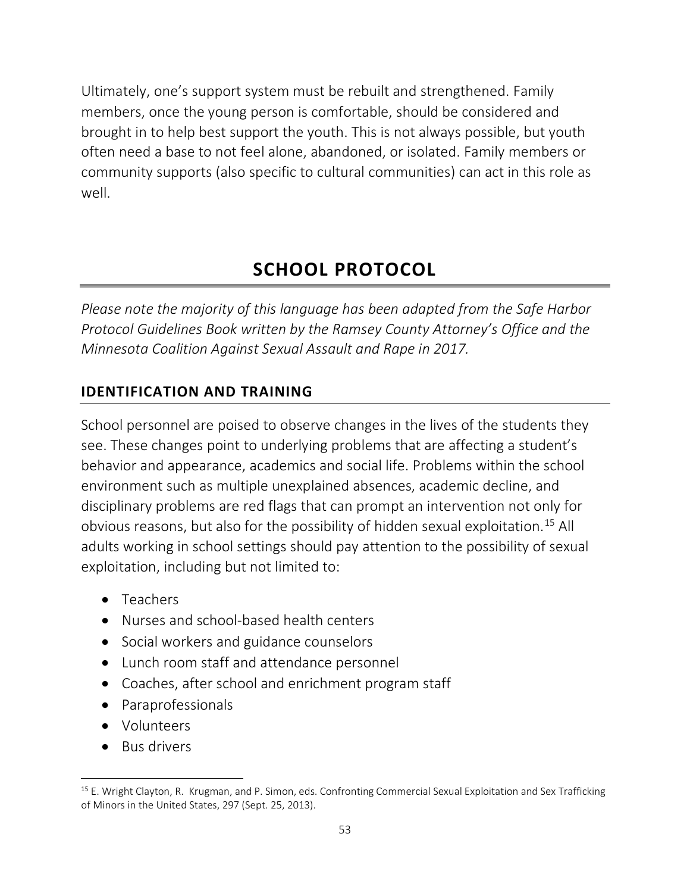Ultimately, one's support system must be rebuilt and strengthened. Family members, once the young person is comfortable, should be considered and brought in to help best support the youth. This is not always possible, but youth often need a base to not feel alone, abandoned, or isolated. Family members or community supports (also specific to cultural communities) can act in this role as well.

# SCHOOL PROTOCOL

*Please note the majority of this language has been adapted from the Safe Harbor Protocol Guidelines Book written by the Ramsey County Attorney's Office and the Minnesota Coalition Against Sexual Assault and Rape in 2017.*

## IDENTIFICATION AND TRAINING

School personnel are poised to observe changes in the lives of the students they see. These changes point to underlying problems that are affecting a student's behavior and appearance, academics and social life. Problems within the school environment such as multiple unexplained absences, academic decline, and disciplinary problems are red flags that can prompt an intervention not only for obvious reasons, but also for the possibility of hidden sexual exploitation.[15] All adults working in school settings should pay attention to the possibility of sexual exploitation, including but not limited to:

- Teachers
- Nurses and school-based health centers
- Social workers and guidance counselors
- Lunch room staff and attendance personnel
- Coaches, after school and enrichment program staff
- Paraprofessionals
- Volunteers
- Bus drivers

[15] E. Wright Clayton, R. Krugman, and P. Simon, eds. Confronting Commercial Sexual Exploitation and Sex Trafficking of Minors in the United States, 297 (Sept. 25, 2013).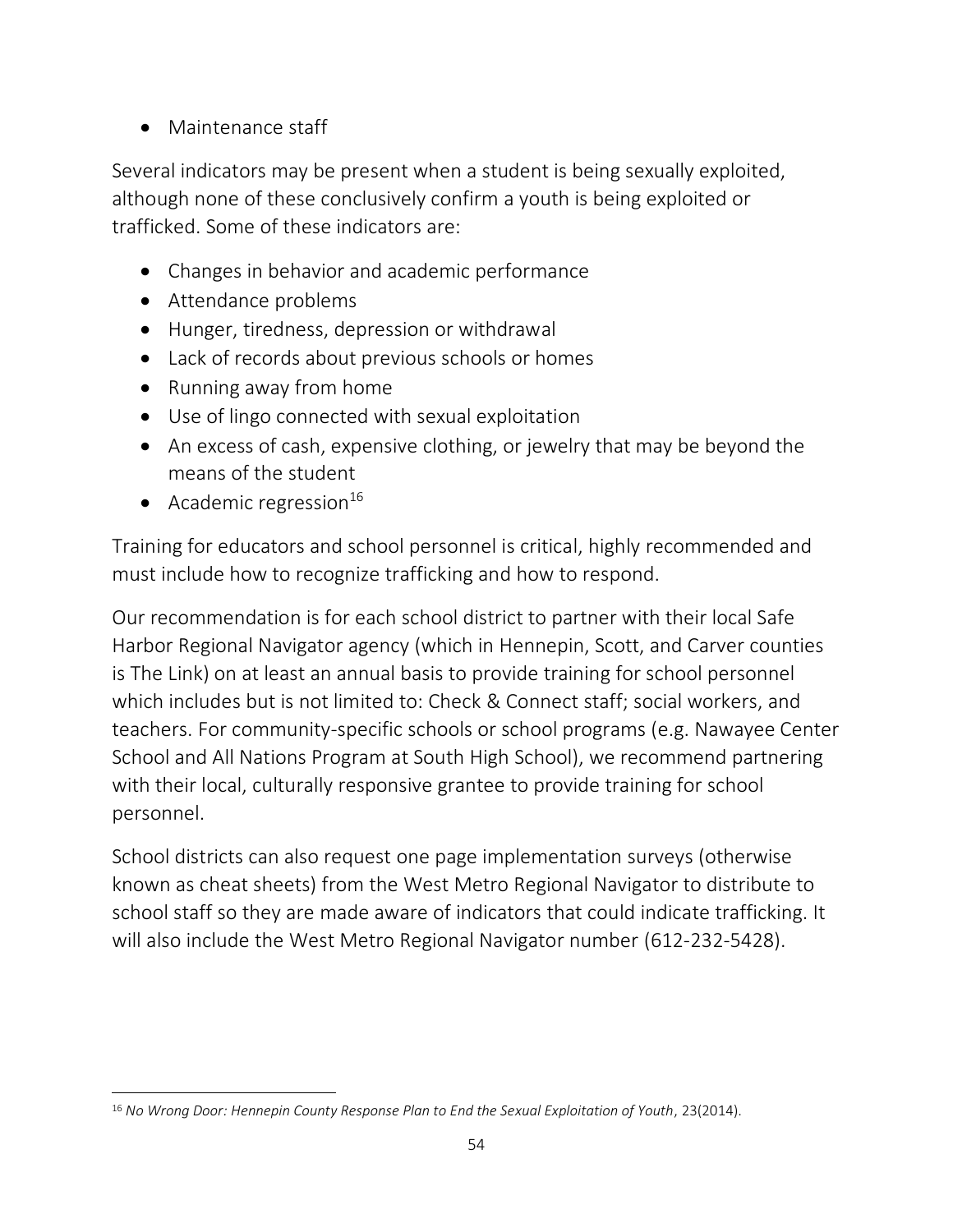- Maintenance staff

Several indicators may be present when a student is being sexually exploited, although none of these conclusively confirm a youth is being exploited or trafficked. Some of these indicators are:

- Changes in behavior and academic performance
- Attendance problems
- Hunger, tiredness, depression or withdrawal
- Lack of records about previous schools or homes
- Running away from home
- Use of lingo connected with sexual exploitation
- An excess of cash, expensive clothing, or jewelry that may be beyond the means of the student
- Academic regression[16]

Training for educators and school personnel is critical, highly recommended and must include how to recognize trafficking and how to respond.

Our recommendation is for each school district to partner with their local Safe Harbor Regional Navigator agency (which in Hennepin, Scott, and Carver counties is The Link) on at least an annual basis to provide training for school personnel which includes but is not limited to: Check & Connect staff; social workers, and teachers. For community-specific schools or school programs (e.g. Nawayee Center School and All Nations Program at South High School), we recommend partnering with their local, culturally responsive grantee to provide training for school personnel.

School districts can also request one page implementation surveys (otherwise known as cheat sheets) from the West Metro Regional Navigator to distribute to school staff so they are made aware of indicators that could indicate trafficking. It will also include the West Metro Regional Navigator number (612-232-5428).

---

[16] *No Wrong Door: Hennepin County Response Plan to End the Sexual Exploitation of Youth*, 23(2014).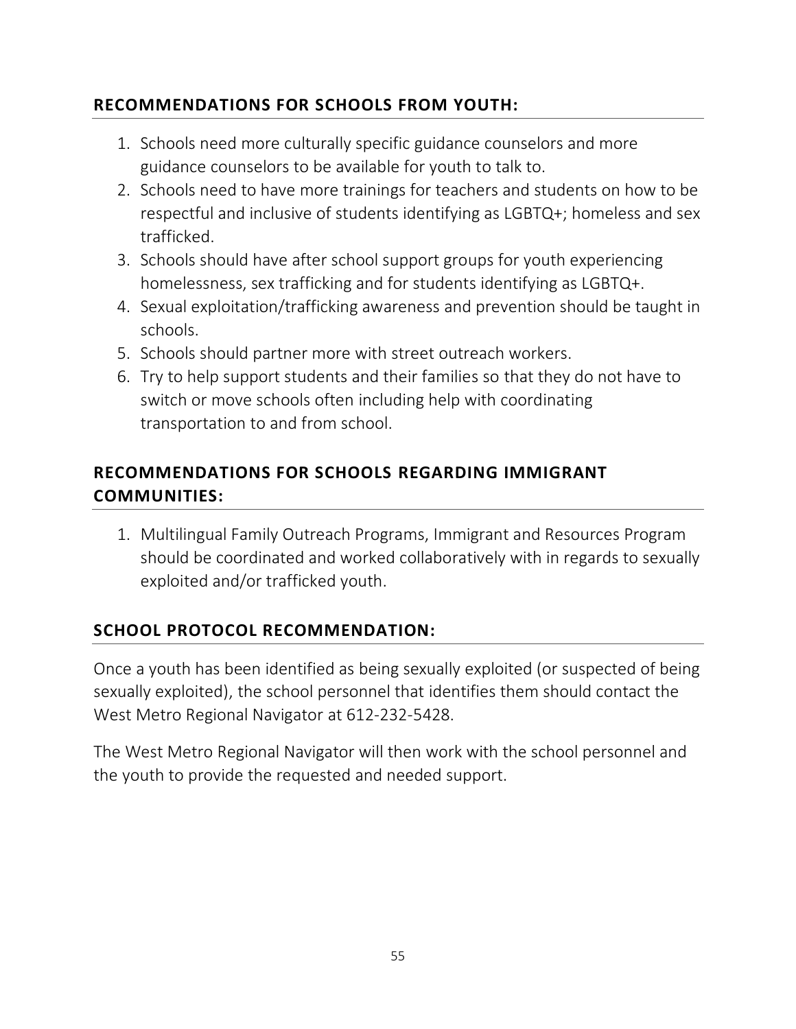## RECOMMENDATIONS FOR SCHOOLS FROM YOUTH:

1. Schools need more culturally specific guidance counselors and more guidance counselors to be available for youth to talk to.
2. Schools need to have more trainings for teachers and students on how to be respectful and inclusive of students identifying as LGBTQ+; homeless and sex trafficked.
3. Schools should have after school support groups for youth experiencing homelessness, sex trafficking and for students identifying as LGBTQ+.
4. Sexual exploitation/trafficking awareness and prevention should be taught in schools.
5. Schools should partner more with street outreach workers.
6. Try to help support students and their families so that they do not have to switch or move schools often including help with coordinating transportation to and from school.

## RECOMMENDATIONS FOR SCHOOLS REGARDING IMMIGRANT COMMUNITIES:

1. Multilingual Family Outreach Programs, Immigrant and Resources Program should be coordinated and worked collaboratively with in regards to sexually exploited and/or trafficked youth.

## SCHOOL PROTOCOL RECOMMENDATION:

Once a youth has been identified as being sexually exploited (or suspected of being sexually exploited), the school personnel that identifies them should contact the West Metro Regional Navigator at 612-232-5428.

The West Metro Regional Navigator will then work with the school personnel and the youth to provide the requested and needed support.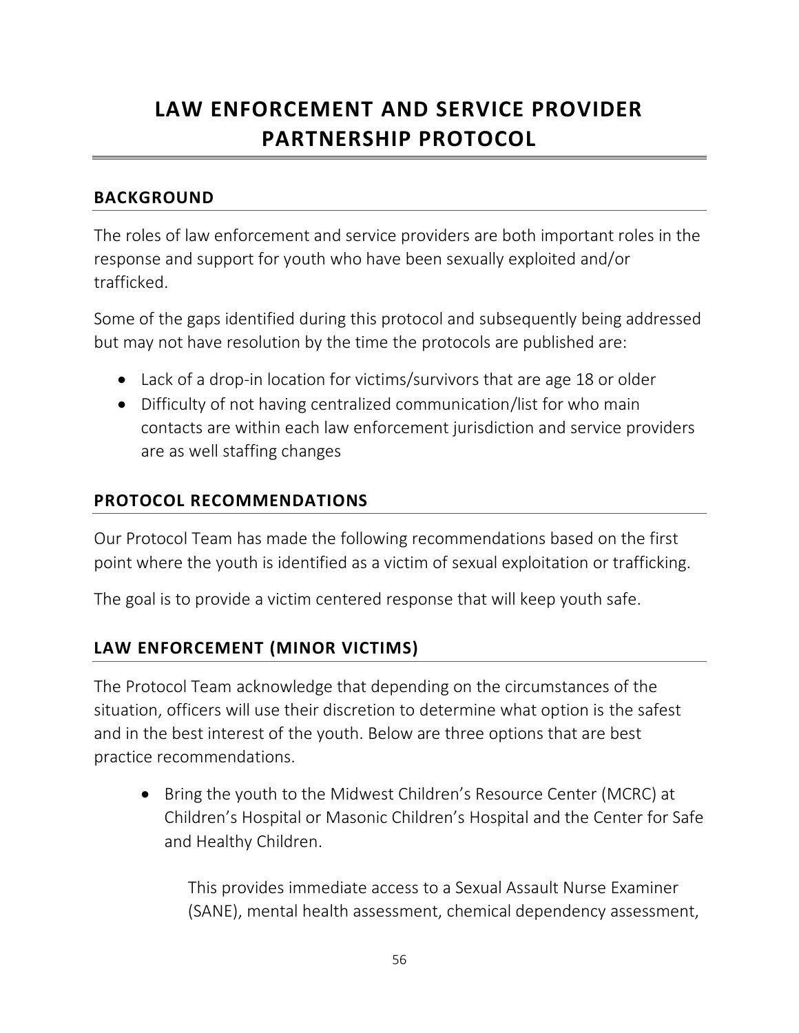# LAW ENFORCEMENT AND SERVICE PROVIDER PARTNERSHIP PROTOCOL

## BACKGROUND

The roles of law enforcement and service providers are both important roles in the response and support for youth who have been sexually exploited and/or trafficked.

Some of the gaps identified during this protocol and subsequently being addressed but may not have resolution by the time the protocols are published are:

- Lack of a drop-in location for victims/survivors that are age 18 or older
- Difficulty of not having centralized communication/list for who main contacts are within each law enforcement jurisdiction and service providers are as well staffing changes

## PROTOCOL RECOMMENDATIONS

Our Protocol Team has made the following recommendations based on the first point where the youth is identified as a victim of sexual exploitation or trafficking.

The goal is to provide a victim centered response that will keep youth safe.

## LAW ENFORCEMENT (MINOR VICTIMS)

The Protocol Team acknowledge that depending on the circumstances of the situation, officers will use their discretion to determine what option is the safest and in the best interest of the youth. Below are three options that are best practice recommendations.

- Bring the youth to the Midwest Children's Resource Center (MCRC) at Children's Hospital or Masonic Children's Hospital and the Center for Safe and Healthy Children.

  This provides immediate access to a Sexual Assault Nurse Examiner (SANE), mental health assessment, chemical dependency assessment,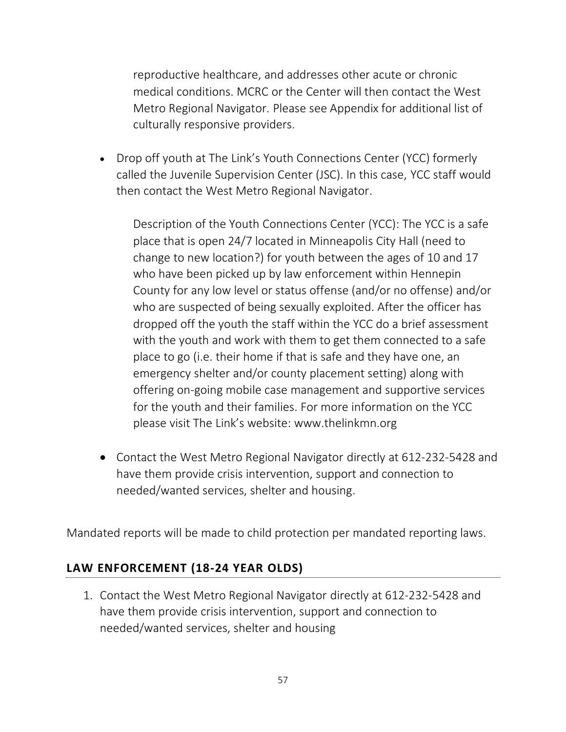reproductive healthcare, and addresses other acute or chronic medical conditions. MCRC or the Center will then contact the West Metro Regional Navigator. Please see Appendix for additional list of culturally responsive providers.

- Drop off youth at The Link's Youth Connections Center (YCC) formerly called the Juvenile Supervision Center (JSC). In this case, YCC staff would then contact the West Metro Regional Navigator.

  Description of the Youth Connections Center (YCC): The YCC is a safe place that is open 24/7 located in Minneapolis City Hall (need to change to new location?) for youth between the ages of 10 and 17 who have been picked up by law enforcement within Hennepin County for any low level or status offense (and/or no offense) and/or who are suspected of being sexually exploited. After the officer has dropped off the youth the staff within the YCC do a brief assessment with the youth and work with them to get them connected to a safe place to go (i.e. their home if that is safe and they have one, an emergency shelter and/or county placement setting) along with offering on-going mobile case management and supportive services for the youth and their families. For more information on the YCC please visit The Link's website: www.thelinkmn.org

- Contact the West Metro Regional Navigator directly at 612-232-5428 and have them provide crisis intervention, support and connection to needed/wanted services, shelter and housing.

Mandated reports will be made to child protection per mandated reporting laws.

## LAW ENFORCEMENT (18-24 YEAR OLDS)

1. Contact the West Metro Regional Navigator directly at 612-232-5428 and have them provide crisis intervention, support and connection to needed/wanted services, shelter and housing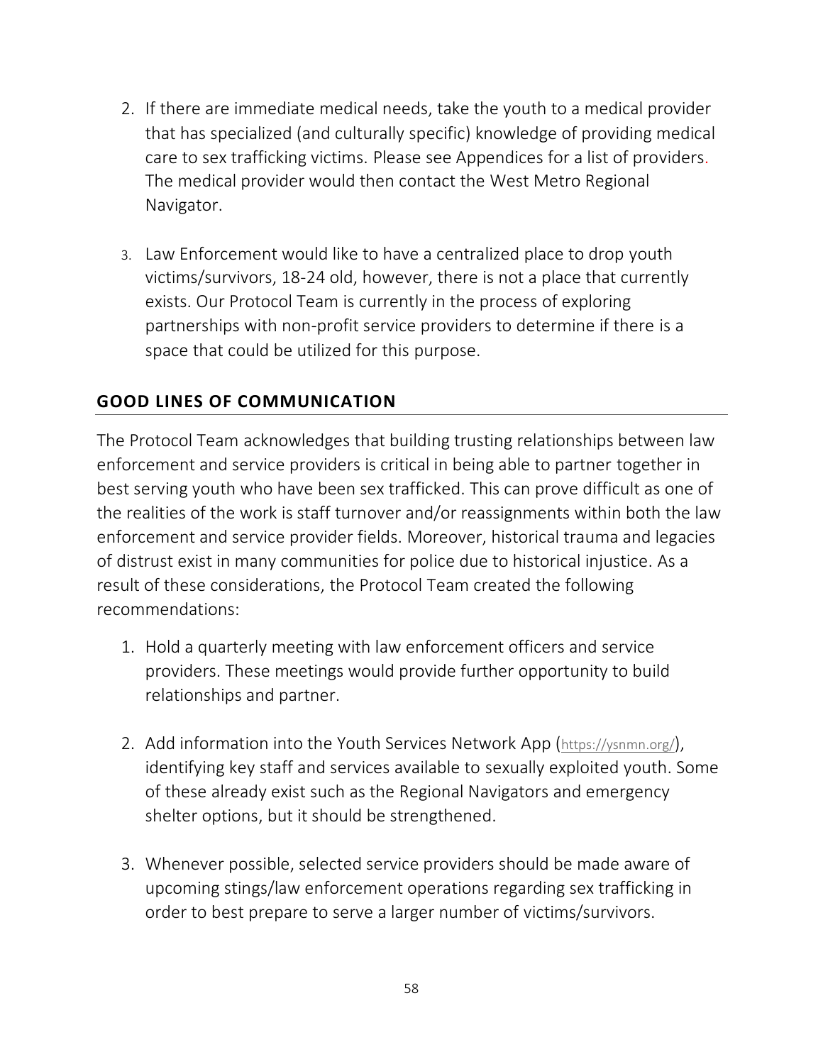2. If there are immediate medical needs, take the youth to a medical provider that has specialized (and culturally specific) knowledge of providing medical care to sex trafficking victims. Please see Appendices for a list of providers. The medical provider would then contact the West Metro Regional Navigator.

3. Law Enforcement would like to have a centralized place to drop youth victims/survivors, 18-24 old, however, there is not a place that currently exists. Our Protocol Team is currently in the process of exploring partnerships with non-profit service providers to determine if there is a space that could be utilized for this purpose.

## GOOD LINES OF COMMUNICATION

The Protocol Team acknowledges that building trusting relationships between law enforcement and service providers is critical in being able to partner together in best serving youth who have been sex trafficked. This can prove difficult as one of the realities of the work is staff turnover and/or reassignments within both the law enforcement and service provider fields. Moreover, historical trauma and legacies of distrust exist in many communities for police due to historical injustice. As a result of these considerations, the Protocol Team created the following recommendations:

1. Hold a quarterly meeting with law enforcement officers and service providers. These meetings would provide further opportunity to build relationships and partner.

2. Add information into the Youth Services Network App (https://ysnmn.org/), identifying key staff and services available to sexually exploited youth. Some of these already exist such as the Regional Navigators and emergency shelter options, but it should be strengthened.

3. Whenever possible, selected service providers should be made aware of upcoming stings/law enforcement operations regarding sex trafficking in order to best prepare to serve a larger number of victims/survivors.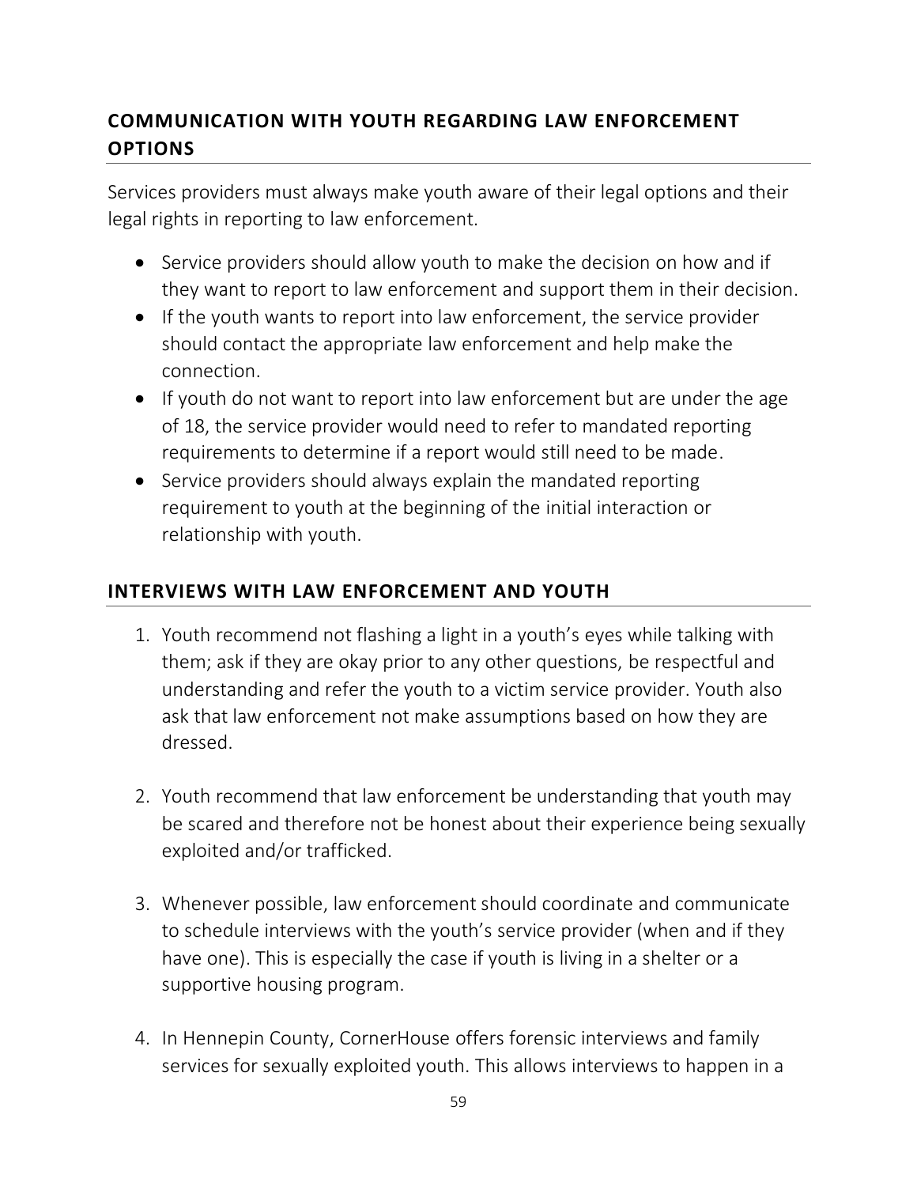## COMMUNICATION WITH YOUTH REGARDING LAW ENFORCEMENT OPTIONS

Services providers must always make youth aware of their legal options and their legal rights in reporting to law enforcement.

- Service providers should allow youth to make the decision on how and if they want to report to law enforcement and support them in their decision.
- If the youth wants to report into law enforcement, the service provider should contact the appropriate law enforcement and help make the connection.
- If youth do not want to report into law enforcement but are under the age of 18, the service provider would need to refer to mandated reporting requirements to determine if a report would still need to be made.
- Service providers should always explain the mandated reporting requirement to youth at the beginning of the initial interaction or relationship with youth.

## INTERVIEWS WITH LAW ENFORCEMENT AND YOUTH

1. Youth recommend not flashing a light in a youth's eyes while talking with them; ask if they are okay prior to any other questions, be respectful and understanding and refer the youth to a victim service provider. Youth also ask that law enforcement not make assumptions based on how they are dressed.

2. Youth recommend that law enforcement be understanding that youth may be scared and therefore not be honest about their experience being sexually exploited and/or trafficked.

3. Whenever possible, law enforcement should coordinate and communicate to schedule interviews with the youth's service provider (when and if they have one). This is especially the case if youth is living in a shelter or a supportive housing program.

4. In Hennepin County, CornerHouse offers forensic interviews and family services for sexually exploited youth. This allows interviews to happen in a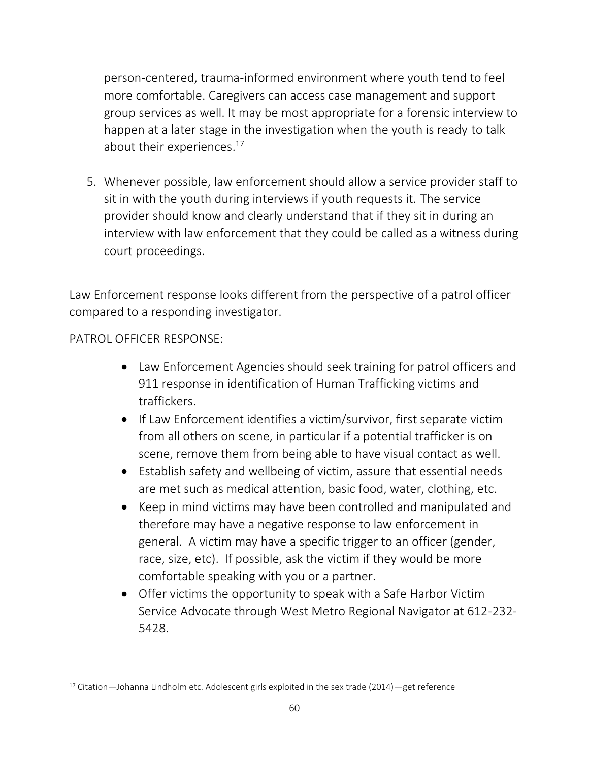person-centered, trauma-informed environment where youth tend to feel more comfortable. Caregivers can access case management and support group services as well. It may be most appropriate for a forensic interview to happen at a later stage in the investigation when the youth is ready to talk about their experiences.[17]

5. Whenever possible, law enforcement should allow a service provider staff to sit in with the youth during interviews if youth requests it. The service provider should know and clearly understand that if they sit in during an interview with law enforcement that they could be called as a witness during court proceedings.

Law Enforcement response looks different from the perspective of a patrol officer compared to a responding investigator.

PATROL OFFICER RESPONSE:

- Law Enforcement Agencies should seek training for patrol officers and 911 response in identification of Human Trafficking victims and traffickers.
- If Law Enforcement identifies a victim/survivor, first separate victim from all others on scene, in particular if a potential trafficker is on scene, remove them from being able to have visual contact as well.
- Establish safety and wellbeing of victim, assure that essential needs are met such as medical attention, basic food, water, clothing, etc.
- Keep in mind victims may have been controlled and manipulated and therefore may have a negative response to law enforcement in general. A victim may have a specific trigger to an officer (gender, race, size, etc). If possible, ask the victim if they would be more comfortable speaking with you or a partner.
- Offer victims the opportunity to speak with a Safe Harbor Victim Service Advocate through West Metro Regional Navigator at 612-232-5428.

[17] Citation—Johanna Lindholm etc. Adolescent girls exploited in the sex trade (2014)—get reference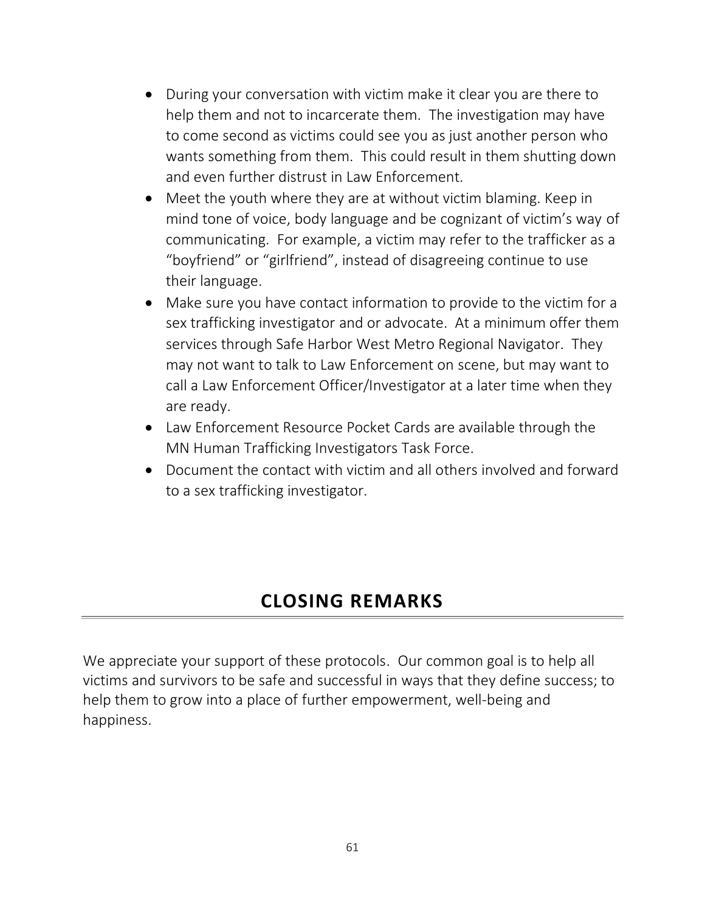- During your conversation with victim make it clear you are there to help them and not to incarcerate them. The investigation may have to come second as victims could see you as just another person who wants something from them. This could result in them shutting down and even further distrust in Law Enforcement.
- Meet the youth where they are at without victim blaming. Keep in mind tone of voice, body language and be cognizant of victim's way of communicating. For example, a victim may refer to the trafficker as a "boyfriend" or "girlfriend", instead of disagreeing continue to use their language.
- Make sure you have contact information to provide to the victim for a sex trafficking investigator and or advocate. At a minimum offer them services through Safe Harbor West Metro Regional Navigator. They may not want to talk to Law Enforcement on scene, but may want to call a Law Enforcement Officer/Investigator at a later time when they are ready.
- Law Enforcement Resource Pocket Cards are available through the MN Human Trafficking Investigators Task Force.
- Document the contact with victim and all others involved and forward to a sex trafficking investigator.

## CLOSING REMARKS

We appreciate your support of these protocols. Our common goal is to help all victims and survivors to be safe and successful in ways that they define success; to help them to grow into a place of further empowerment, well-being and happiness.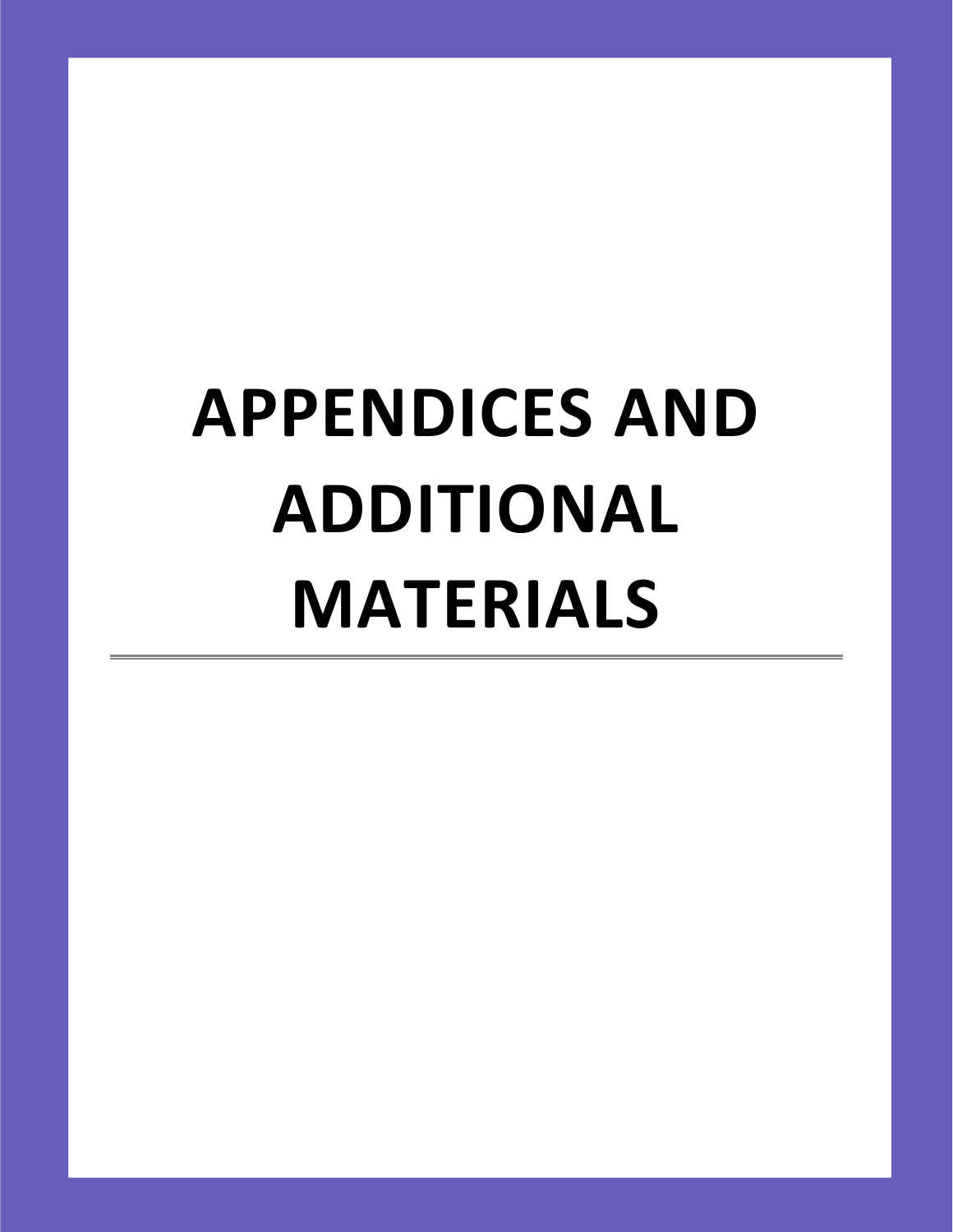# APPENDICES AND ADDITIONAL MATERIALS

---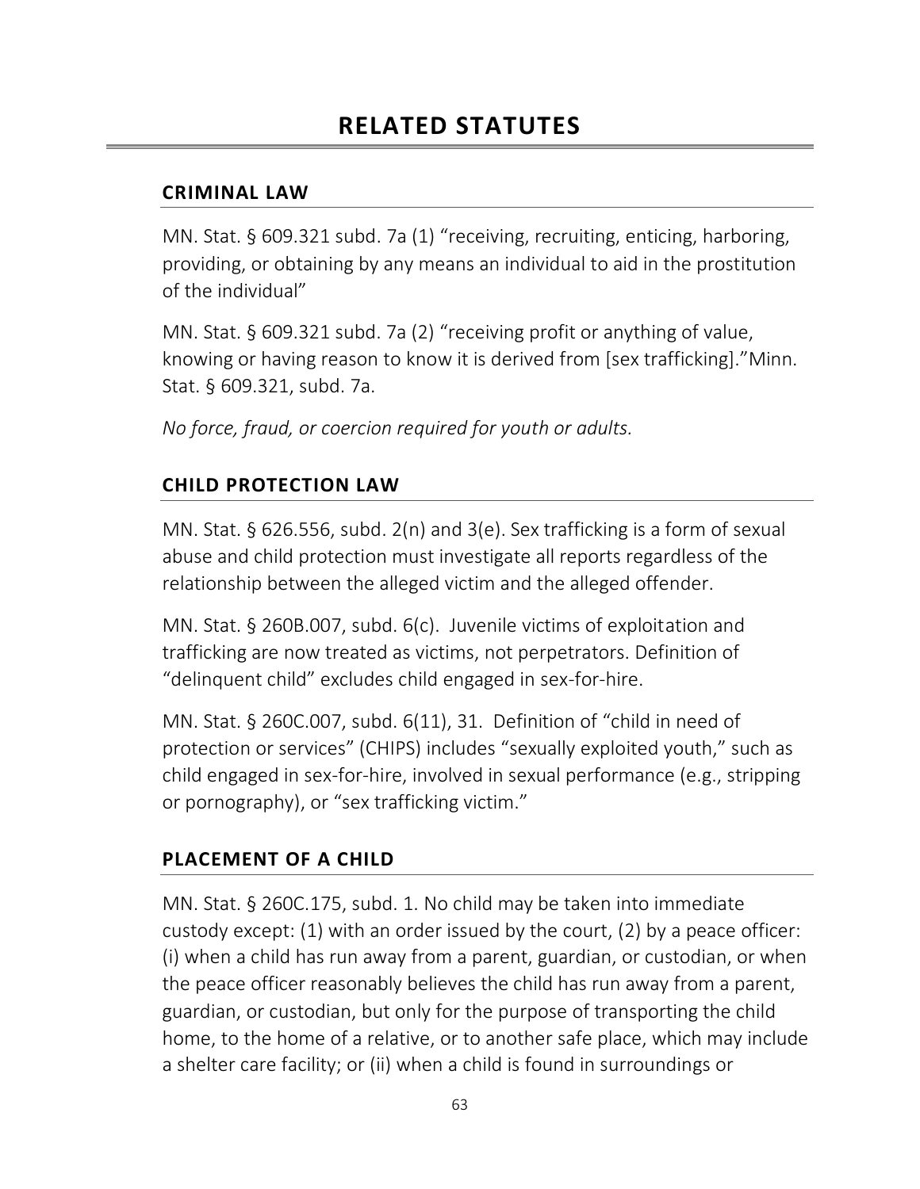# RELATED STATUTES

## CRIMINAL LAW

MN. Stat. § 609.321 subd. 7a (1) “receiving, recruiting, enticing, harboring, providing, or obtaining by any means an individual to aid in the prostitution of the individual”

MN. Stat. § 609.321 subd. 7a (2) “receiving profit or anything of value, knowing or having reason to know it is derived from [sex trafficking].”Minn. Stat. § 609.321, subd. 7a.

*No force, fraud, or coercion required for youth or adults.*

## CHILD PROTECTION LAW

MN. Stat. § 626.556, subd. 2(n) and 3(e). Sex trafficking is a form of sexual abuse and child protection must investigate all reports regardless of the relationship between the alleged victim and the alleged offender.

MN. Stat. § 260B.007, subd. 6(c). Juvenile victims of exploitation and trafficking are now treated as victims, not perpetrators. Definition of “delinquent child” excludes child engaged in sex-for-hire.

MN. Stat. § 260C.007, subd. 6(11), 31. Definition of “child in need of protection or services” (CHIPS) includes “sexually exploited youth,” such as child engaged in sex-for-hire, involved in sexual performance (e.g., stripping or pornography), or “sex trafficking victim.”

## PLACEMENT OF A CHILD

MN. Stat. § 260C.175, subd. 1. No child may be taken into immediate custody except: (1) with an order issued by the court, (2) by a peace officer: (i) when a child has run away from a parent, guardian, or custodian, or when the peace officer reasonably believes the child has run away from a parent, guardian, or custodian, but only for the purpose of transporting the child home, to the home of a relative, or to another safe place, which may include a shelter care facility; or (ii) when a child is found in surroundings or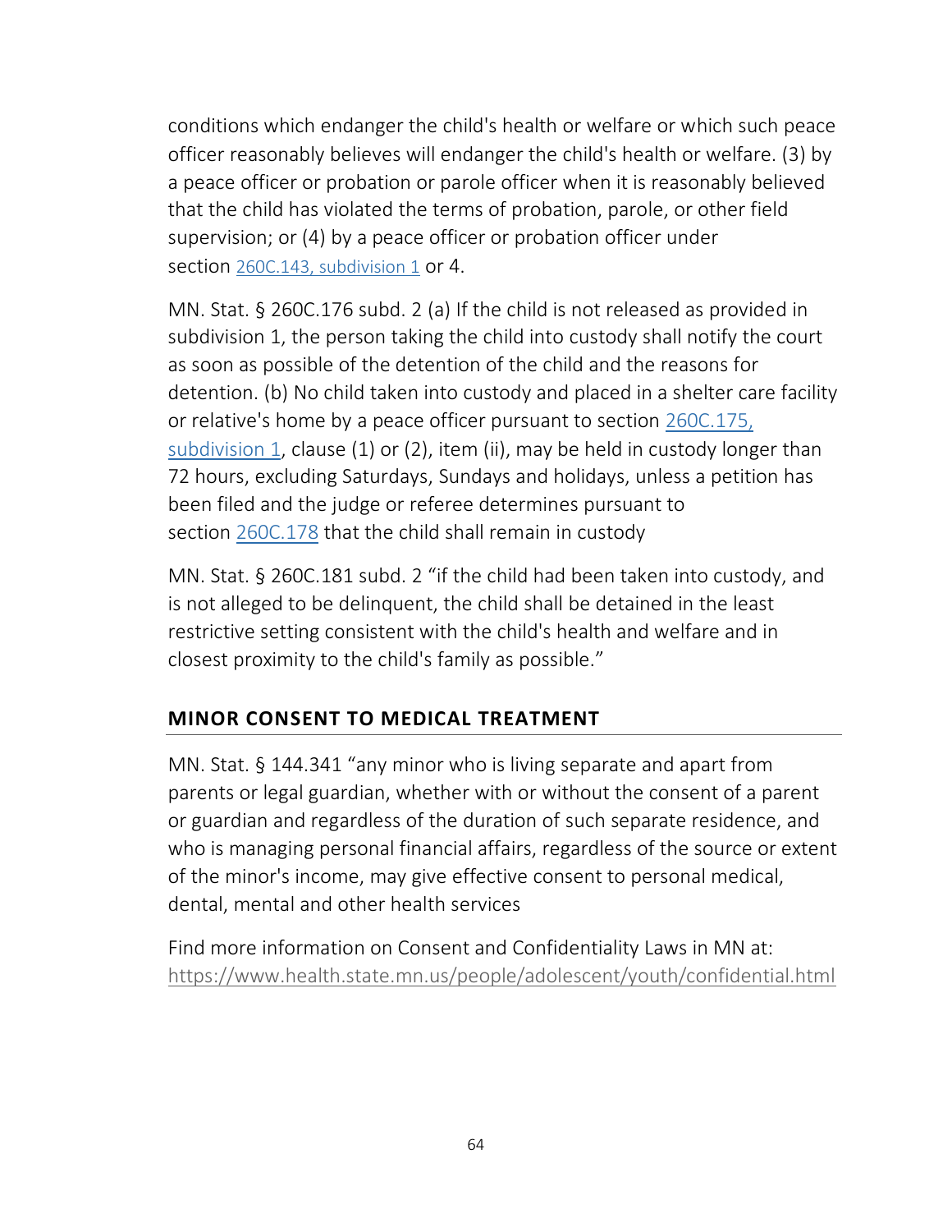conditions which endanger the child's health or welfare or which such peace officer reasonably believes will endanger the child's health or welfare. (3) by a peace officer or probation or parole officer when it is reasonably believed that the child has violated the terms of probation, parole, or other field supervision; or (4) by a peace officer or probation officer under section 260C.143, subdivision 1 or 4.

MN. Stat. § 260C.176 subd. 2 (a) If the child is not released as provided in subdivision 1, the person taking the child into custody shall notify the court as soon as possible of the detention of the child and the reasons for detention. (b) No child taken into custody and placed in a shelter care facility or relative's home by a peace officer pursuant to section 260C.175, subdivision 1, clause (1) or (2), item (ii), may be held in custody longer than 72 hours, excluding Saturdays, Sundays and holidays, unless a petition has been filed and the judge or referee determines pursuant to section 260C.178 that the child shall remain in custody

MN. Stat. § 260C.181 subd. 2 "if the child had been taken into custody, and is not alleged to be delinquent, the child shall be detained in the least restrictive setting consistent with the child's health and welfare and in closest proximity to the child's family as possible."

## MINOR CONSENT TO MEDICAL TREATMENT

MN. Stat. § 144.341 "any minor who is living separate and apart from parents or legal guardian, whether with or without the consent of a parent or guardian and regardless of the duration of such separate residence, and who is managing personal financial affairs, regardless of the source or extent of the minor's income, may give effective consent to personal medical, dental, mental and other health services

Find more information on Consent and Confidentiality Laws in MN at: https://www.health.state.mn.us/people/adolescent/youth/confidential.html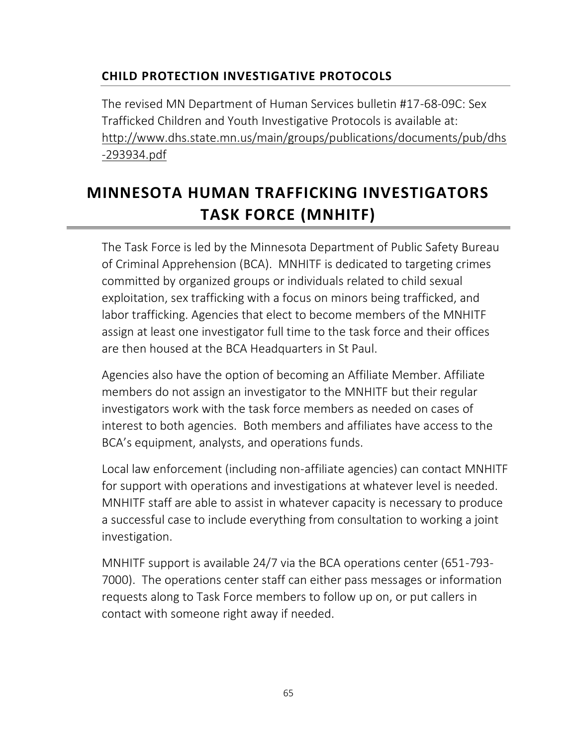### CHILD PROTECTION INVESTIGATIVE PROTOCOLS

The revised MN Department of Human Services bulletin #17-68-09C: Sex Trafficked Children and Youth Investigative Protocols is available at: http://www.dhs.state.mn.us/main/groups/publications/documents/pub/dhs-293934.pdf

## MINNESOTA HUMAN TRAFFICKING INVESTIGATORS TASK FORCE (MNHITF)

The Task Force is led by the Minnesota Department of Public Safety Bureau of Criminal Apprehension (BCA). MNHITF is dedicated to targeting crimes committed by organized groups or individuals related to child sexual exploitation, sex trafficking with a focus on minors being trafficked, and labor trafficking. Agencies that elect to become members of the MNHITF assign at least one investigator full time to the task force and their offices are then housed at the BCA Headquarters in St Paul.

Agencies also have the option of becoming an Affiliate Member. Affiliate members do not assign an investigator to the MNHITF but their regular investigators work with the task force members as needed on cases of interest to both agencies. Both members and affiliates have access to the BCA's equipment, analysts, and operations funds.

Local law enforcement (including non-affiliate agencies) can contact MNHITF for support with operations and investigations at whatever level is needed. MNHITF staff are able to assist in whatever capacity is necessary to produce a successful case to include everything from consultation to working a joint investigation.

MNHITF support is available 24/7 via the BCA operations center (651-793-7000). The operations center staff can either pass messages or information requests along to Task Force members to follow up on, or put callers in contact with someone right away if needed.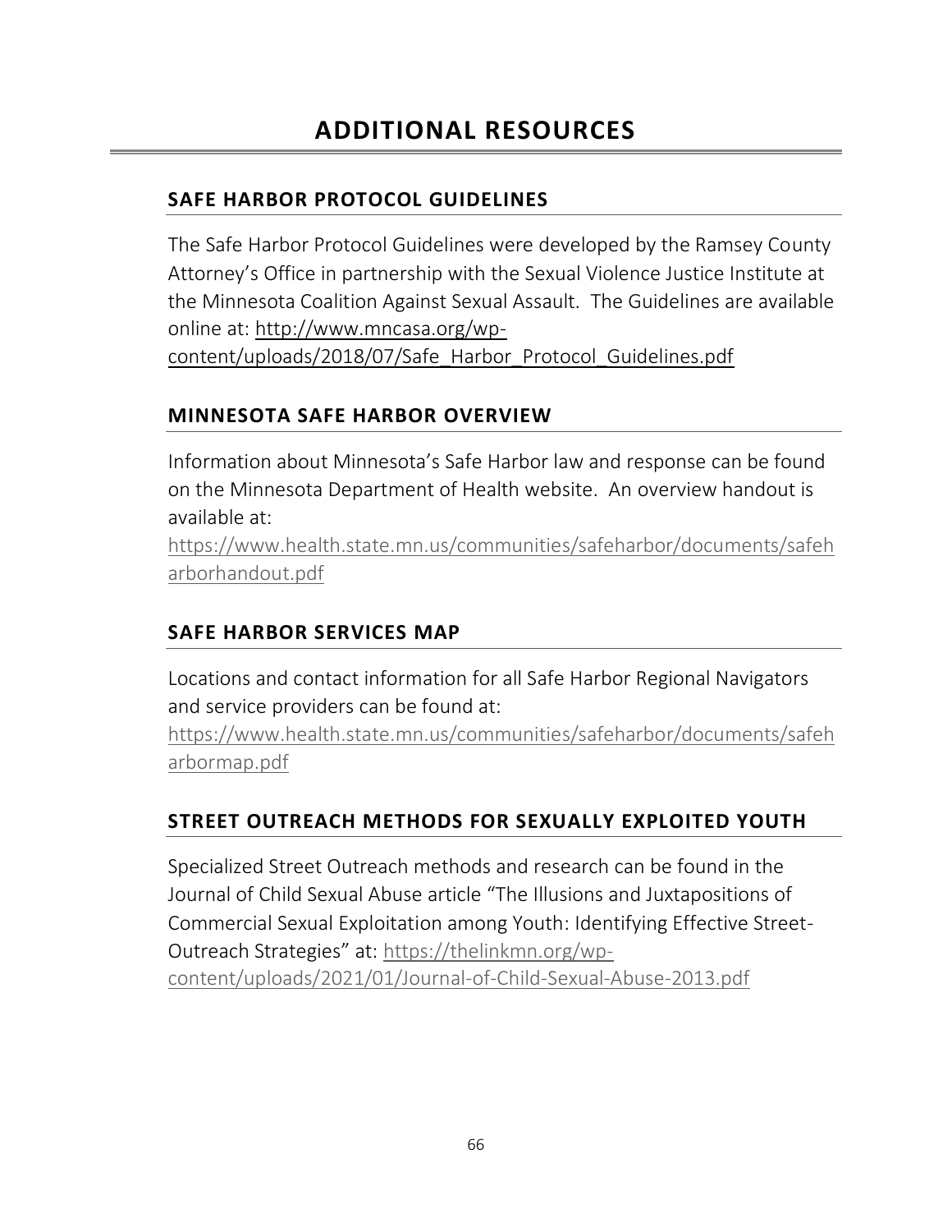# ADDITIONAL RESOURCES

## SAFE HARBOR PROTOCOL GUIDELINES

The Safe Harbor Protocol Guidelines were developed by the Ramsey County Attorney's Office in partnership with the Sexual Violence Justice Institute at the Minnesota Coalition Against Sexual Assault. The Guidelines are available online at: http://www.mncasa.org/wp-content/uploads/2018/07/Safe_Harbor_Protocol_Guidelines.pdf

## MINNESOTA SAFE HARBOR OVERVIEW

Information about Minnesota's Safe Harbor law and response can be found on the Minnesota Department of Health website. An overview handout is available at: https://www.health.state.mn.us/communities/safeharbor/documents/safeharborhandout.pdf

## SAFE HARBOR SERVICES MAP

Locations and contact information for all Safe Harbor Regional Navigators and service providers can be found at: https://www.health.state.mn.us/communities/safeharbor/documents/safeharbormap.pdf

## STREET OUTREACH METHODS FOR SEXUALLY EXPLOITED YOUTH

Specialized Street Outreach methods and research can be found in the Journal of Child Sexual Abuse article "The Illusions and Juxtapositions of Commercial Sexual Exploitation among Youth: Identifying Effective Street-Outreach Strategies" at: https://thelinkmn.org/wp-content/uploads/2021/01/Journal-of-Child-Sexual-Abuse-2013.pdf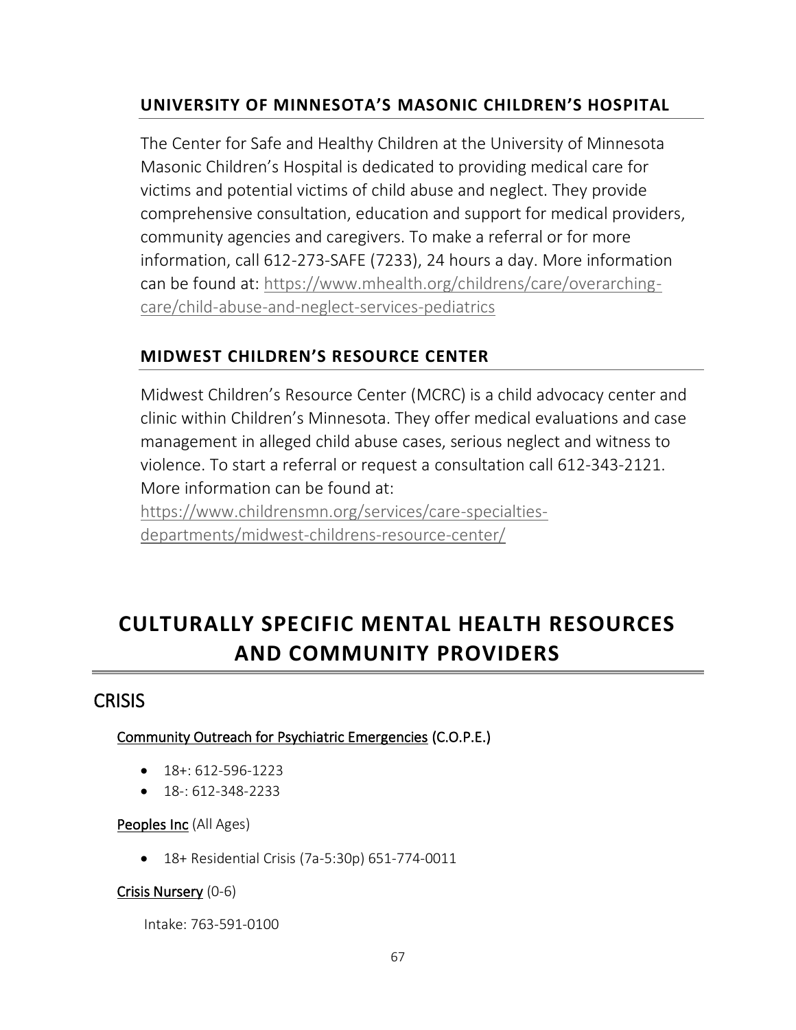### UNIVERSITY OF MINNESOTA'S MASONIC CHILDREN'S HOSPITAL

The Center for Safe and Healthy Children at the University of Minnesota Masonic Children's Hospital is dedicated to providing medical care for victims and potential victims of child abuse and neglect. They provide comprehensive consultation, education and support for medical providers, community agencies and caregivers. To make a referral or for more information, call 612-273-SAFE (7233), 24 hours a day. More information can be found at: https://www.mhealth.org/childrens/care/overarching-care/child-abuse-and-neglect-services-pediatrics

### MIDWEST CHILDREN'S RESOURCE CENTER

Midwest Children's Resource Center (MCRC) is a child advocacy center and clinic within Children's Minnesota. They offer medical evaluations and case management in alleged child abuse cases, serious neglect and witness to violence. To start a referral or request a consultation call 612-343-2121. More information can be found at:
https://www.childrensmn.org/services/care-specialties-departments/midwest-childrens-resource-center/

# CULTURALLY SPECIFIC MENTAL HEALTH RESOURCES AND COMMUNITY PROVIDERS

## CRISIS

Community Outreach for Psychiatric Emergencies (C.O.P.E.)

- 18+: 612-596-1223
- 18-: 612-348-2233

Peoples Inc (All Ages)

- 18+ Residential Crisis (7a-5:30p) 651-774-0011

Crisis Nursery (0-6)

Intake: 763-591-0100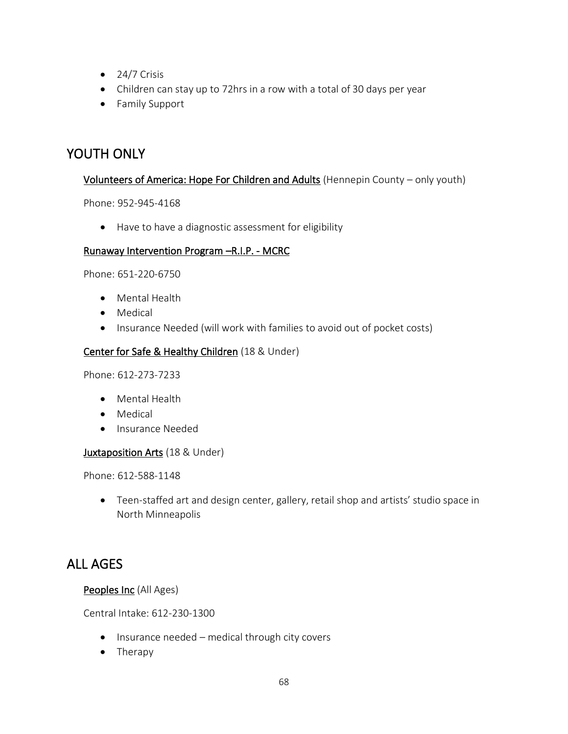- 24/7 Crisis
- Children can stay up to 72hrs in a row with a total of 30 days per year
- Family Support

## YOUTH ONLY

### Volunteers of America: Hope For Children and Adults (Hennepin County – only youth)

Phone: 952-945-4168

- Have to have a diagnostic assessment for eligibility

### Runaway Intervention Program –R.I.P. - MCRC

Phone: 651-220-6750

- Mental Health
- Medical
- Insurance Needed (will work with families to avoid out of pocket costs)

### Center for Safe & Healthy Children (18 & Under)

Phone: 612-273-7233

- Mental Health
- Medical
- Insurance Needed

### Juxtaposition Arts (18 & Under)

Phone: 612-588-1148

- Teen-staffed art and design center, gallery, retail shop and artists' studio space in North Minneapolis

## ALL AGES

### Peoples Inc (All Ages)

Central Intake: 612-230-1300

- Insurance needed – medical through city covers
- Therapy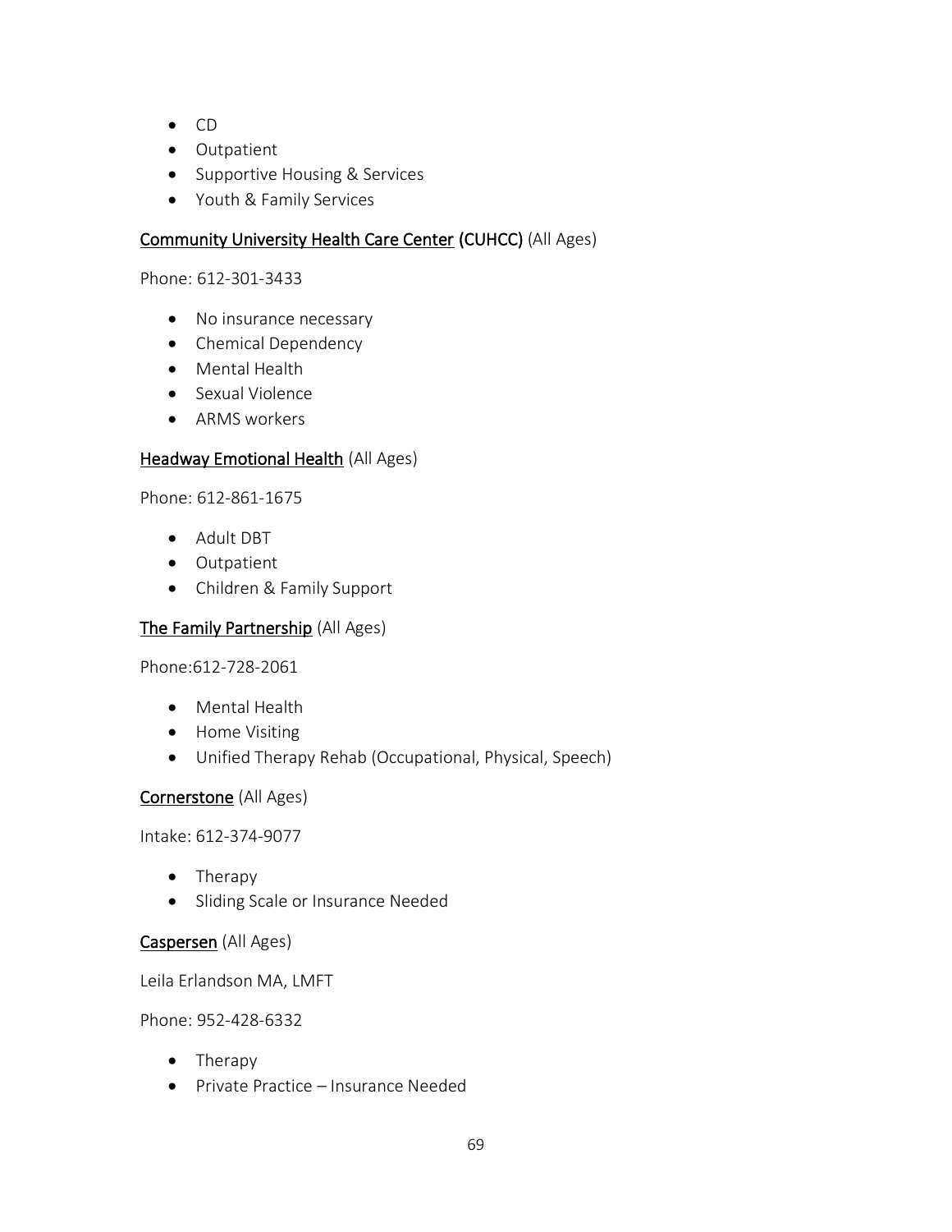- CD
- Outpatient
- Supportive Housing & Services
- Youth & Family Services

Community University Health Care Center (CUHCC) (All Ages)

Phone: 612-301-3433

- No insurance necessary
- Chemical Dependency
- Mental Health
- Sexual Violence
- ARMS workers

Headway Emotional Health (All Ages)

Phone: 612-861-1675

- Adult DBT
- Outpatient
- Children & Family Support

The Family Partnership (All Ages)

Phone:612-728-2061

- Mental Health
- Home Visiting
- Unified Therapy Rehab (Occupational, Physical, Speech)

Cornerstone (All Ages)

Intake: 612-374-9077

- Therapy
- Sliding Scale or Insurance Needed

Caspersen (All Ages)

Leila Erlandson MA, LMFT

Phone: 952-428-6332

- Therapy
- Private Practice – Insurance Needed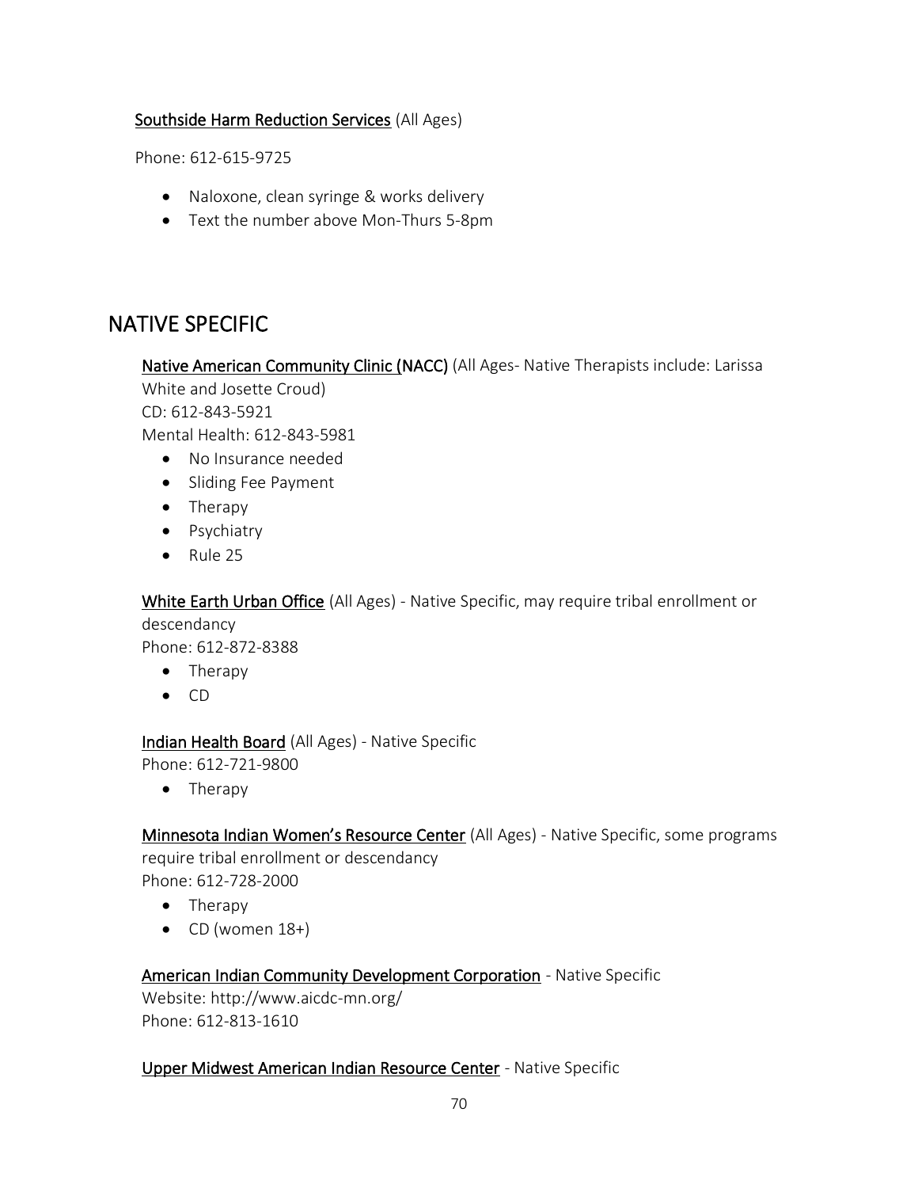Southside Harm Reduction Services (All Ages)

Phone: 612-615-9725

- Naloxone, clean syringe & works delivery
- Text the number above Mon-Thurs 5-8pm

## NATIVE SPECIFIC

Native American Community Clinic (NACC) (All Ages- Native Therapists include: Larissa White and Josette Croud)
CD: 612-843-5921
Mental Health: 612-843-5981

- No Insurance needed
- Sliding Fee Payment
- Therapy
- Psychiatry
- Rule 25

White Earth Urban Office (All Ages) - Native Specific, may require tribal enrollment or descendancy
Phone: 612-872-8388

- Therapy
- CD

Indian Health Board (All Ages) - Native Specific
Phone: 612-721-9800

- Therapy

Minnesota Indian Women's Resource Center (All Ages) - Native Specific, some programs require tribal enrollment or descendancy
Phone: 612-728-2000

- Therapy
- CD (women 18+)

American Indian Community Development Corporation - Native Specific
Website: http://www.aicdc-mn.org/
Phone: 612-813-1610

Upper Midwest American Indian Resource Center - Native Specific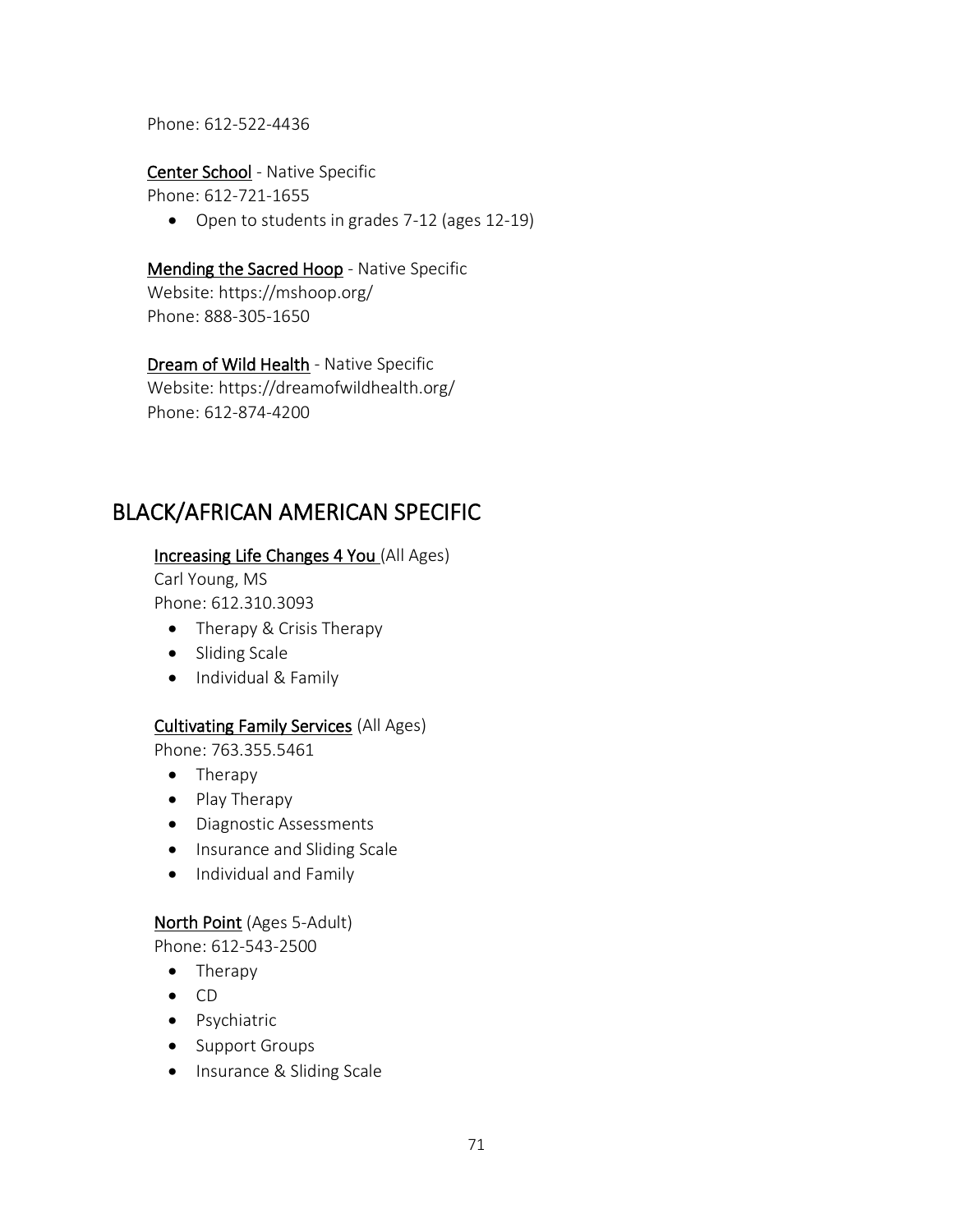Phone: 612-522-4436

Center School - Native Specific
Phone: 612-721-1655

- Open to students in grades 7-12 (ages 12-19)

Mending the Sacred Hoop - Native Specific
Website: https://mshoop.org/
Phone: 888-305-1650

Dream of Wild Health - Native Specific
Website: https://dreamofwildhealth.org/
Phone: 612-874-4200

## BLACK/AFRICAN AMERICAN SPECIFIC

Increasing Life Changes 4 You (All Ages)
Carl Young, MS
Phone: 612.310.3093

- Therapy & Crisis Therapy
- Sliding Scale
- Individual & Family

Cultivating Family Services (All Ages)
Phone: 763.355.5461

- Therapy
- Play Therapy
- Diagnostic Assessments
- Insurance and Sliding Scale
- Individual and Family

North Point (Ages 5-Adult)
Phone: 612-543-2500

- Therapy
- CD
- Psychiatric
- Support Groups
- Insurance & Sliding Scale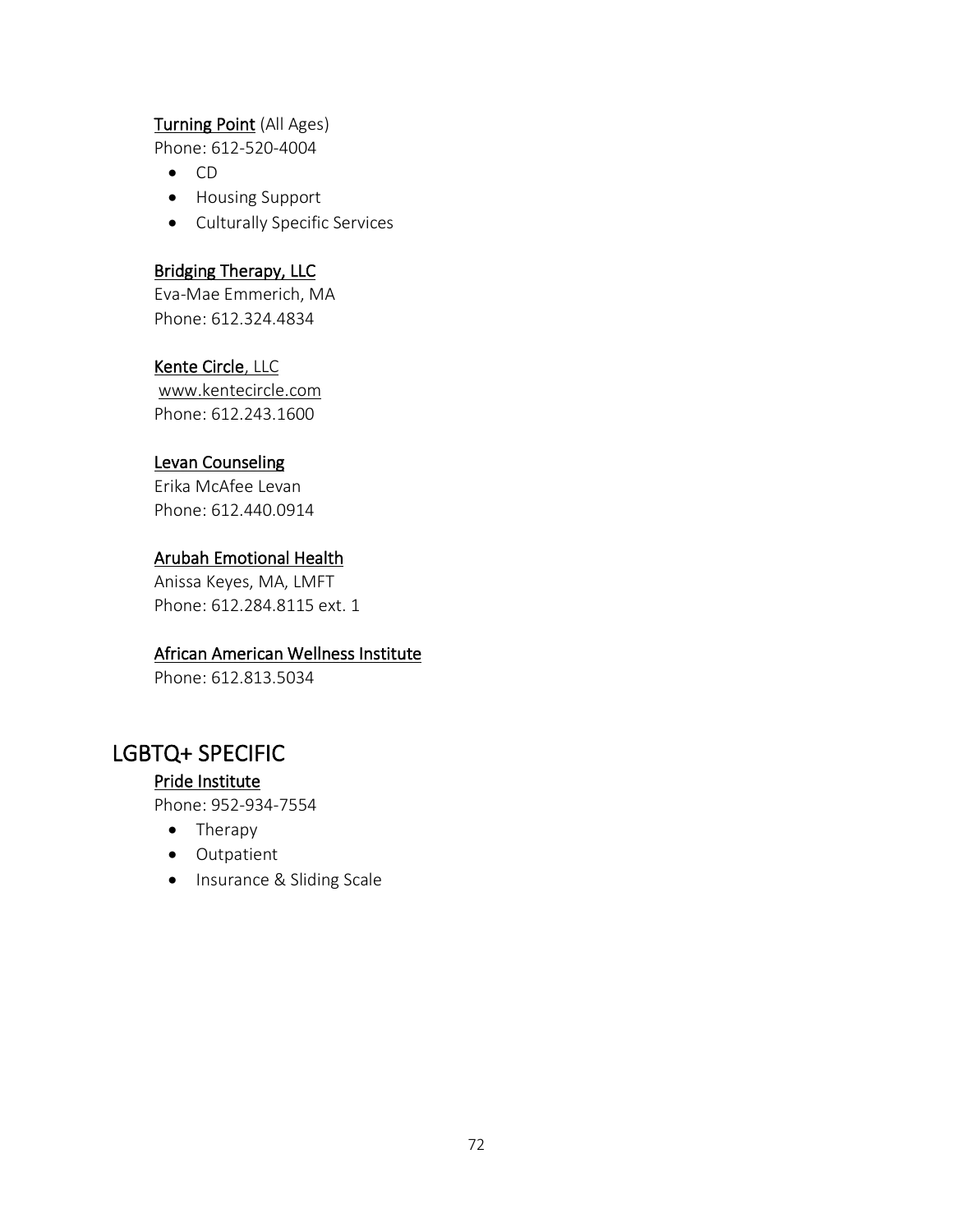Turning Point (All Ages)
Phone: 612-520-4004

- CD
- Housing Support
- Culturally Specific Services

Bridging Therapy, LLC
Eva-Mae Emmerich, MA
Phone: 612.324.4834

Kente Circle, LLC
www.kentecircle.com
Phone: 612.243.1600

Levan Counseling
Erika McAfee Levan
Phone: 612.440.0914

Arubah Emotional Health
Anissa Keyes, MA, LMFT
Phone: 612.284.8115 ext. 1

African American Wellness Institute
Phone: 612.813.5034

## LGBTQ+ SPECIFIC

Pride Institute
Phone: 952-934-7554

- Therapy
- Outpatient
- Insurance & Sliding Scale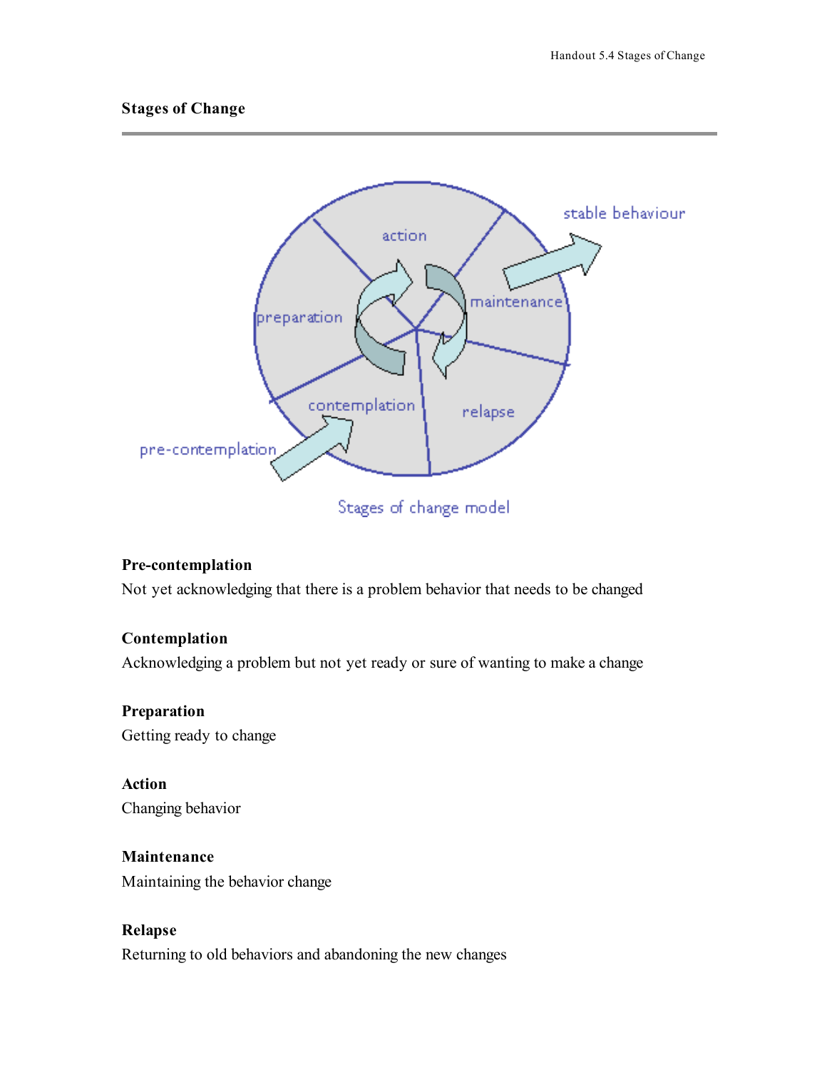## Stages of Change

action

preparation

maintenance

stable behaviour

contemplation

relapse

pre-contemplation

Stages of change model

**Pre-contemplation**
Not yet acknowledging that there is a problem behavior that needs to be changed

**Contemplation**
Acknowledging a problem but not yet ready or sure of wanting to make a change

**Preparation**
Getting ready to change

**Action**
Changing behavior

**Maintenance**
Maintaining the behavior change

**Relapse**
Returning to old behaviors and abandoning the new changes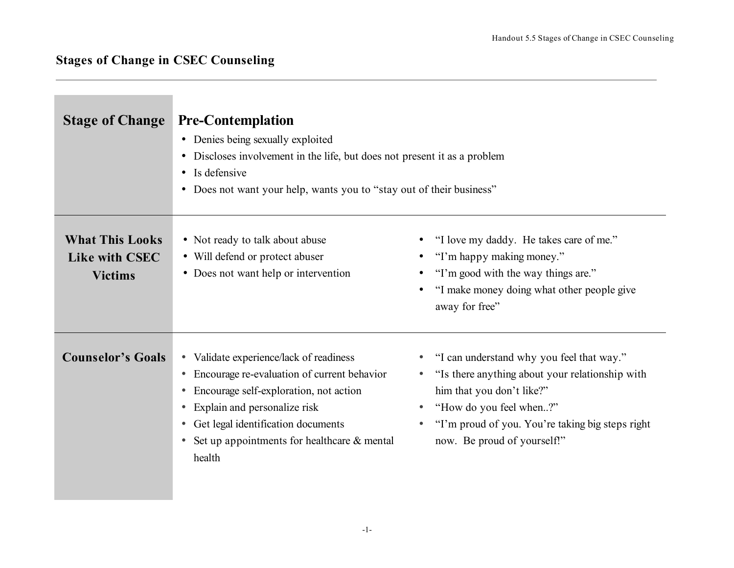## Stages of Change in CSEC Counseling

| | | |
|---|---|---|
| **Stage of Change** | **Pre-Contemplation**<br>• Denies being sexually exploited<br>• Discloses involvement in the life, but does not present it as a problem<br>• Is defensive<br>• Does not want your help, wants you to "stay out of their business" | |
| **What This Looks Like with CSEC Victims** | • Not ready to talk about abuse<br>• Will defend or protect abuser<br>• Does not want help or intervention | • "I love my daddy. He takes care of me."<br>• "I'm happy making money."<br>• "I'm good with the way things are."<br>• "I make money doing what other people give away for free" |
| **Counselor's Goals** | • Validate experience/lack of readiness<br>• Encourage re-evaluation of current behavior<br>• Encourage self-exploration, not action<br>• Explain and personalize risk<br>• Get legal identification documents<br>• Set up appointments for healthcare & mental health | • "I can understand why you feel that way."<br>• "Is there anything about your relationship with him that you don't like?"<br>• "How do you feel when..?"<br>• "I'm proud of you. You're taking big steps right now. Be proud of yourself!" |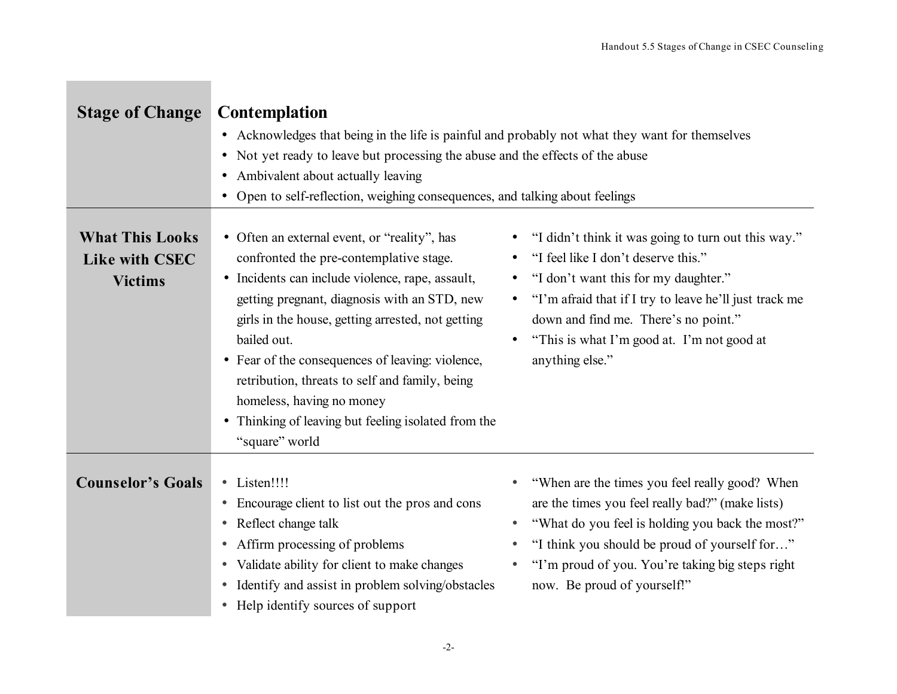| | | |
|---|---|---|
| **Stage of Change** | **Contemplation**<br>• Acknowledges that being in the life is painful and probably not what they want for themselves<br>• Not yet ready to leave but processing the abuse and the effects of the abuse<br>• Ambivalent about actually leaving<br>• Open to self-reflection, weighing consequences, and talking about feelings | |
| **What This Looks Like with CSEC Victims** | • Often an external event, or "reality", has confronted the pre-contemplative stage.<br>• Incidents can include violence, rape, assault, getting pregnant, diagnosis with an STD, new girls in the house, getting arrested, not getting bailed out.<br>• Fear of the consequences of leaving: violence, retribution, threats to self and family, being homeless, having no money<br>• Thinking of leaving but feeling isolated from the "square" world | • "I didn't think it was going to turn out this way."<br>• "I feel like I don't deserve this."<br>• "I don't want this for my daughter."<br>• "I'm afraid that if I try to leave he'll just track me down and find me. There's no point."<br>• "This is what I'm good at. I'm not good at anything else." |
| **Counselor's Goals** | • Listen!!!!<br>• Encourage client to list out the pros and cons<br>• Reflect change talk<br>• Affirm processing of problems<br>• Validate ability for client to make changes<br>• Identify and assist in problem solving/obstacles<br>• Help identify sources of support | • "When are the times you feel really good? When are the times you feel really bad?" (make lists)<br>• "What do you feel is holding you back the most?"<br>• "I think you should be proud of yourself for…"<br>• "I'm proud of you. You're taking big steps right now. Be proud of yourself!" |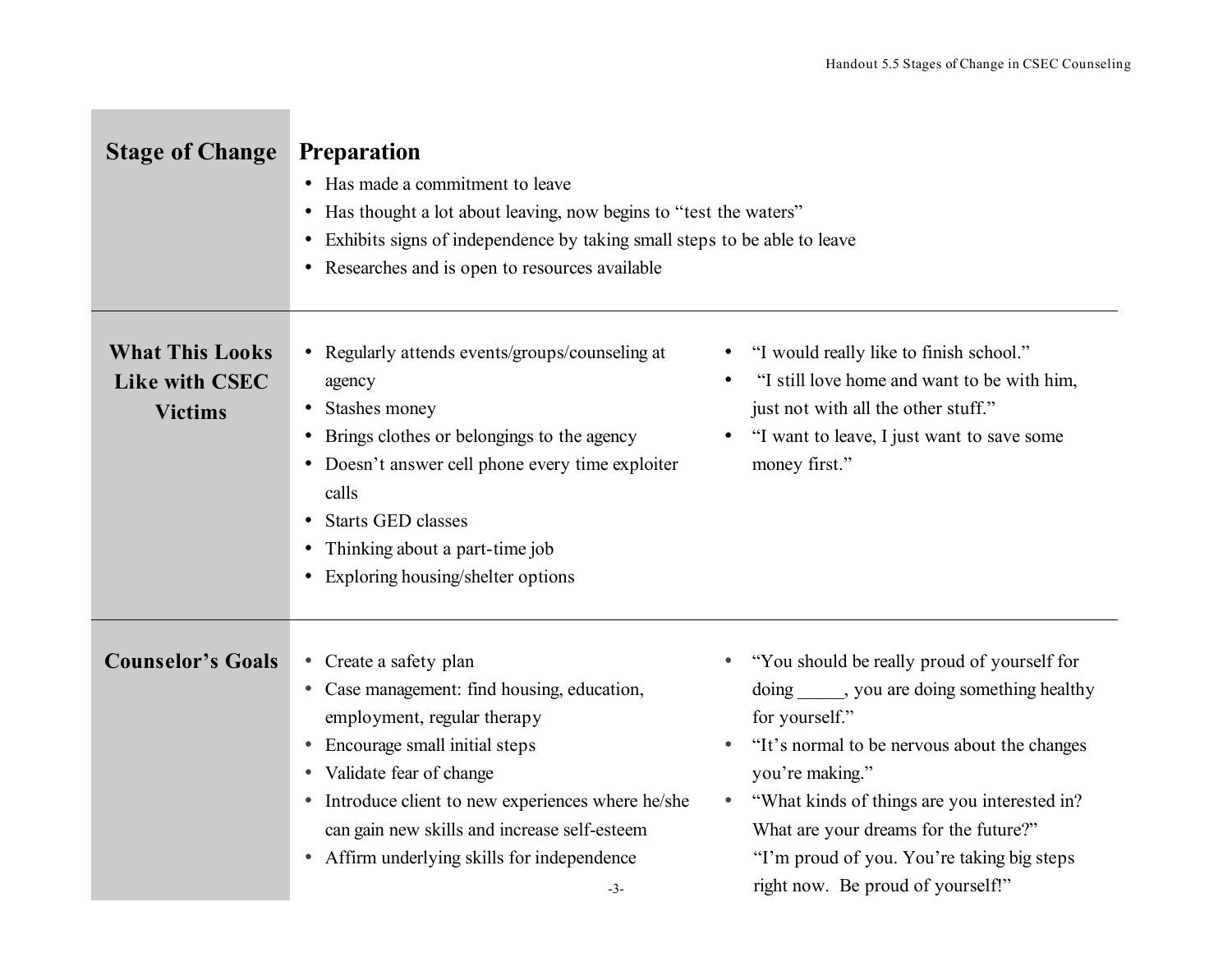| Stage of Change | Preparation | |
|---|---|---|
| | • Has made a commitment to leave<br>• Has thought a lot about leaving, now begins to "test the waters"<br>• Exhibits signs of independence by taking small steps to be able to leave<br>• Researches and is open to resources available | |
| **What This Looks Like with CSEC Victims** | • Regularly attends events/groups/counseling at agency<br>• Stashes money<br>• Brings clothes or belongings to the agency<br>• Doesn't answer cell phone every time exploiter calls<br>• Starts GED classes<br>• Thinking about a part-time job<br>• Exploring housing/shelter options | • "I would really like to finish school."<br>• "I still love home and want to be with him, just not with all the other stuff."<br>• "I want to leave, I just want to save some money first." |
| **Counselor's Goals** | • Create a safety plan<br>• Case management: find housing, education, employment, regular therapy<br>• Encourage small initial steps<br>• Validate fear of change<br>• Introduce client to new experiences where he/she can gain new skills and increase self-esteem<br>• Affirm underlying skills for independence | • "You should be really proud of yourself for doing _____, you are doing something healthy for yourself."<br>• "It's normal to be nervous about the changes you're making."<br>• "What kinds of things are you interested in? What are your dreams for the future?" "I'm proud of you. You're taking big steps right now. Be proud of yourself!" |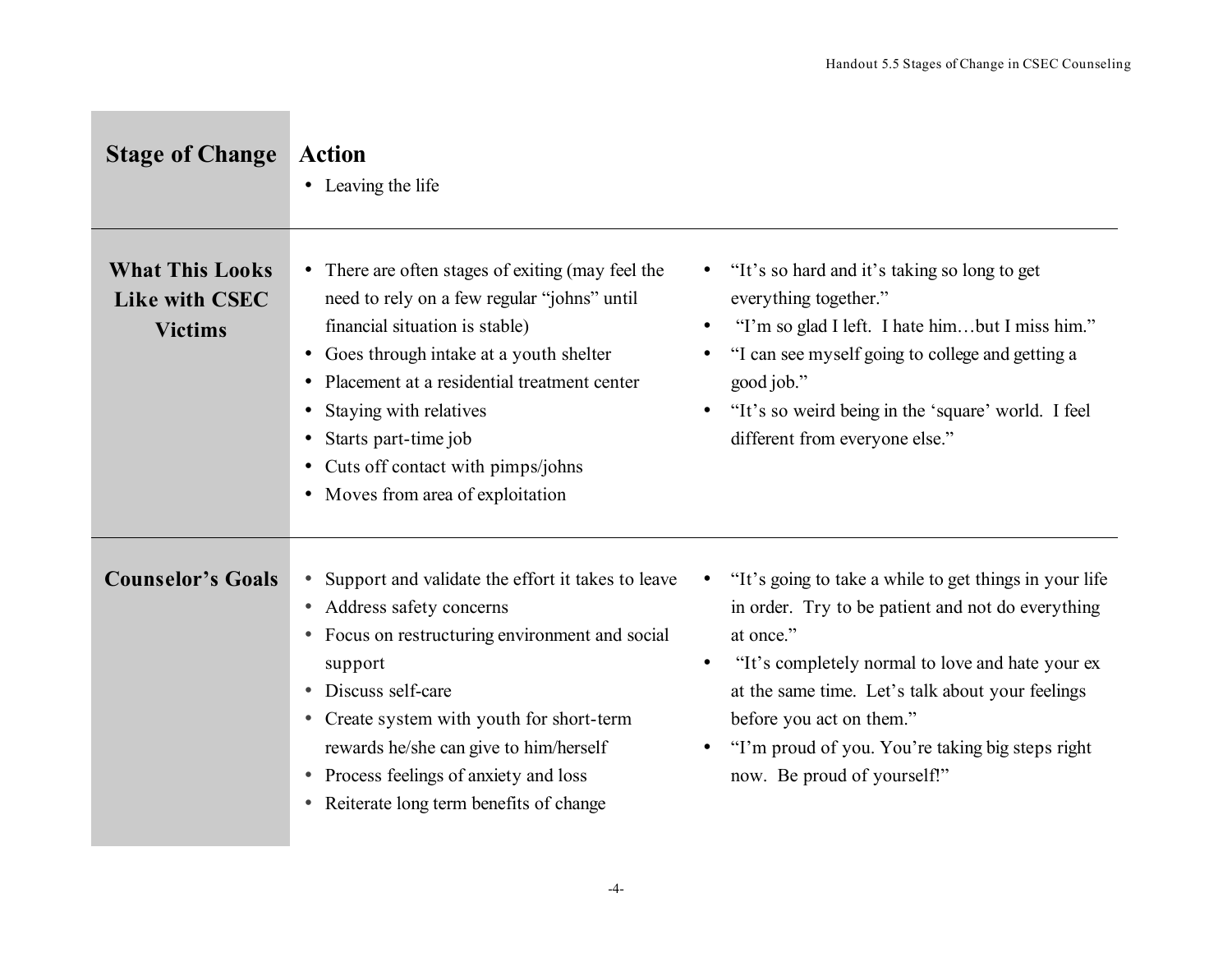| Stage of Change | Action<br>• Leaving the life | |
|---|---|---|
| What This Looks Like with CSEC Victims | • There are often stages of exiting (may feel the need to rely on a few regular "johns" until financial situation is stable)<br>• Goes through intake at a youth shelter<br>• Placement at a residential treatment center<br>• Staying with relatives<br>• Starts part-time job<br>• Cuts off contact with pimps/johns<br>• Moves from area of exploitation | • "It's so hard and it's taking so long to get everything together."<br>• "I'm so glad I left. I hate him…but I miss him."<br>• "I can see myself going to college and getting a good job."<br>• "It's so weird being in the 'square' world. I feel different from everyone else." |
| Counselor's Goals | • Support and validate the effort it takes to leave<br>• Address safety concerns<br>• Focus on restructuring environment and social support<br>• Discuss self-care<br>• Create system with youth for short-term rewards he/she can give to him/herself<br>• Process feelings of anxiety and loss<br>• Reiterate long term benefits of change | • "It's going to take a while to get things in your life in order. Try to be patient and not do everything at once."<br>• "It's completely normal to love and hate your ex at the same time. Let's talk about your feelings before you act on them."<br>• "I'm proud of you. You're taking big steps right now. Be proud of yourself!" |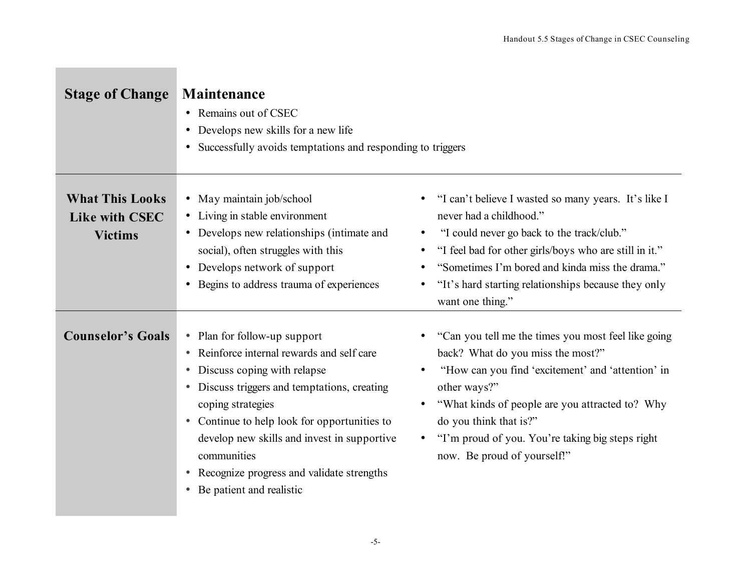| | | |
|---|---|---|
| **Stage of Change** | **Maintenance**<br>• Remains out of CSEC<br>• Develops new skills for a new life<br>• Successfully avoids temptations and responding to triggers | |
| **What This Looks Like with CSEC Victims** | • May maintain job/school<br>• Living in stable environment<br>• Develops new relationships (intimate and social), often struggles with this<br>• Develops network of support<br>• Begins to address trauma of experiences | • "I can't believe I wasted so many years. It's like I never had a childhood."<br>• "I could never go back to the track/club."<br>• "I feel bad for other girls/boys who are still in it."<br>• "Sometimes I'm bored and kinda miss the drama."<br>• "It's hard starting relationships because they only want one thing." |
| **Counselor's Goals** | • Plan for follow-up support<br>• Reinforce internal rewards and self care<br>• Discuss coping with relapse<br>• Discuss triggers and temptations, creating coping strategies<br>• Continue to help look for opportunities to develop new skills and invest in supportive communities<br>• Recognize progress and validate strengths<br>• Be patient and realistic | • "Can you tell me the times you most feel like going back? What do you miss the most?"<br>• "How can you find 'excitement' and 'attention' in other ways?"<br>• "What kinds of people are you attracted to? Why do you think that is?"<br>• "I'm proud of you. You're taking big steps right now. Be proud of yourself!" |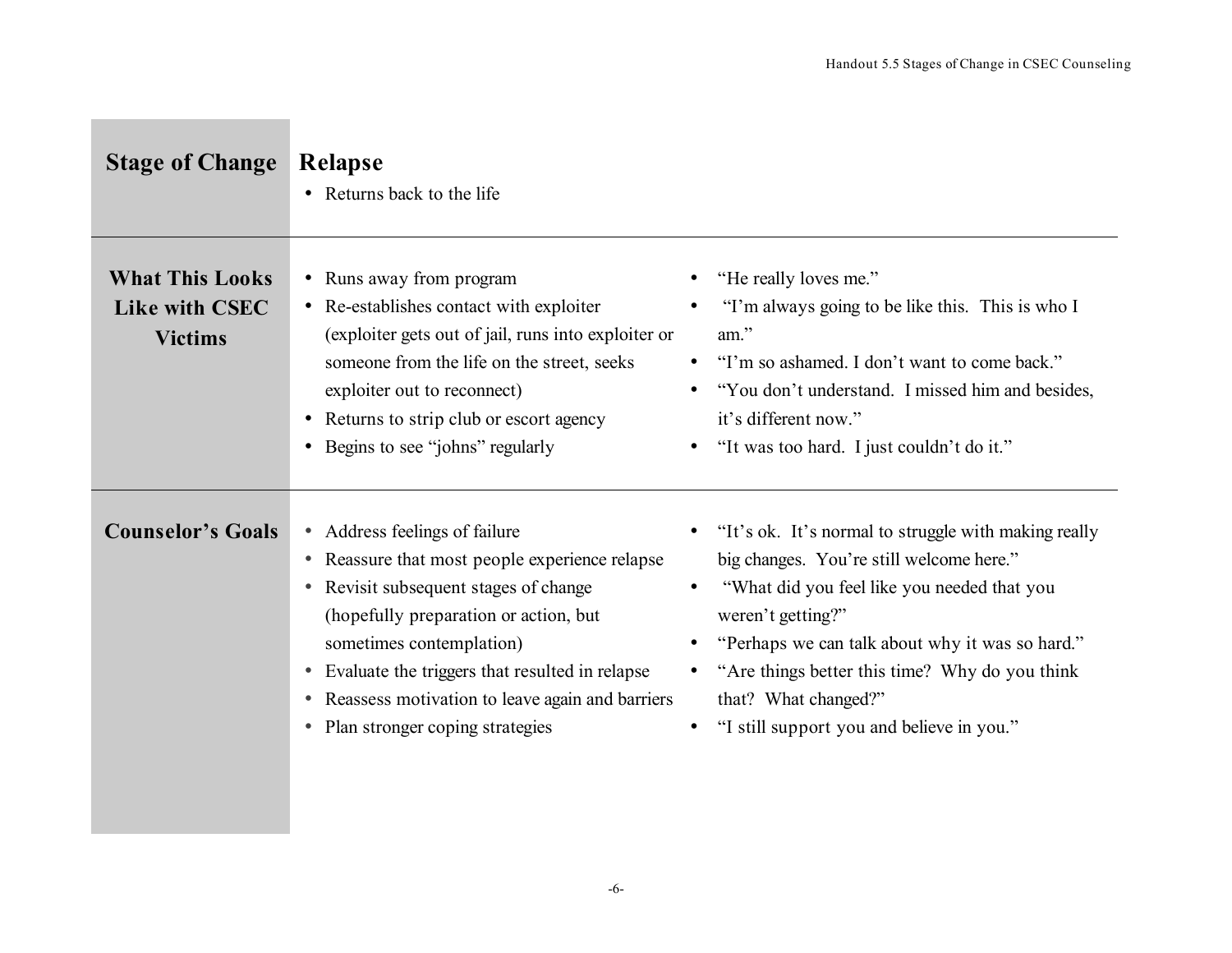| Stage of Change | Relapse<br>• Returns back to the life | |
|---|---|---|
| What This Looks Like with CSEC Victims | • Runs away from program<br>• Re-establishes contact with exploiter (exploiter gets out of jail, runs into exploiter or someone from the life on the street, seeks exploiter out to reconnect)<br>• Returns to strip club or escort agency<br>• Begins to see "johns" regularly | • "He really loves me."<br>• "I'm always going to be like this. This is who I am."<br>• "I'm so ashamed. I don't want to come back."<br>• "You don't understand. I missed him and besides, it's different now."<br>• "It was too hard. I just couldn't do it." |
| Counselor's Goals | • Address feelings of failure<br>• Reassure that most people experience relapse<br>• Revisit subsequent stages of change (hopefully preparation or action, but sometimes contemplation)<br>• Evaluate the triggers that resulted in relapse<br>• Reassess motivation to leave again and barriers<br>• Plan stronger coping strategies | • "It's ok. It's normal to struggle with making really big changes. You're still welcome here."<br>• "What did you feel like you needed that you weren't getting?"<br>• "Perhaps we can talk about why it was so hard."<br>• "Are things better this time? Why do you think that? What changed?"<br>• "I still support you and believe in you." |